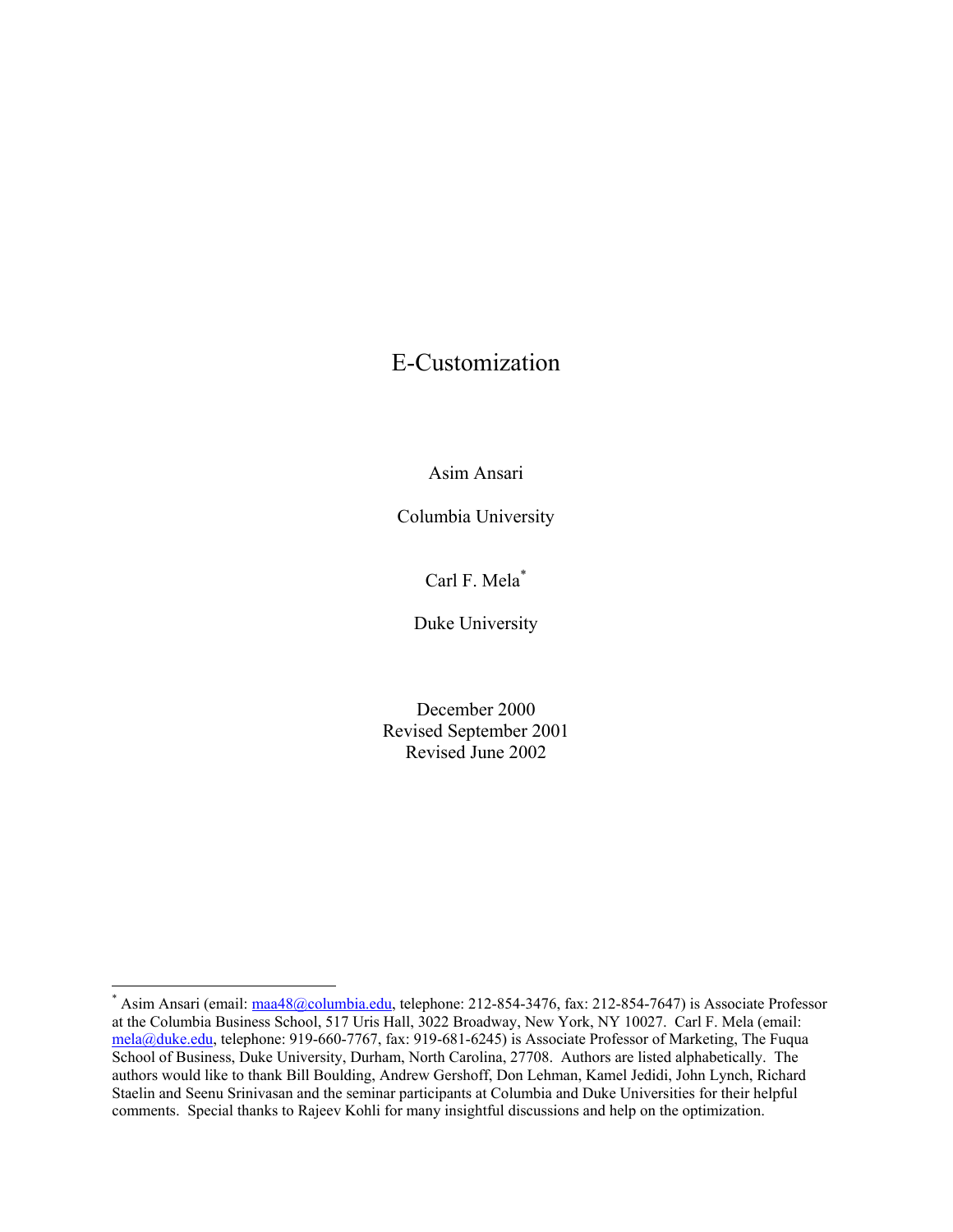# E-Customization

Asim Ansari

Columbia University

Carl F. Mela[*]

Duke University

December 2000
Revised September 2001
Revised June 2002

---

[*] Asim Ansari (email: maa48@columbia.edu, telephone: 212-854-3476, fax: 212-854-7647) is Associate Professor at the Columbia Business School, 517 Uris Hall, 3022 Broadway, New York, NY 10027. Carl F. Mela (email: mela@duke.edu, telephone: 919-660-7767, fax: 919-681-6245) is Associate Professor of Marketing, The Fuqua School of Business, Duke University, Durham, North Carolina, 27708. Authors are listed alphabetically. The authors would like to thank Bill Boulding, Andrew Gershoff, Don Lehman, Kamel Jedidi, John Lynch, Richard Staelin and Seenu Srinivasan and the seminar participants at Columbia and Duke Universities for their helpful comments. Special thanks to Rajeev Kohli for many insightful discussions and help on the optimization.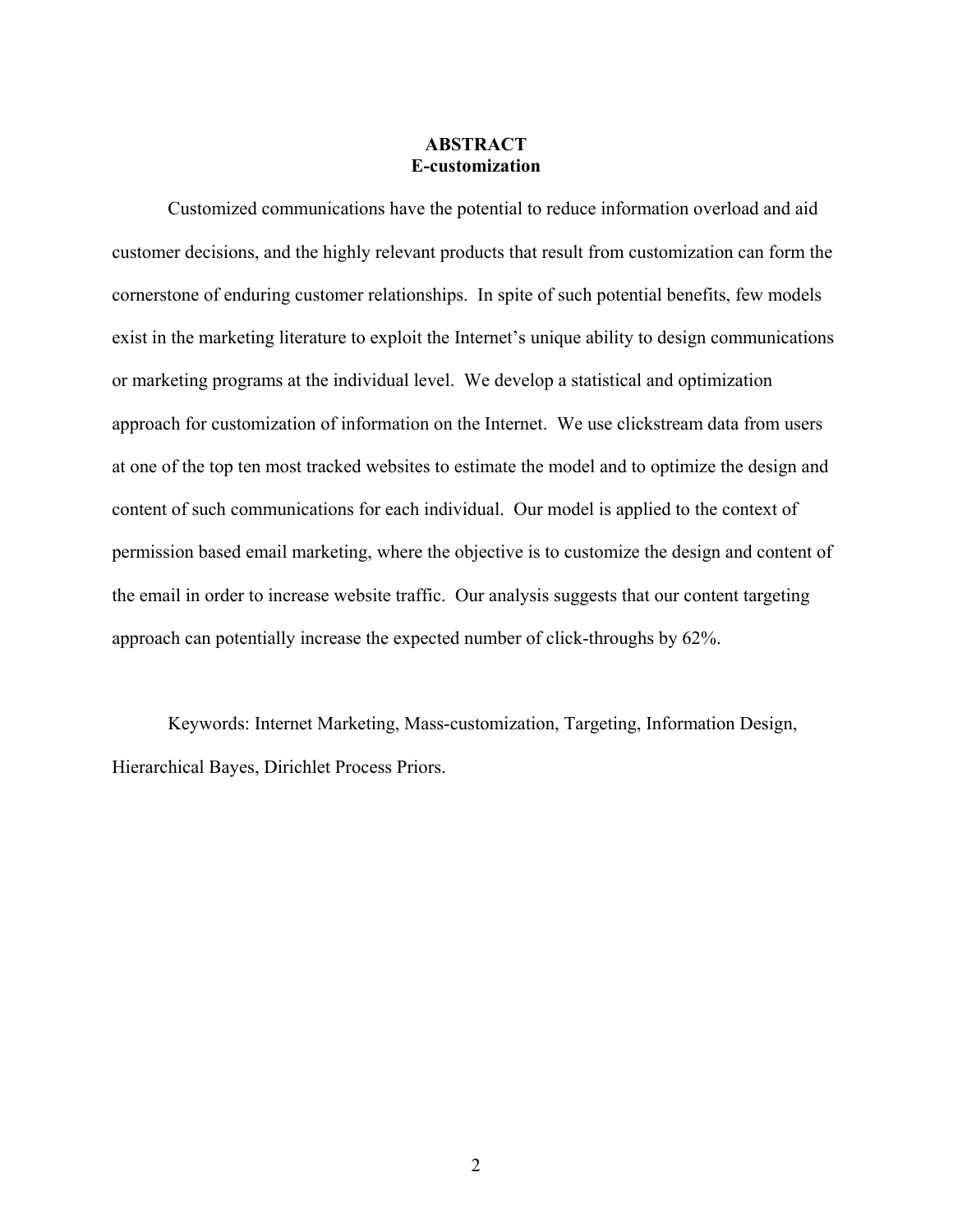## ABSTRACT
## E-customization

Customized communications have the potential to reduce information overload and aid customer decisions, and the highly relevant products that result from customization can form the cornerstone of enduring customer relationships. In spite of such potential benefits, few models exist in the marketing literature to exploit the Internet's unique ability to design communications or marketing programs at the individual level. We develop a statistical and optimization approach for customization of information on the Internet. We use clickstream data from users at one of the top ten most tracked websites to estimate the model and to optimize the design and content of such communications for each individual. Our model is applied to the context of permission based email marketing, where the objective is to customize the design and content of the email in order to increase website traffic. Our analysis suggests that our content targeting approach can potentially increase the expected number of click-throughs by 62%.

Keywords: Internet Marketing, Mass-customization, Targeting, Information Design, Hierarchical Bayes, Dirichlet Process Priors.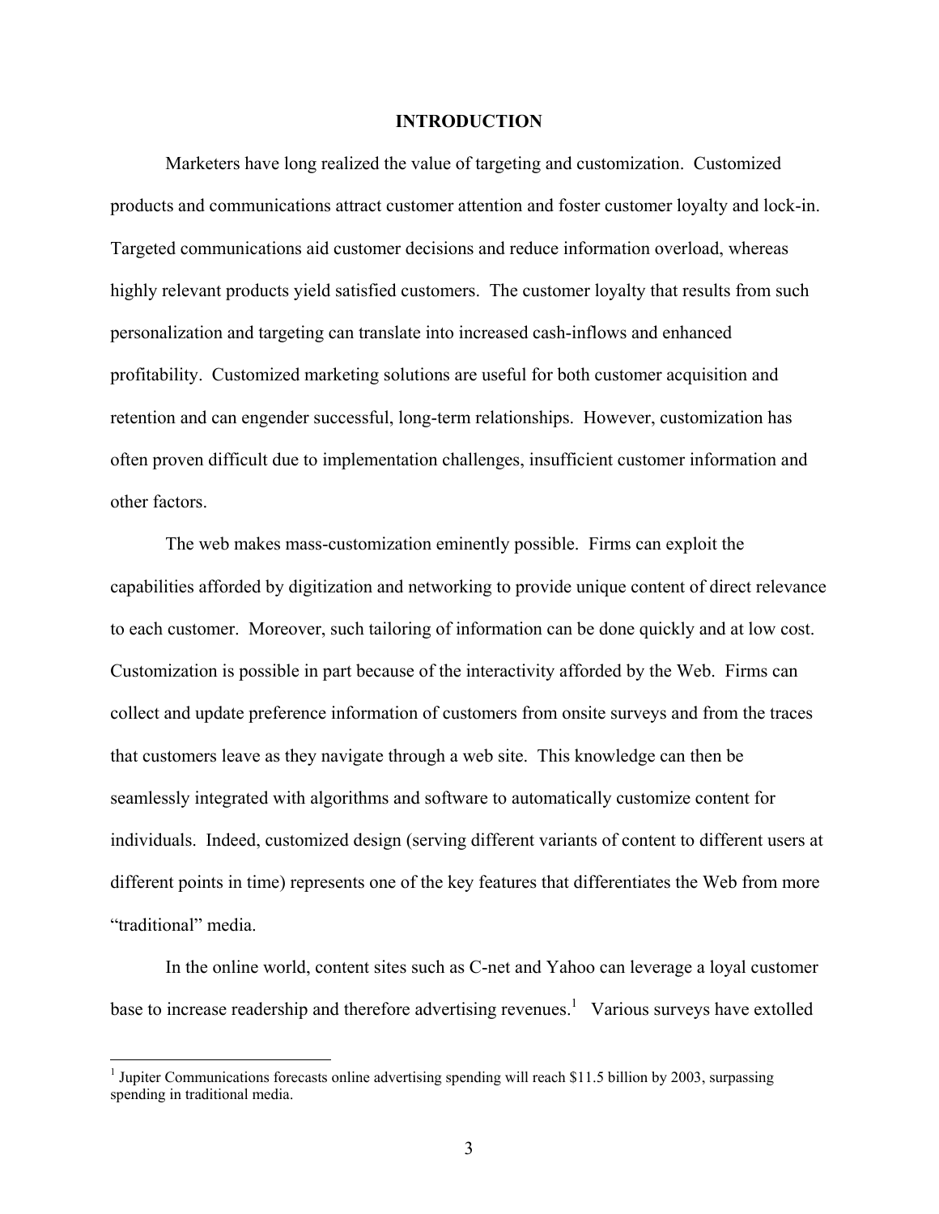# INTRODUCTION

Marketers have long realized the value of targeting and customization. Customized products and communications attract customer attention and foster customer loyalty and lock-in. Targeted communications aid customer decisions and reduce information overload, whereas highly relevant products yield satisfied customers. The customer loyalty that results from such personalization and targeting can translate into increased cash-inflows and enhanced profitability. Customized marketing solutions are useful for both customer acquisition and retention and can engender successful, long-term relationships. However, customization has often proven difficult due to implementation challenges, insufficient customer information and other factors.

The web makes mass-customization eminently possible. Firms can exploit the capabilities afforded by digitization and networking to provide unique content of direct relevance to each customer. Moreover, such tailoring of information can be done quickly and at low cost. Customization is possible in part because of the interactivity afforded by the Web. Firms can collect and update preference information of customers from onsite surveys and from the traces that customers leave as they navigate through a web site. This knowledge can then be seamlessly integrated with algorithms and software to automatically customize content for individuals. Indeed, customized design (serving different variants of content to different users at different points in time) represents one of the key features that differentiates the Web from more "traditional" media.

In the online world, content sites such as C-net and Yahoo can leverage a loyal customer base to increase readership and therefore advertising revenues.[1] Various surveys have extolled

[1] Jupiter Communications forecasts online advertising spending will reach $11.5 billion by 2003, surpassing spending in traditional media.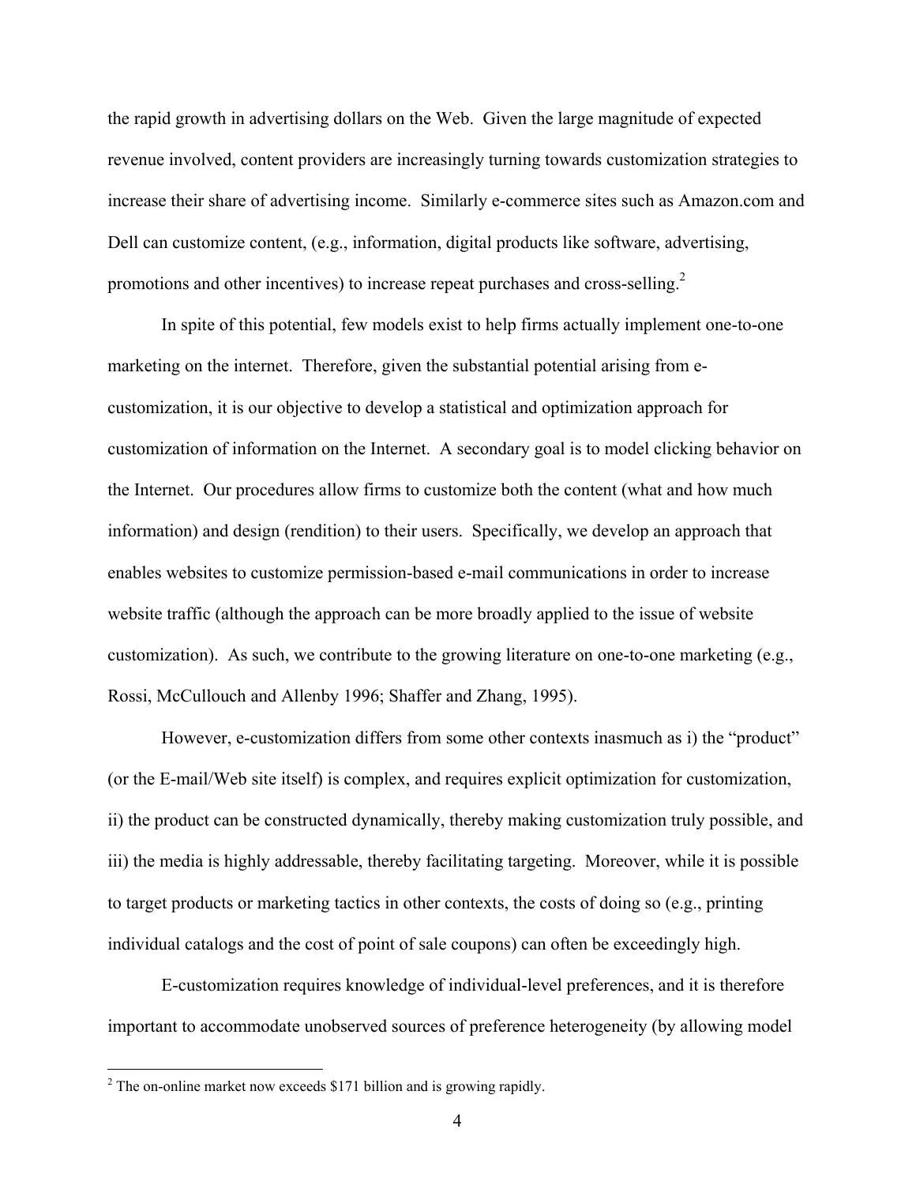the rapid growth in advertising dollars on the Web. Given the large magnitude of expected revenue involved, content providers are increasingly turning towards customization strategies to increase their share of advertising income. Similarly e-commerce sites such as Amazon.com and Dell can customize content, (e.g., information, digital products like software, advertising, promotions and other incentives) to increase repeat purchases and cross-selling.[2]

In spite of this potential, few models exist to help firms actually implement one-to-one marketing on the internet. Therefore, given the substantial potential arising from e-customization, it is our objective to develop a statistical and optimization approach for customization of information on the Internet. A secondary goal is to model clicking behavior on the Internet. Our procedures allow firms to customize both the content (what and how much information) and design (rendition) to their users. Specifically, we develop an approach that enables websites to customize permission-based e-mail communications in order to increase website traffic (although the approach can be more broadly applied to the issue of website customization). As such, we contribute to the growing literature on one-to-one marketing (e.g., Rossi, McCullouch and Allenby 1996; Shaffer and Zhang, 1995).

However, e-customization differs from some other contexts inasmuch as i) the "product" (or the E-mail/Web site itself) is complex, and requires explicit optimization for customization, ii) the product can be constructed dynamically, thereby making customization truly possible, and iii) the media is highly addressable, thereby facilitating targeting. Moreover, while it is possible to target products or marketing tactics in other contexts, the costs of doing so (e.g., printing individual catalogs and the cost of point of sale coupons) can often be exceedingly high.

E-customization requires knowledge of individual-level preferences, and it is therefore important to accommodate unobserved sources of preference heterogeneity (by allowing model

---

[2] The on-online market now exceeds $171 billion and is growing rapidly.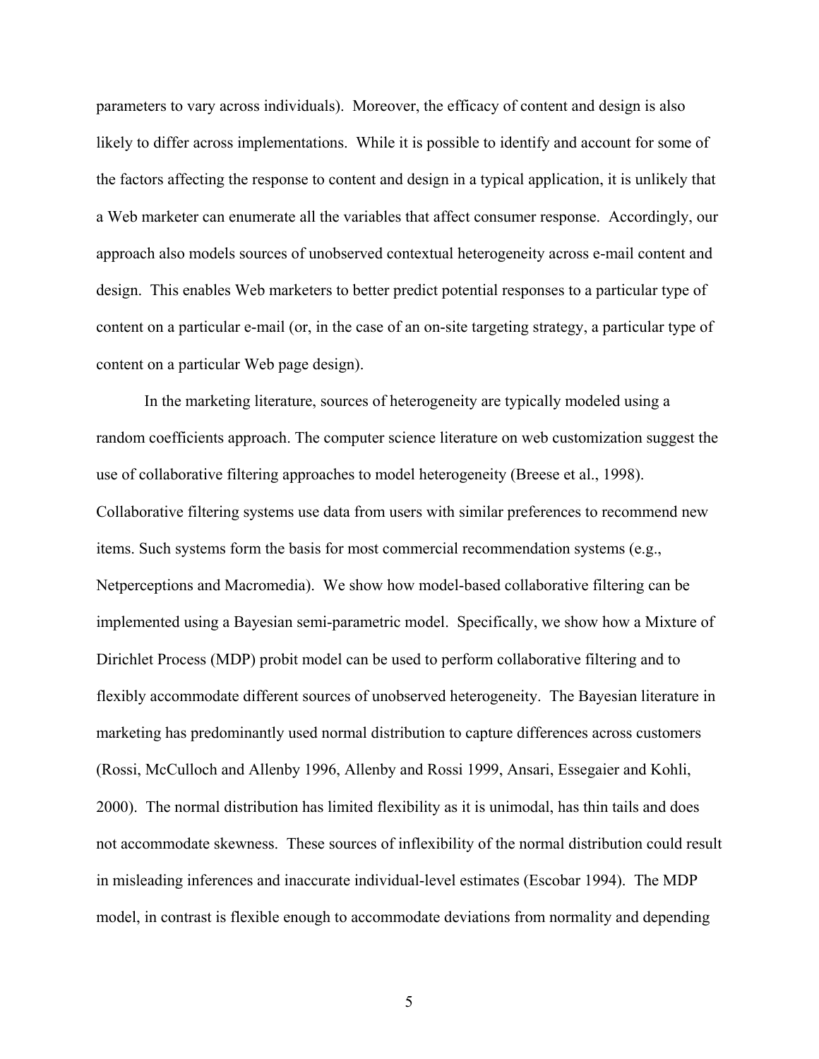parameters to vary across individuals). Moreover, the efficacy of content and design is also likely to differ across implementations. While it is possible to identify and account for some of the factors affecting the response to content and design in a typical application, it is unlikely that a Web marketer can enumerate all the variables that affect consumer response. Accordingly, our approach also models sources of unobserved contextual heterogeneity across e-mail content and design. This enables Web marketers to better predict potential responses to a particular type of content on a particular e-mail (or, in the case of an on-site targeting strategy, a particular type of content on a particular Web page design).

In the marketing literature, sources of heterogeneity are typically modeled using a random coefficients approach. The computer science literature on web customization suggest the use of collaborative filtering approaches to model heterogeneity (Breese et al., 1998). Collaborative filtering systems use data from users with similar preferences to recommend new items. Such systems form the basis for most commercial recommendation systems (e.g., Netperceptions and Macromedia). We show how model-based collaborative filtering can be implemented using a Bayesian semi-parametric model. Specifically, we show how a Mixture of Dirichlet Process (MDP) probit model can be used to perform collaborative filtering and to flexibly accommodate different sources of unobserved heterogeneity. The Bayesian literature in marketing has predominantly used normal distribution to capture differences across customers (Rossi, McCulloch and Allenby 1996, Allenby and Rossi 1999, Ansari, Essegaier and Kohli, 2000). The normal distribution has limited flexibility as it is unimodal, has thin tails and does not accommodate skewness. These sources of inflexibility of the normal distribution could result in misleading inferences and inaccurate individual-level estimates (Escobar 1994). The MDP model, in contrast is flexible enough to accommodate deviations from normality and depending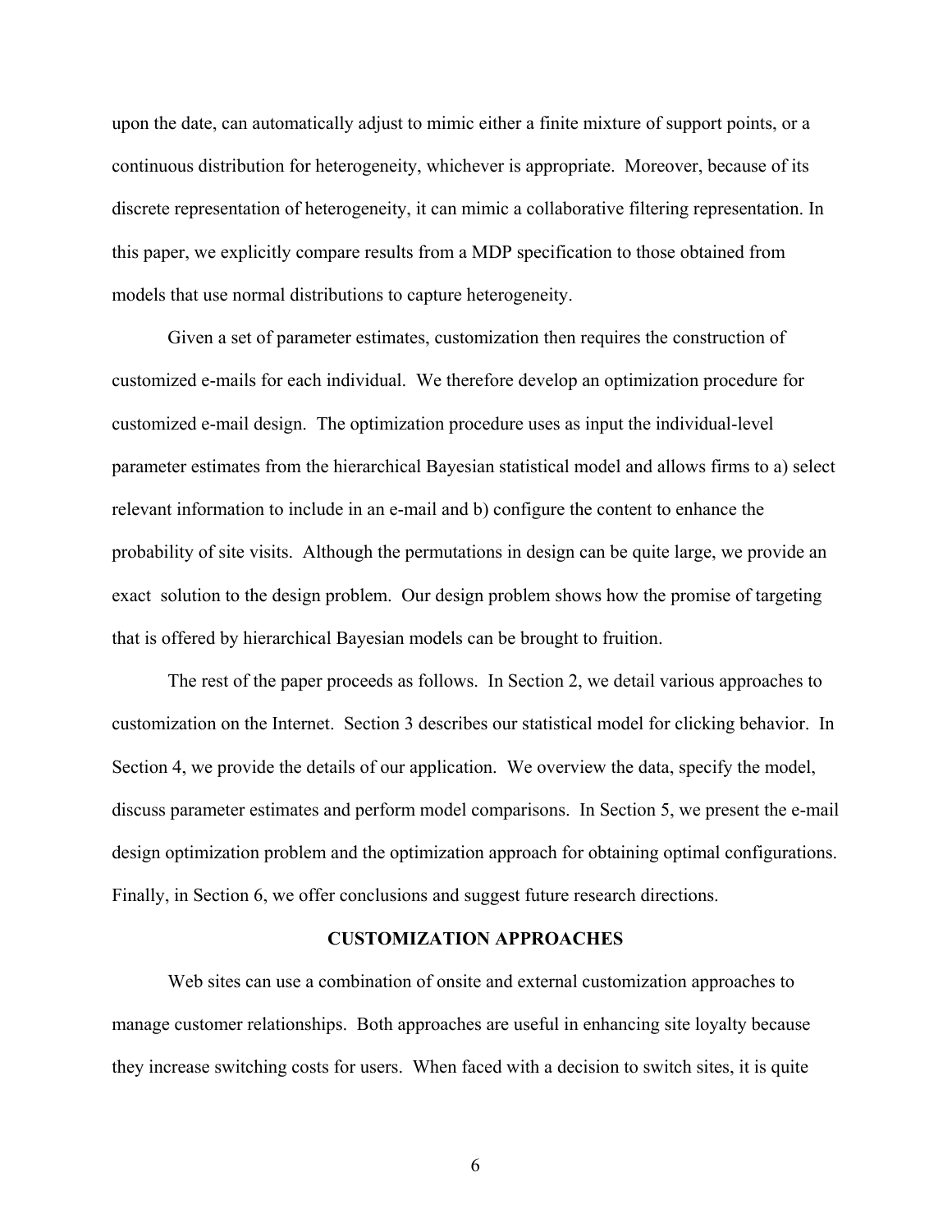upon the date, can automatically adjust to mimic either a finite mixture of support points, or a continuous distribution for heterogeneity, whichever is appropriate. Moreover, because of its discrete representation of heterogeneity, it can mimic a collaborative filtering representation. In this paper, we explicitly compare results from a MDP specification to those obtained from models that use normal distributions to capture heterogeneity.

Given a set of parameter estimates, customization then requires the construction of customized e-mails for each individual. We therefore develop an optimization procedure for customized e-mail design. The optimization procedure uses as input the individual-level parameter estimates from the hierarchical Bayesian statistical model and allows firms to a) select relevant information to include in an e-mail and b) configure the content to enhance the probability of site visits. Although the permutations in design can be quite large, we provide an exact solution to the design problem. Our design problem shows how the promise of targeting that is offered by hierarchical Bayesian models can be brought to fruition.

The rest of the paper proceeds as follows. In Section 2, we detail various approaches to customization on the Internet. Section 3 describes our statistical model for clicking behavior. In Section 4, we provide the details of our application. We overview the data, specify the model, discuss parameter estimates and perform model comparisons. In Section 5, we present the e-mail design optimization problem and the optimization approach for obtaining optimal configurations. Finally, in Section 6, we offer conclusions and suggest future research directions.

## CUSTOMIZATION APPROACHES

Web sites can use a combination of onsite and external customization approaches to manage customer relationships. Both approaches are useful in enhancing site loyalty because they increase switching costs for users. When faced with a decision to switch sites, it is quite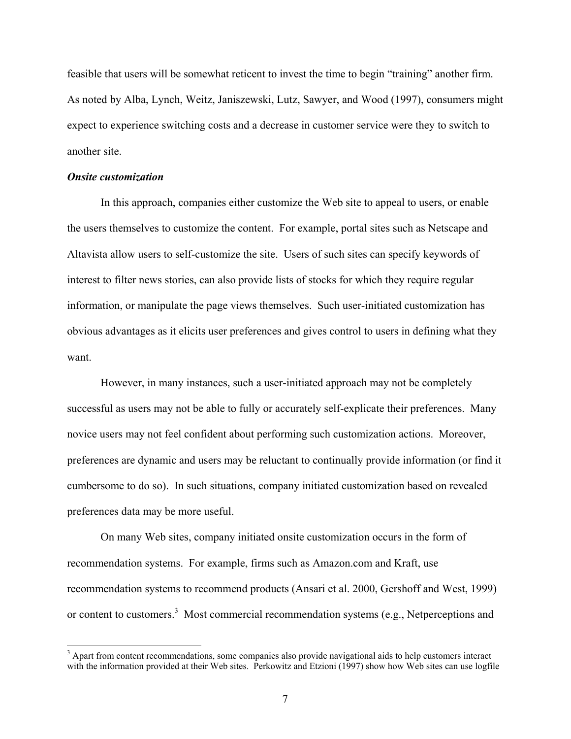feasible that users will be somewhat reticent to invest the time to begin "training" another firm. As noted by Alba, Lynch, Weitz, Janiszewski, Lutz, Sawyer, and Wood (1997), consumers might expect to experience switching costs and a decrease in customer service were they to switch to another site.

***Onsite customization***

In this approach, companies either customize the Web site to appeal to users, or enable the users themselves to customize the content. For example, portal sites such as Netscape and Altavista allow users to self-customize the site. Users of such sites can specify keywords of interest to filter news stories, can also provide lists of stocks for which they require regular information, or manipulate the page views themselves. Such user-initiated customization has obvious advantages as it elicits user preferences and gives control to users in defining what they want.

However, in many instances, such a user-initiated approach may not be completely successful as users may not be able to fully or accurately self-explicate their preferences. Many novice users may not feel confident about performing such customization actions. Moreover, preferences are dynamic and users may be reluctant to continually provide information (or find it cumbersome to do so). In such situations, company initiated customization based on revealed preferences data may be more useful.

On many Web sites, company initiated onsite customization occurs in the form of recommendation systems. For example, firms such as Amazon.com and Kraft, use recommendation systems to recommend products (Ansari et al. 2000, Gershoff and West, 1999) or content to customers.[3] Most commercial recommendation systems (e.g., Netperceptions and

[3] Apart from content recommendations, some companies also provide navigational aids to help customers interact with the information provided at their Web sites. Perkowitz and Etzioni (1997) show how Web sites can use logfile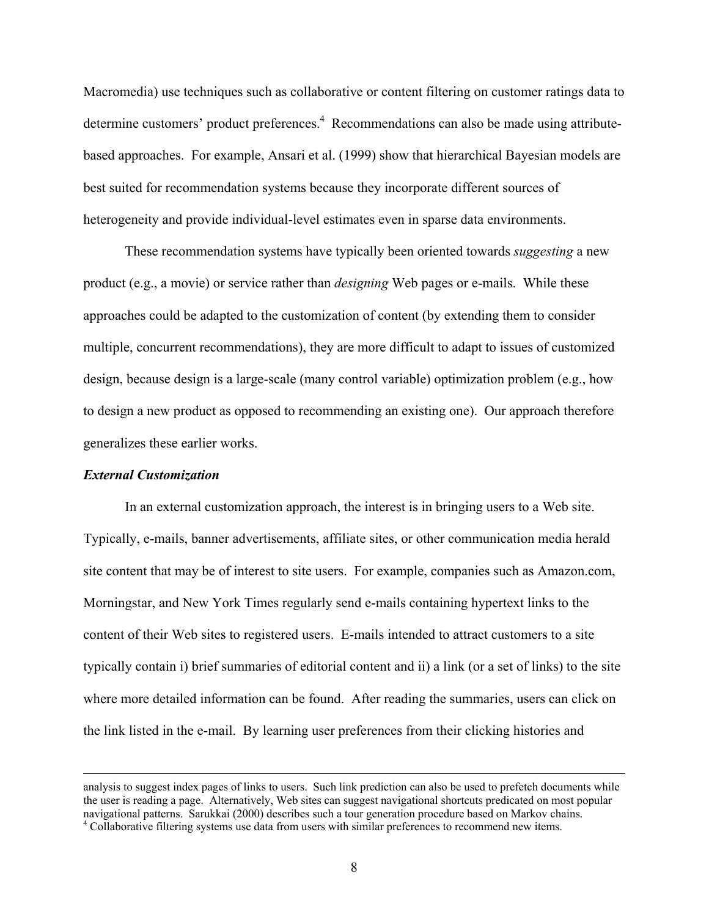Macromedia) use techniques such as collaborative or content filtering on customer ratings data to determine customers' product preferences.[4] Recommendations can also be made using attribute-based approaches. For example, Ansari et al. (1999) show that hierarchical Bayesian models are best suited for recommendation systems because they incorporate different sources of heterogeneity and provide individual-level estimates even in sparse data environments.

These recommendation systems have typically been oriented towards *suggesting* a new product (e.g., a movie) or service rather than *designing* Web pages or e-mails. While these approaches could be adapted to the customization of content (by extending them to consider multiple, concurrent recommendations), they are more difficult to adapt to issues of customized design, because design is a large-scale (many control variable) optimization problem (e.g., how to design a new product as opposed to recommending an existing one). Our approach therefore generalizes these earlier works.

***External Customization***

In an external customization approach, the interest is in bringing users to a Web site. Typically, e-mails, banner advertisements, affiliate sites, or other communication media herald site content that may be of interest to site users. For example, companies such as Amazon.com, Morningstar, and New York Times regularly send e-mails containing hypertext links to the content of their Web sites to registered users. E-mails intended to attract customers to a site typically contain i) brief summaries of editorial content and ii) a link (or a set of links) to the site where more detailed information can be found. After reading the summaries, users can click on the link listed in the e-mail. By learning user preferences from their clicking histories and

---

analysis to suggest index pages of links to users. Such link prediction can also be used to prefetch documents while the user is reading a page. Alternatively, Web sites can suggest navigational shortcuts predicated on most popular navigational patterns. Sarukkai (2000) describes such a tour generation procedure based on Markov chains.

[4] Collaborative filtering systems use data from users with similar preferences to recommend new items.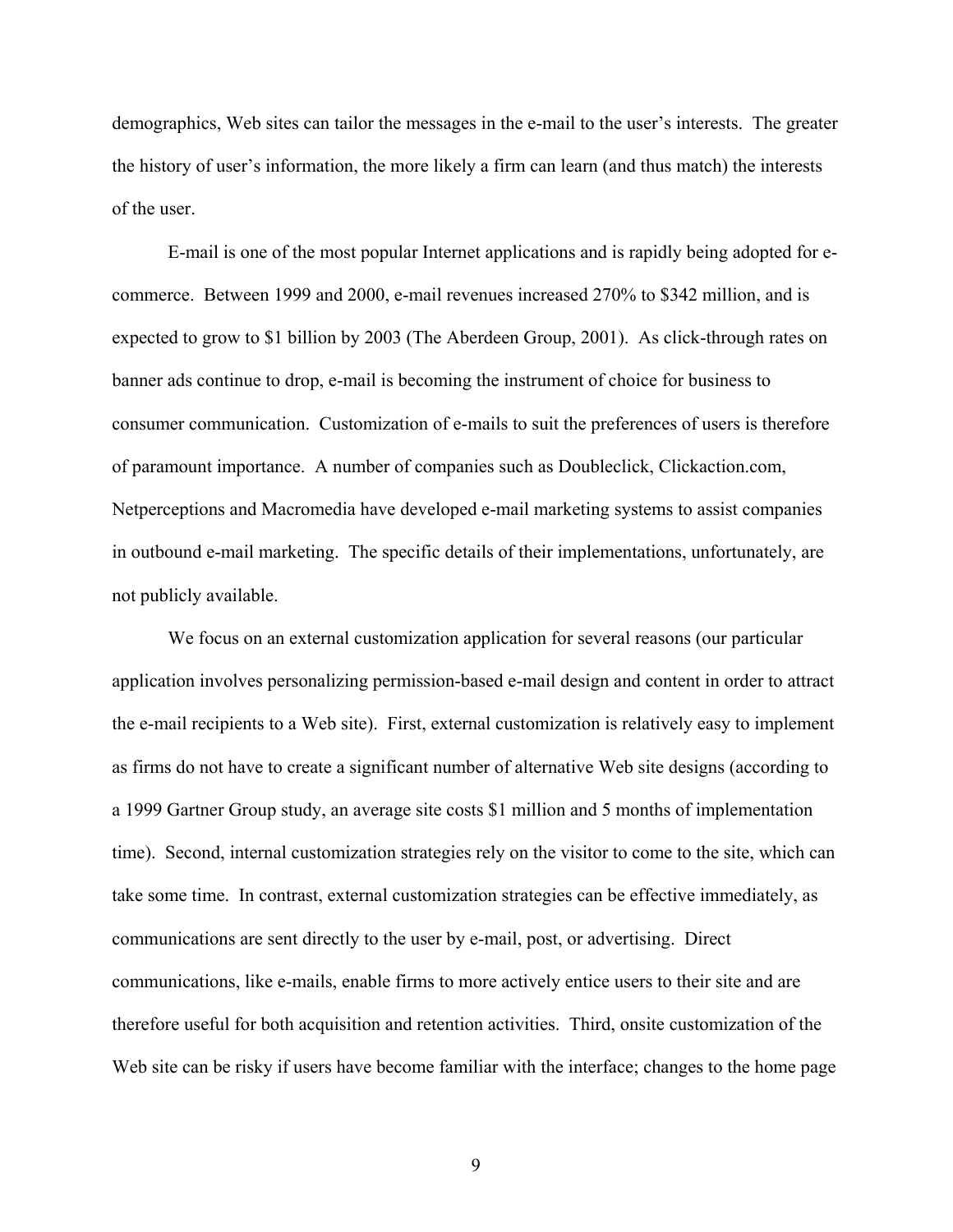demographics, Web sites can tailor the messages in the e-mail to the user's interests. The greater the history of user's information, the more likely a firm can learn (and thus match) the interests of the user.

E-mail is one of the most popular Internet applications and is rapidly being adopted for e-commerce. Between 1999 and 2000, e-mail revenues increased 270% to $342 million, and is expected to grow to $1 billion by 2003 (The Aberdeen Group, 2001). As click-through rates on banner ads continue to drop, e-mail is becoming the instrument of choice for business to consumer communication. Customization of e-mails to suit the preferences of users is therefore of paramount importance. A number of companies such as Doubleclick, Clickaction.com, Netperceptions and Macromedia have developed e-mail marketing systems to assist companies in outbound e-mail marketing. The specific details of their implementations, unfortunately, are not publicly available.

We focus on an external customization application for several reasons (our particular application involves personalizing permission-based e-mail design and content in order to attract the e-mail recipients to a Web site). First, external customization is relatively easy to implement as firms do not have to create a significant number of alternative Web site designs (according to a 1999 Gartner Group study, an average site costs $1 million and 5 months of implementation time). Second, internal customization strategies rely on the visitor to come to the site, which can take some time. In contrast, external customization strategies can be effective immediately, as communications are sent directly to the user by e-mail, post, or advertising. Direct communications, like e-mails, enable firms to more actively entice users to their site and are therefore useful for both acquisition and retention activities. Third, onsite customization of the Web site can be risky if users have become familiar with the interface; changes to the home page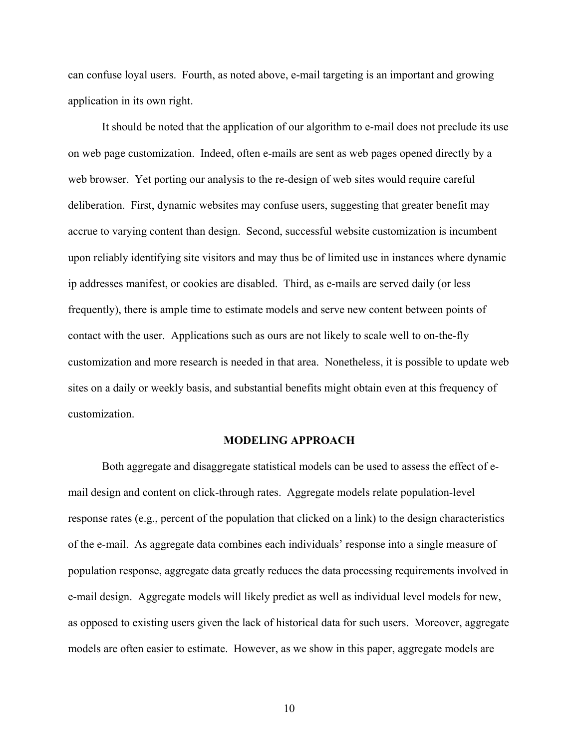can confuse loyal users. Fourth, as noted above, e-mail targeting is an important and growing application in its own right.

It should be noted that the application of our algorithm to e-mail does not preclude its use on web page customization. Indeed, often e-mails are sent as web pages opened directly by a web browser. Yet porting our analysis to the re-design of web sites would require careful deliberation. First, dynamic websites may confuse users, suggesting that greater benefit may accrue to varying content than design. Second, successful website customization is incumbent upon reliably identifying site visitors and may thus be of limited use in instances where dynamic ip addresses manifest, or cookies are disabled. Third, as e-mails are served daily (or less frequently), there is ample time to estimate models and serve new content between points of contact with the user. Applications such as ours are not likely to scale well to on-the-fly customization and more research is needed in that area. Nonetheless, it is possible to update web sites on a daily or weekly basis, and substantial benefits might obtain even at this frequency of customization.

## MODELING APPROACH

Both aggregate and disaggregate statistical models can be used to assess the effect of e-mail design and content on click-through rates. Aggregate models relate population-level response rates (e.g., percent of the population that clicked on a link) to the design characteristics of the e-mail. As aggregate data combines each individuals' response into a single measure of population response, aggregate data greatly reduces the data processing requirements involved in e-mail design. Aggregate models will likely predict as well as individual level models for new, as opposed to existing users given the lack of historical data for such users. Moreover, aggregate models are often easier to estimate. However, as we show in this paper, aggregate models are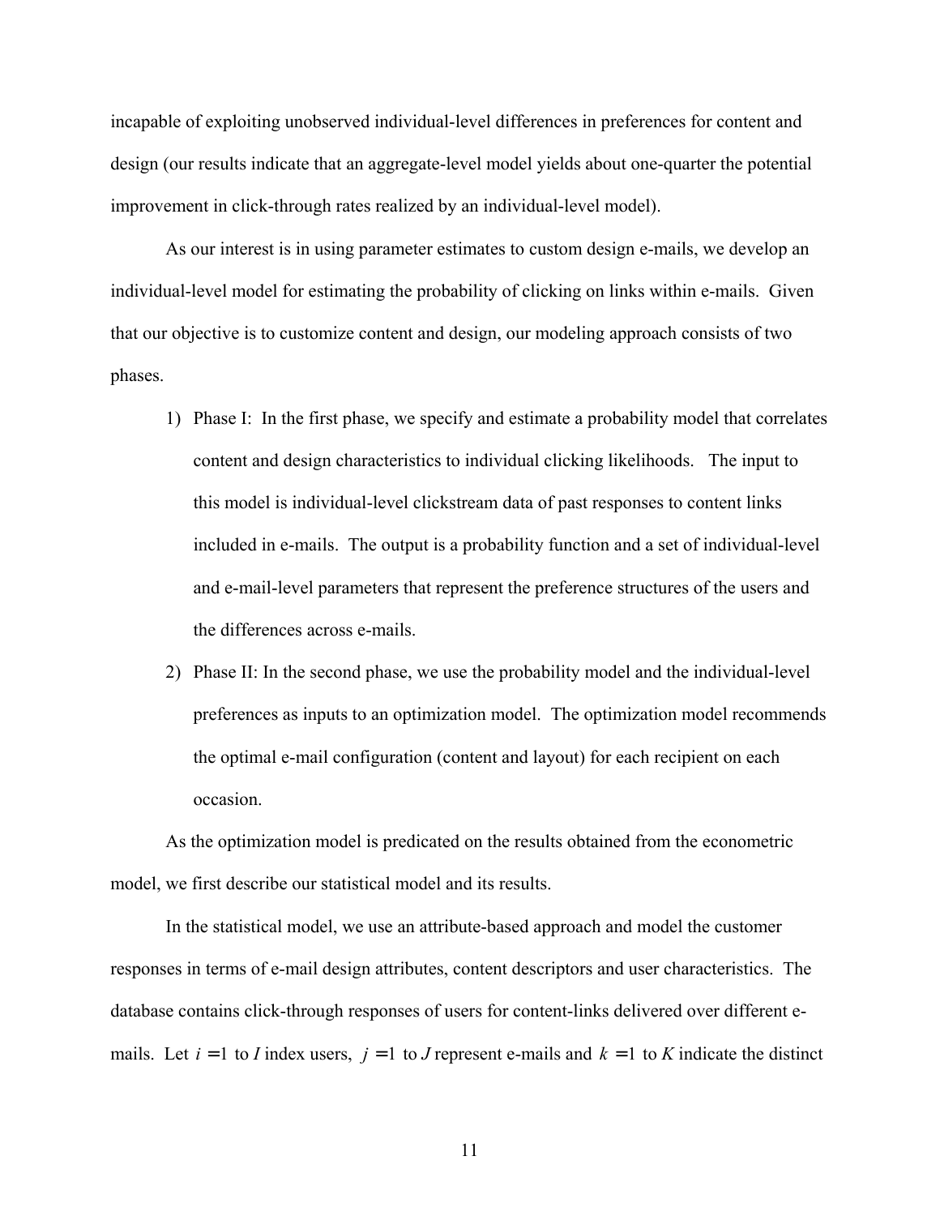incapable of exploiting unobserved individual-level differences in preferences for content and design (our results indicate that an aggregate-level model yields about one-quarter the potential improvement in click-through rates realized by an individual-level model).

As our interest is in using parameter estimates to custom design e-mails, we develop an individual-level model for estimating the probability of clicking on links within e-mails. Given that our objective is to customize content and design, our modeling approach consists of two phases.

1) Phase I: In the first phase, we specify and estimate a probability model that correlates content and design characteristics to individual clicking likelihoods. The input to this model is individual-level clickstream data of past responses to content links included in e-mails. The output is a probability function and a set of individual-level and e-mail-level parameters that represent the preference structures of the users and the differences across e-mails.
2) Phase II: In the second phase, we use the probability model and the individual-level preferences as inputs to an optimization model. The optimization model recommends the optimal e-mail configuration (content and layout) for each recipient on each occasion.

As the optimization model is predicated on the results obtained from the econometric model, we first describe our statistical model and its results.

In the statistical model, we use an attribute-based approach and model the customer responses in terms of e-mail design attributes, content descriptors and user characteristics. The database contains click-through responses of users for content-links delivered over different e-mails. Let $i = 1$ to $I$ index users, $j = 1$ to $J$ represent e-mails and $k = 1$ to $K$ indicate the distinct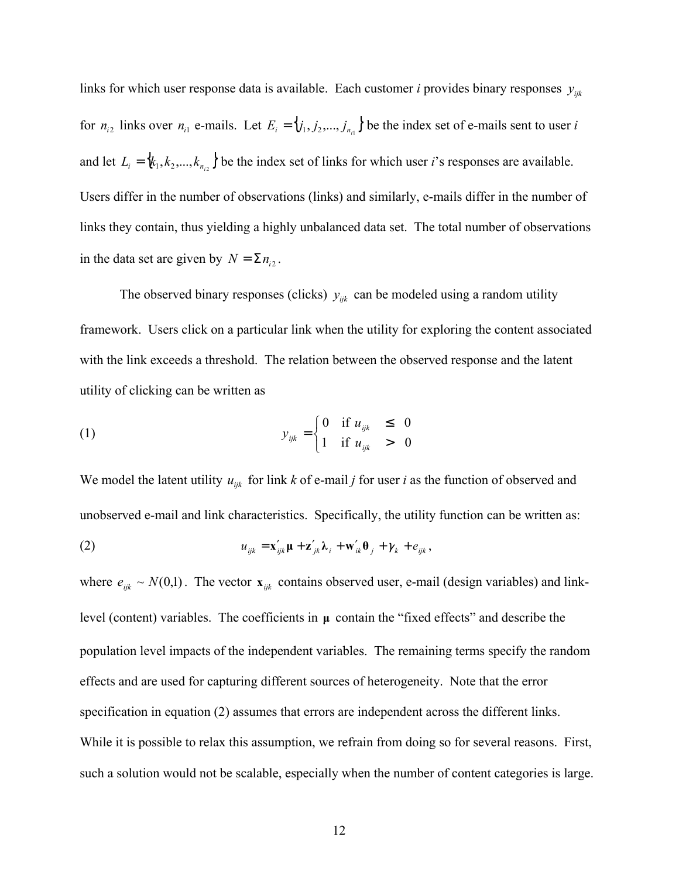links for which user response data is available. Each customer *i* provides binary responses $y_{ijk}$ for $n_{i2}$ links over $n_{i1}$ e-mails. Let $E_i = \{j_1, j_2, ..., j_{n_{i1}}\}$ be the index set of e-mails sent to user *i* and let $L_i = \{k_1, k_2, ..., k_{n_{i2}}\}$ be the index set of links for which user *i*'s responses are available. Users differ in the number of observations (links) and similarly, e-mails differ in the number of links they contain, thus yielding a highly unbalanced data set. The total number of observations in the data set are given by $N = \Sigma n_{i2}$.

The observed binary responses (clicks) $y_{ijk}$ can be modeled using a random utility framework. Users click on a particular link when the utility for exploring the content associated with the link exceeds a threshold. The relation between the observed response and the latent utility of clicking can be written as

$$y_{ijk} = \begin{cases} 0 & \text{if } u_{ijk} \leq 0 \\ 1 & \text{if } u_{ijk} > 0 \end{cases} \tag{1}$$

We model the latent utility $u_{ijk}$ for link *k* of e-mail *j* for user *i* as the function of observed and unobserved e-mail and link characteristics. Specifically, the utility function can be written as:

$$u_{ijk} = \mathbf{x}'_{ijk}\boldsymbol{\mu} + \mathbf{z}'_{jk}\boldsymbol{\lambda}_i + \mathbf{w}'_{ik}\boldsymbol{\theta}_j + \gamma_k + e_{ijk}, \tag{2}$$

where $e_{ijk} \sim N(0,1)$. The vector $\mathbf{x}_{ijk}$ contains observed user, e-mail (design variables) and link-level (content) variables. The coefficients in $\boldsymbol{\mu}$ contain the "fixed effects" and describe the population level impacts of the independent variables. The remaining terms specify the random effects and are used for capturing different sources of heterogeneity. Note that the error specification in equation (2) assumes that errors are independent across the different links. While it is possible to relax this assumption, we refrain from doing so for several reasons. First, such a solution would not be scalable, especially when the number of content categories is large.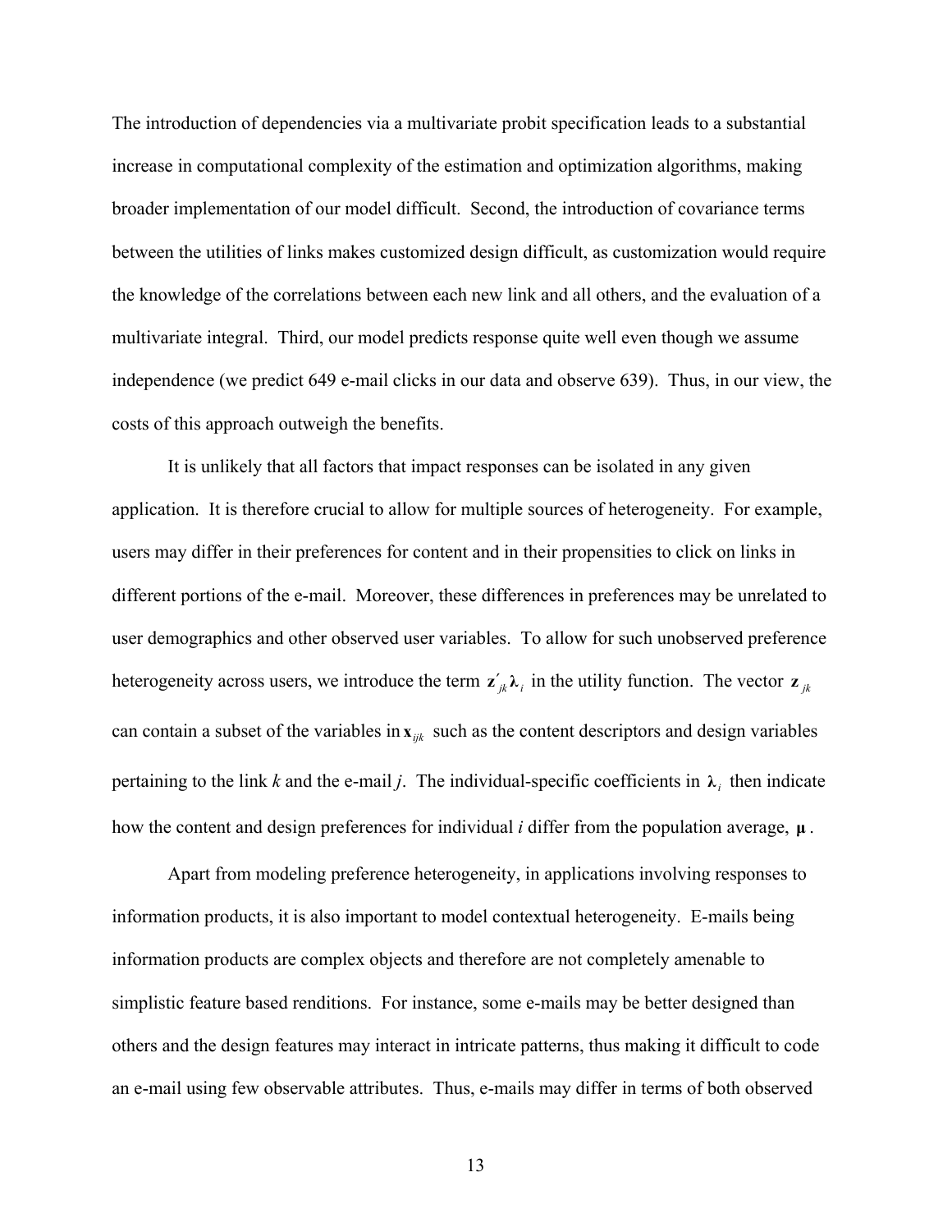The introduction of dependencies via a multivariate probit specification leads to a substantial increase in computational complexity of the estimation and optimization algorithms, making broader implementation of our model difficult. Second, the introduction of covariance terms between the utilities of links makes customized design difficult, as customization would require the knowledge of the correlations between each new link and all others, and the evaluation of a multivariate integral. Third, our model predicts response quite well even though we assume independence (we predict 649 e-mail clicks in our data and observe 639). Thus, in our view, the costs of this approach outweigh the benefits.

It is unlikely that all factors that impact responses can be isolated in any given application. It is therefore crucial to allow for multiple sources of heterogeneity. For example, users may differ in their preferences for content and in their propensities to click on links in different portions of the e-mail. Moreover, these differences in preferences may be unrelated to user demographics and other observed user variables. To allow for such unobserved preference heterogeneity across users, we introduce the term $\mathbf{z}'_{jk}\boldsymbol{\lambda}_i$ in the utility function. The vector $\mathbf{z}_{jk}$ can contain a subset of the variables in $\mathbf{x}_{ijk}$ such as the content descriptors and design variables pertaining to the link *k* and the e-mail *j*. The individual-specific coefficients in $\boldsymbol{\lambda}_i$ then indicate how the content and design preferences for individual *i* differ from the population average, $\boldsymbol{\mu}$.

Apart from modeling preference heterogeneity, in applications involving responses to information products, it is also important to model contextual heterogeneity. E-mails being information products are complex objects and therefore are not completely amenable to simplistic feature based renditions. For instance, some e-mails may be better designed than others and the design features may interact in intricate patterns, thus making it difficult to code an e-mail using few observable attributes. Thus, e-mails may differ in terms of both observed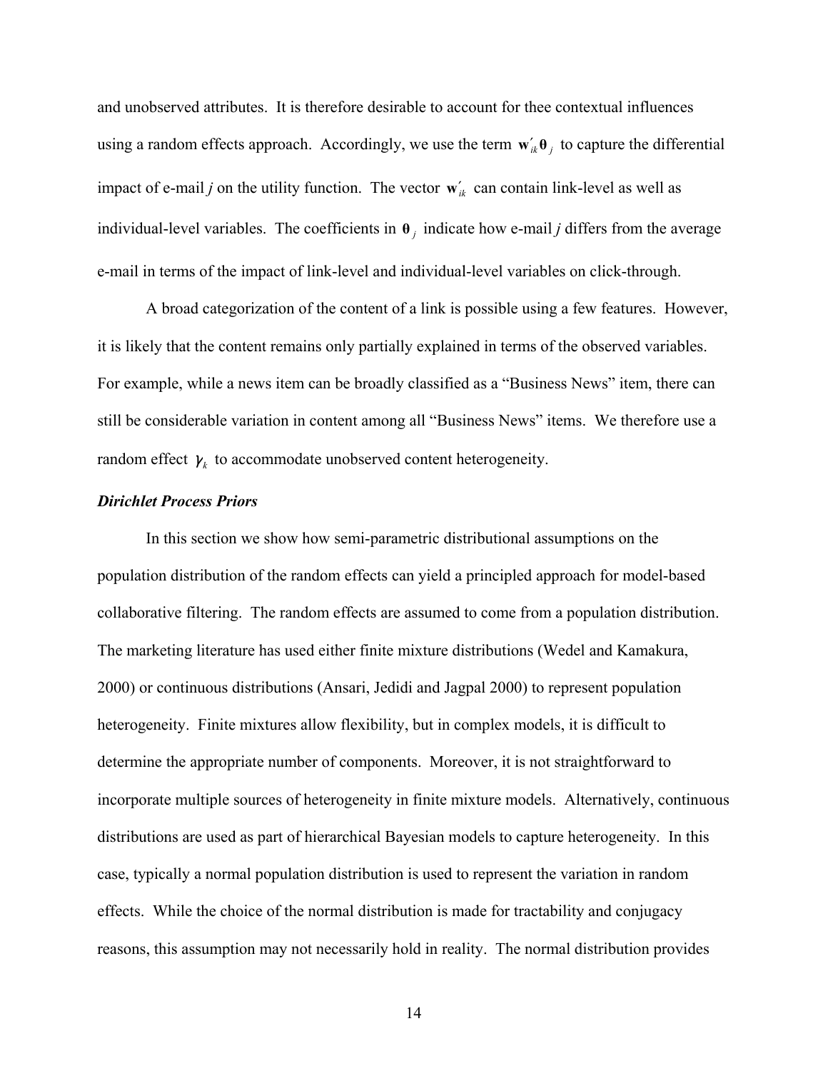and unobserved attributes. It is therefore desirable to account for thee contextual influences using a random effects approach. Accordingly, we use the term $\mathbf{w}'_{ik}\boldsymbol{\theta}_j$ to capture the differential impact of e-mail *j* on the utility function. The vector $\mathbf{w}'_{ik}$ can contain link-level as well as individual-level variables. The coefficients in $\boldsymbol{\theta}_j$ indicate how e-mail *j* differs from the average e-mail in terms of the impact of link-level and individual-level variables on click-through.

A broad categorization of the content of a link is possible using a few features. However, it is likely that the content remains only partially explained in terms of the observed variables. For example, while a news item can be broadly classified as a "Business News" item, there can still be considerable variation in content among all "Business News" items. We therefore use a random effect $\gamma_k$ to accommodate unobserved content heterogeneity.

### *Dirichlet Process Priors*

In this section we show how semi-parametric distributional assumptions on the population distribution of the random effects can yield a principled approach for model-based collaborative filtering. The random effects are assumed to come from a population distribution. The marketing literature has used either finite mixture distributions (Wedel and Kamakura, 2000) or continuous distributions (Ansari, Jedidi and Jagpal 2000) to represent population heterogeneity. Finite mixtures allow flexibility, but in complex models, it is difficult to determine the appropriate number of components. Moreover, it is not straightforward to incorporate multiple sources of heterogeneity in finite mixture models. Alternatively, continuous distributions are used as part of hierarchical Bayesian models to capture heterogeneity. In this case, typically a normal population distribution is used to represent the variation in random effects. While the choice of the normal distribution is made for tractability and conjugacy reasons, this assumption may not necessarily hold in reality. The normal distribution provides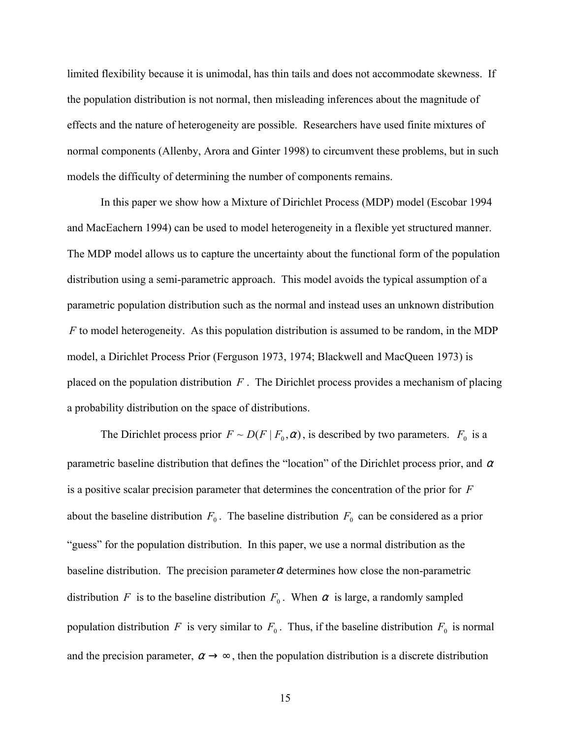limited flexibility because it is unimodal, has thin tails and does not accommodate skewness. If the population distribution is not normal, then misleading inferences about the magnitude of effects and the nature of heterogeneity are possible. Researchers have used finite mixtures of normal components (Allenby, Arora and Ginter 1998) to circumvent these problems, but in such models the difficulty of determining the number of components remains.

In this paper we show how a Mixture of Dirichlet Process (MDP) model (Escobar 1994 and MacEachern 1994) can be used to model heterogeneity in a flexible yet structured manner. The MDP model allows us to capture the uncertainty about the functional form of the population distribution using a semi-parametric approach. This model avoids the typical assumption of a parametric population distribution such as the normal and instead uses an unknown distribution $F$ to model heterogeneity. As this population distribution is assumed to be random, in the MDP model, a Dirichlet Process Prior (Ferguson 1973, 1974; Blackwell and MacQueen 1973) is placed on the population distribution $F$. The Dirichlet process provides a mechanism of placing a probability distribution on the space of distributions.

The Dirichlet process prior $F \sim D(F \mid F_0, \alpha)$, is described by two parameters. $F_0$ is a parametric baseline distribution that defines the "location" of the Dirichlet process prior, and $\alpha$ is a positive scalar precision parameter that determines the concentration of the prior for $F$ about the baseline distribution $F_0$. The baseline distribution $F_0$ can be considered as a prior "guess" for the population distribution. In this paper, we use a normal distribution as the baseline distribution. The precision parameter $\alpha$ determines how close the non-parametric distribution $F$ is to the baseline distribution $F_0$. When $\alpha$ is large, a randomly sampled population distribution $F$ is very similar to $F_0$. Thus, if the baseline distribution $F_0$ is normal and the precision parameter, $\alpha \rightarrow \infty$, then the population distribution is a discrete distribution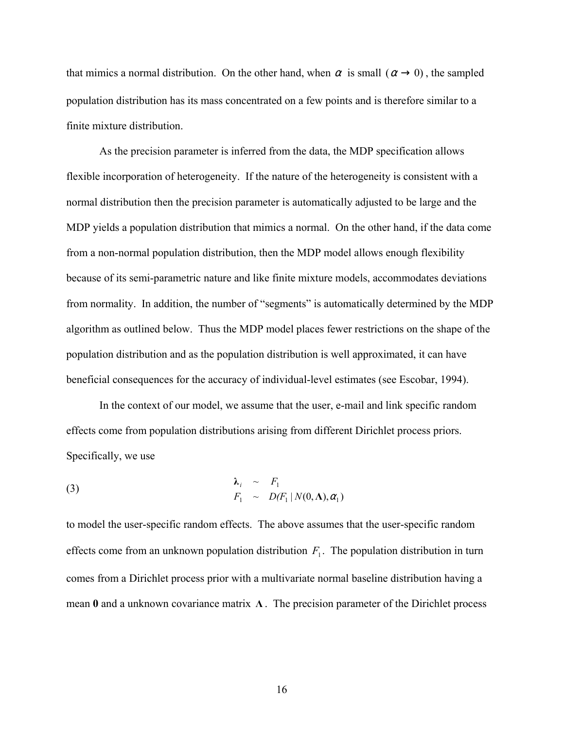that mimics a normal distribution. On the other hand, when $\alpha$ is small $(\alpha \to 0)$, the sampled population distribution has its mass concentrated on a few points and is therefore similar to a finite mixture distribution.

As the precision parameter is inferred from the data, the MDP specification allows flexible incorporation of heterogeneity. If the nature of the heterogeneity is consistent with a normal distribution then the precision parameter is automatically adjusted to be large and the MDP yields a population distribution that mimics a normal. On the other hand, if the data come from a non-normal population distribution, then the MDP model allows enough flexibility because of its semi-parametric nature and like finite mixture models, accommodates deviations from normality. In addition, the number of "segments" is automatically determined by the MDP algorithm as outlined below. Thus the MDP model places fewer restrictions on the shape of the population distribution and as the population distribution is well approximated, it can have beneficial consequences for the accuracy of individual-level estimates (see Escobar, 1994).

In the context of our model, we assume that the user, e-mail and link specific random effects come from population distributions arising from different Dirichlet process priors. Specifically, we use

$$
\begin{aligned}
\boldsymbol{\lambda}_i &\sim F_1 \\
F_1 &\sim D(F_1 \mid N(0, \boldsymbol{\Lambda}), \alpha_1)
\end{aligned}
\tag{3}
$$

to model the user-specific random effects. The above assumes that the user-specific random effects come from an unknown population distribution $F_1$. The population distribution in turn comes from a Dirichlet process prior with a multivariate normal baseline distribution having a mean $\mathbf{0}$ and a unknown covariance matrix $\boldsymbol{\Lambda}$. The precision parameter of the Dirichlet process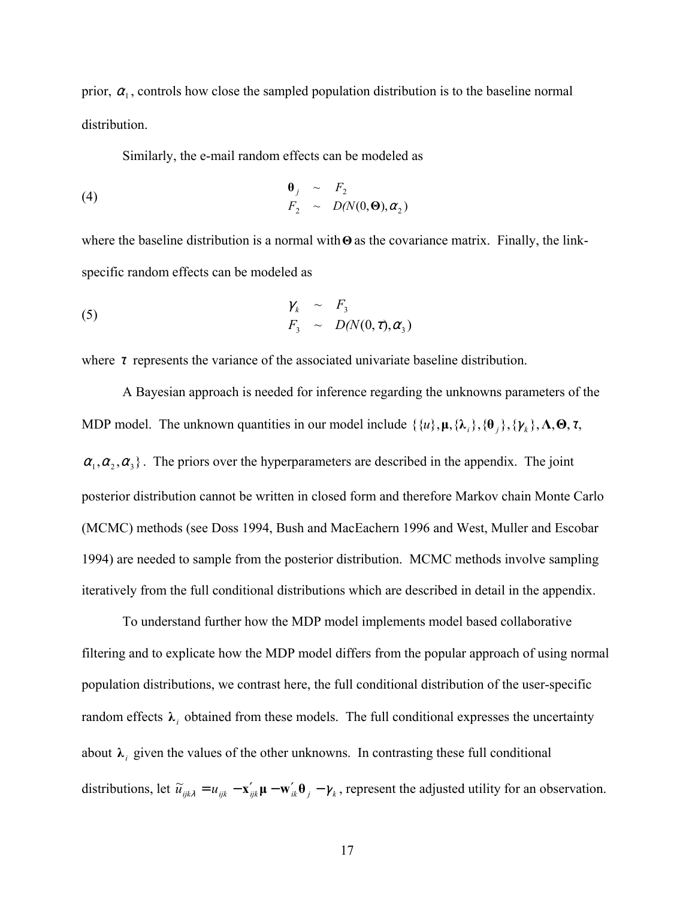prior, $\alpha_1$, controls how close the sampled population distribution is to the baseline normal distribution.

Similarly, the e-mail random effects can be modeled as

$$
\begin{aligned}
\boldsymbol{\theta}_j &\sim F_2 \\
F_2 &\sim D(N(0,\boldsymbol{\Theta}),\alpha_2)
\end{aligned}
\tag{4}
$$

where the baseline distribution is a normal with $\boldsymbol{\Theta}$ as the covariance matrix. Finally, the link-specific random effects can be modeled as

$$
\begin{aligned}
\gamma_k &\sim F_3 \\
F_3 &\sim D(N(0,\tau),\alpha_3)
\end{aligned}
\tag{5}
$$

where $\tau$ represents the variance of the associated univariate baseline distribution.

A Bayesian approach is needed for inference regarding the unknowns parameters of the MDP model. The unknown quantities in our model include $\{\{u\},\boldsymbol{\mu},\{\boldsymbol{\lambda}_i\},\{\boldsymbol{\theta}_j\},\{\gamma_k\},\boldsymbol{\Lambda},\boldsymbol{\Theta},\tau,$ $\alpha_1,\alpha_2,\alpha_3\}$. The priors over the hyperparameters are described in the appendix. The joint posterior distribution cannot be written in closed form and therefore Markov chain Monte Carlo (MCMC) methods (see Doss 1994, Bush and MacEachern 1996 and West, Muller and Escobar 1994) are needed to sample from the posterior distribution. MCMC methods involve sampling iteratively from the full conditional distributions which are described in detail in the appendix.

To understand further how the MDP model implements model based collaborative filtering and to explicate how the MDP model differs from the popular approach of using normal population distributions, we contrast here, the full conditional distribution of the user-specific random effects $\boldsymbol{\lambda}_i$ obtained from these models. The full conditional expresses the uncertainty about $\boldsymbol{\lambda}_i$ given the values of the other unknowns. In contrasting these full conditional distributions, let $\tilde{u}_{ijk\lambda} = u_{ijk} - \mathbf{x}'_{ijk}\boldsymbol{\mu} - \mathbf{w}'_{ik}\boldsymbol{\theta}_j - \gamma_k$, represent the adjusted utility for an observation.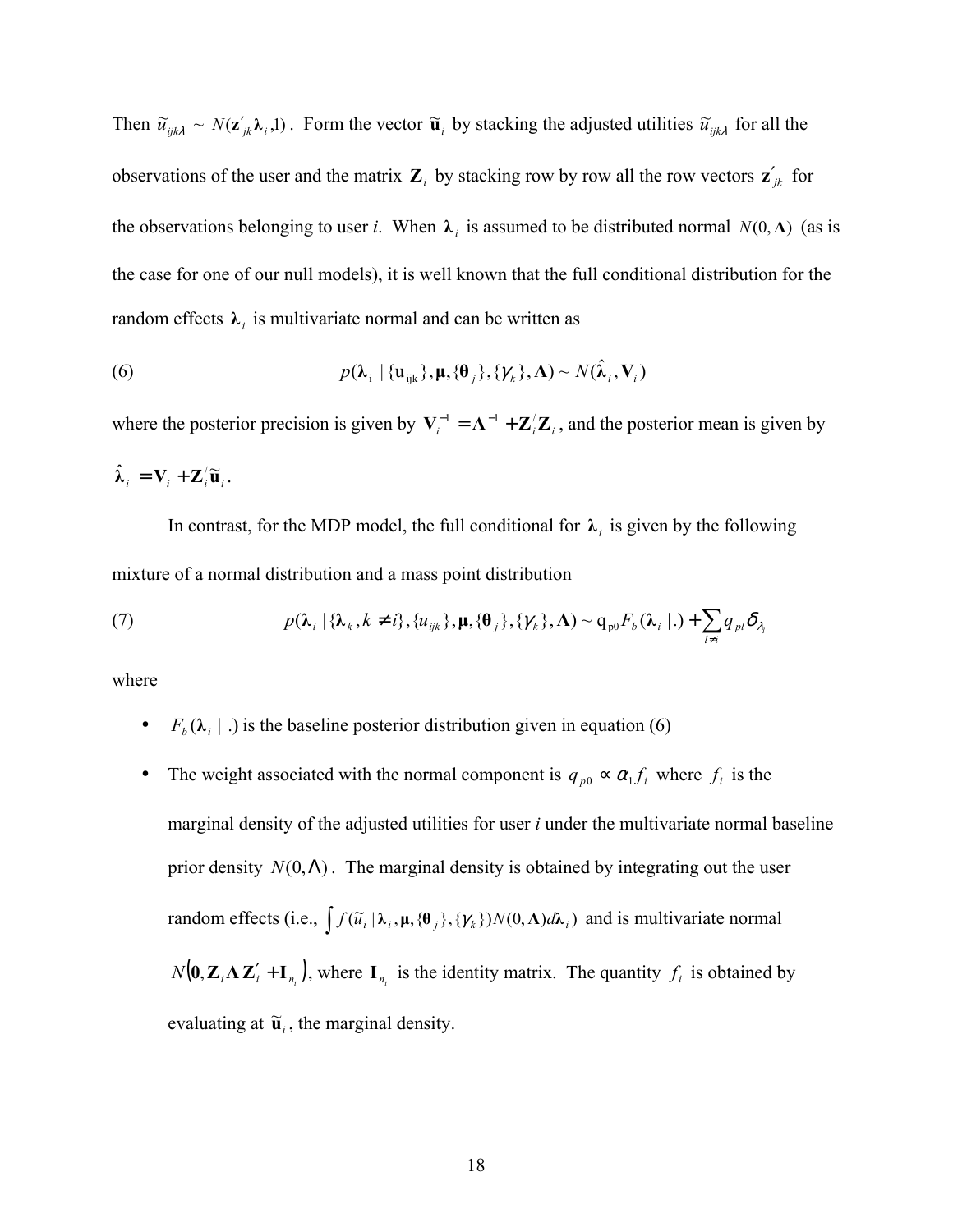Then $\tilde{u}_{ijk\lambda} \sim N(\mathbf{z}'_{jk}\boldsymbol{\lambda}_i, 1)$. Form the vector $\tilde{\mathbf{u}}_i$ by stacking the adjusted utilities $\tilde{u}_{ijk\lambda}$ for all the observations of the user and the matrix $\mathbf{Z}_i$ by stacking row by row all the row vectors $\mathbf{z}'_{jk}$ for the observations belonging to user *i*. When $\boldsymbol{\lambda}_i$ is assumed to be distributed normal $N(0, \boldsymbol{\Lambda})$ (as is the case for one of our null models), it is well known that the full conditional distribution for the random effects $\boldsymbol{\lambda}_i$ is multivariate normal and can be written as

$$
p(\boldsymbol{\lambda}_i \mid \{u_{ijk}\}, \boldsymbol{\mu}, \{\boldsymbol{\theta}_j\}, \{\gamma_k\}, \boldsymbol{\Lambda}) \sim N(\hat{\boldsymbol{\lambda}}_i, \mathbf{V}_i) \tag{6}
$$

where the posterior precision is given by $\mathbf{V}_i^{-1} = \boldsymbol{\Lambda}^{-1} + \mathbf{Z}_i'\mathbf{Z}_i$, and the posterior mean is given by $\hat{\boldsymbol{\lambda}}_i = \mathbf{V}_i + \mathbf{Z}_i'\tilde{\mathbf{u}}_i$.

In contrast, for the MDP model, the full conditional for $\boldsymbol{\lambda}_i$ is given by the following mixture of a normal distribution and a mass point distribution

$$
p(\boldsymbol{\lambda}_i \mid \{\boldsymbol{\lambda}_k, k \neq i\}, \{u_{ijk}\}, \boldsymbol{\mu}, \{\boldsymbol{\theta}_j\}, \{\gamma_k\}, \boldsymbol{\Lambda}) \sim q_{p0} F_b(\boldsymbol{\lambda}_i \mid .) + \sum_{l \neq i} q_{pl} \delta_{\lambda_l} \tag{7}
$$

where

- $F_b(\boldsymbol{\lambda}_i \mid .)$ is the baseline posterior distribution given in equation (6)
- The weight associated with the normal component is $q_{p0} \propto \alpha_1 f_i$ where $f_i$ is the marginal density of the adjusted utilities for user *i* under the multivariate normal baseline prior density $N(0, \Lambda)$. The marginal density is obtained by integrating out the user random effects (i.e., $\int f(\tilde{u}_i \mid \boldsymbol{\lambda}_i, \boldsymbol{\mu}, \{\boldsymbol{\theta}_j\}, \{\gamma_k\}) N(0, \boldsymbol{\Lambda}) d\boldsymbol{\lambda}_i$) and is multivariate normal $N(\mathbf{0}, \mathbf{Z}_i \boldsymbol{\Lambda} \mathbf{Z}_i' + \mathbf{I}_{n_i})$, where $\mathbf{I}_{n_i}$ is the identity matrix. The quantity $f_i$ is obtained by evaluating at $\tilde{\mathbf{u}}_i$, the marginal density.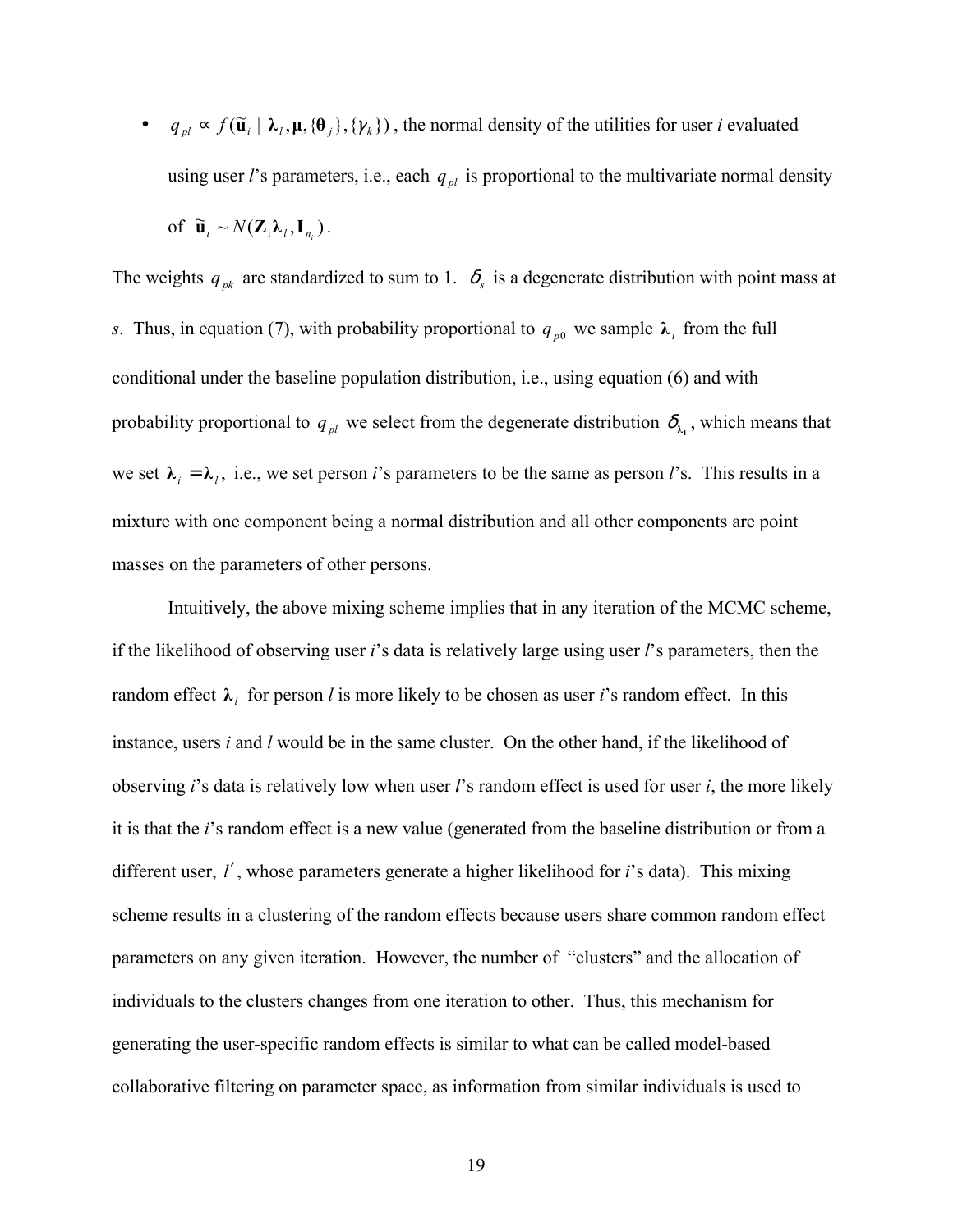- $q_{pl} \propto f(\tilde{\mathbf{u}}_i \mid \boldsymbol{\lambda}_l, \boldsymbol{\mu}, \{\boldsymbol{\theta}_j\}, \{\gamma_k\})$, the normal density of the utilities for user *i* evaluated using user *l*'s parameters, i.e., each $q_{pl}$ is proportional to the multivariate normal density of $\tilde{\mathbf{u}}_i \sim N(\mathbf{Z}_i \boldsymbol{\lambda}_l, \mathbf{I}_{n_i})$.

The weights $q_{pk}$ are standardized to sum to 1. $\delta_s$ is a degenerate distribution with point mass at *s*. Thus, in equation (7), with probability proportional to $q_{p0}$ we sample $\boldsymbol{\lambda}_i$ from the full conditional under the baseline population distribution, i.e., using equation (6) and with probability proportional to $q_{pl}$ we select from the degenerate distribution $\delta_{\lambda_l}$, which means that we set $\boldsymbol{\lambda}_i = \boldsymbol{\lambda}_l$, i.e., we set person *i*'s parameters to be the same as person *l*'s. This results in a mixture with one component being a normal distribution and all other components are point masses on the parameters of other persons.

Intuitively, the above mixing scheme implies that in any iteration of the MCMC scheme, if the likelihood of observing user *i*'s data is relatively large using user *l*'s parameters, then the random effect $\boldsymbol{\lambda}_l$ for person *l* is more likely to be chosen as user *i*'s random effect. In this instance, users *i* and *l* would be in the same cluster. On the other hand, if the likelihood of observing *i*'s data is relatively low when user *l*'s random effect is used for user *i*, the more likely it is that the *i*'s random effect is a new value (generated from the baseline distribution or from a different user, $l'$, whose parameters generate a higher likelihood for *i*'s data). This mixing scheme results in a clustering of the random effects because users share common random effect parameters on any given iteration. However, the number of "clusters" and the allocation of individuals to the clusters changes from one iteration to other. Thus, this mechanism for generating the user-specific random effects is similar to what can be called model-based collaborative filtering on parameter space, as information from similar individuals is used to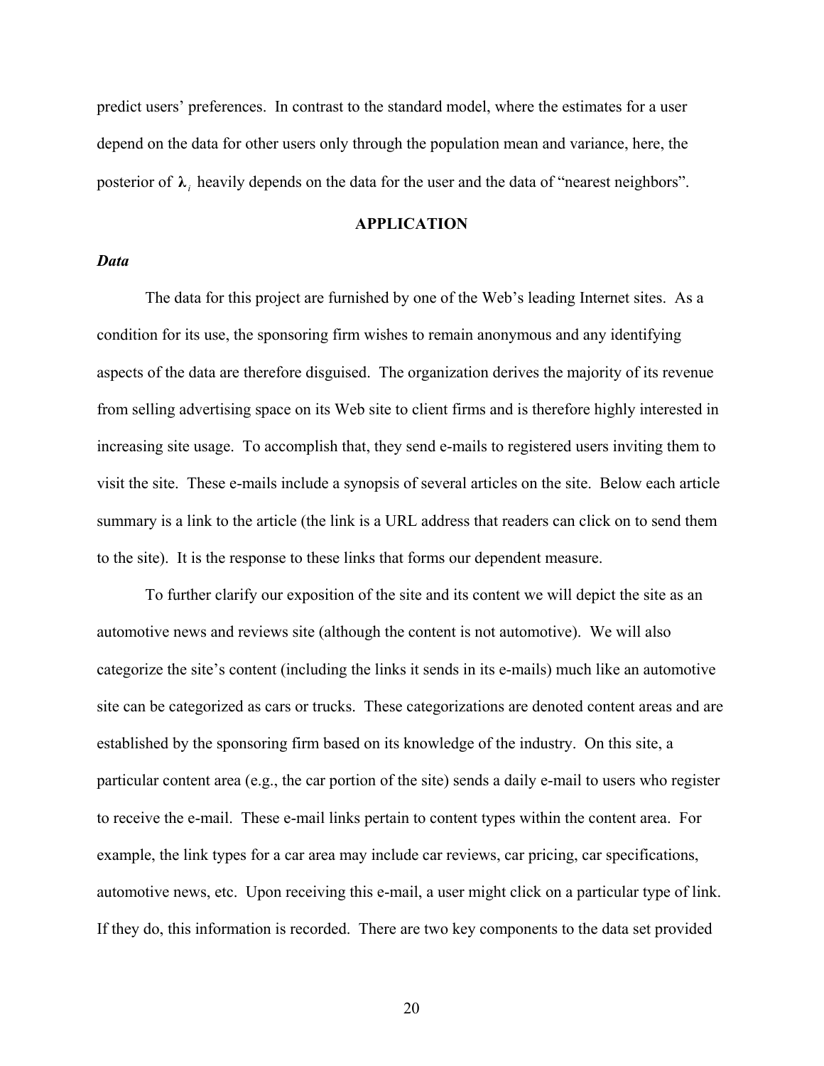predict users' preferences. In contrast to the standard model, where the estimates for a user depend on the data for other users only through the population mean and variance, here, the posterior of $\boldsymbol{\lambda}_i$ heavily depends on the data for the user and the data of "nearest neighbors".

## APPLICATION

### *Data*

The data for this project are furnished by one of the Web's leading Internet sites. As a condition for its use, the sponsoring firm wishes to remain anonymous and any identifying aspects of the data are therefore disguised. The organization derives the majority of its revenue from selling advertising space on its Web site to client firms and is therefore highly interested in increasing site usage. To accomplish that, they send e-mails to registered users inviting them to visit the site. These e-mails include a synopsis of several articles on the site. Below each article summary is a link to the article (the link is a URL address that readers can click on to send them to the site). It is the response to these links that forms our dependent measure.

To further clarify our exposition of the site and its content we will depict the site as an automotive news and reviews site (although the content is not automotive). We will also categorize the site's content (including the links it sends in its e-mails) much like an automotive site can be categorized as cars or trucks. These categorizations are denoted content areas and are established by the sponsoring firm based on its knowledge of the industry. On this site, a particular content area (e.g., the car portion of the site) sends a daily e-mail to users who register to receive the e-mail. These e-mail links pertain to content types within the content area. For example, the link types for a car area may include car reviews, car pricing, car specifications, automotive news, etc. Upon receiving this e-mail, a user might click on a particular type of link. If they do, this information is recorded. There are two key components to the data set provided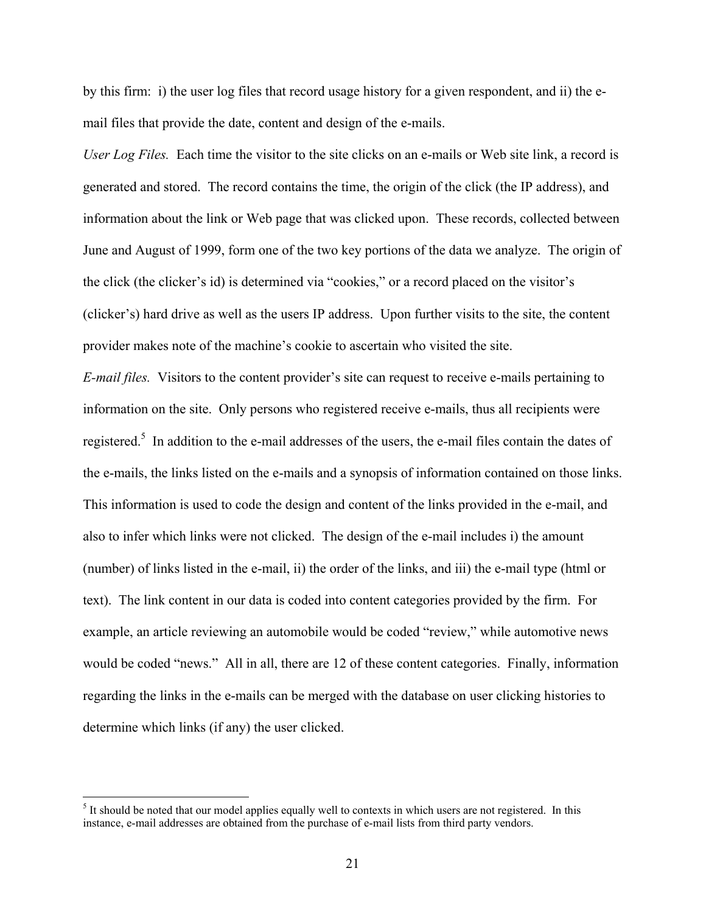by this firm: i) the user log files that record usage history for a given respondent, and ii) the e-mail files that provide the date, content and design of the e-mails.

*User Log Files.* Each time the visitor to the site clicks on an e-mails or Web site link, a record is generated and stored. The record contains the time, the origin of the click (the IP address), and information about the link or Web page that was clicked upon. These records, collected between June and August of 1999, form one of the two key portions of the data we analyze. The origin of the click (the clicker's id) is determined via "cookies," or a record placed on the visitor's (clicker's) hard drive as well as the users IP address. Upon further visits to the site, the content provider makes note of the machine's cookie to ascertain who visited the site.

*E-mail files.* Visitors to the content provider's site can request to receive e-mails pertaining to information on the site. Only persons who registered receive e-mails, thus all recipients were registered.[5] In addition to the e-mail addresses of the users, the e-mail files contain the dates of the e-mails, the links listed on the e-mails and a synopsis of information contained on those links. This information is used to code the design and content of the links provided in the e-mail, and also to infer which links were not clicked. The design of the e-mail includes i) the amount (number) of links listed in the e-mail, ii) the order of the links, and iii) the e-mail type (html or text). The link content in our data is coded into content categories provided by the firm. For example, an article reviewing an automobile would be coded "review," while automotive news would be coded "news." All in all, there are 12 of these content categories. Finally, information regarding the links in the e-mails can be merged with the database on user clicking histories to determine which links (if any) the user clicked.

---

[5] It should be noted that our model applies equally well to contexts in which users are not registered. In this instance, e-mail addresses are obtained from the purchase of e-mail lists from third party vendors.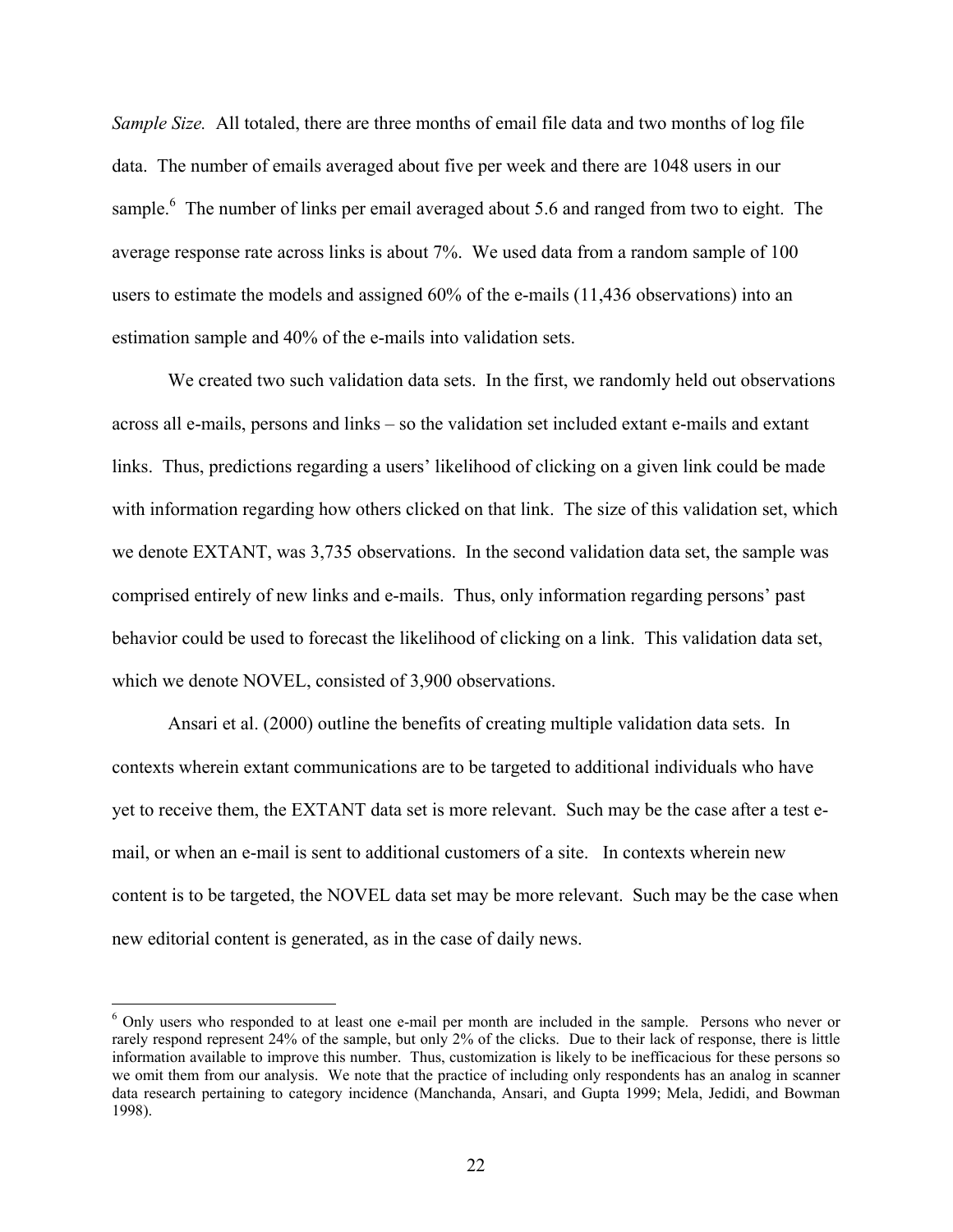*Sample Size.* All totaled, there are three months of email file data and two months of log file data. The number of emails averaged about five per week and there are 1048 users in our sample.[6] The number of links per email averaged about 5.6 and ranged from two to eight. The average response rate across links is about 7%. We used data from a random sample of 100 users to estimate the models and assigned 60% of the e-mails (11,436 observations) into an estimation sample and 40% of the e-mails into validation sets.

We created two such validation data sets. In the first, we randomly held out observations across all e-mails, persons and links – so the validation set included extant e-mails and extant links. Thus, predictions regarding a users' likelihood of clicking on a given link could be made with information regarding how others clicked on that link. The size of this validation set, which we denote EXTANT, was 3,735 observations. In the second validation data set, the sample was comprised entirely of new links and e-mails. Thus, only information regarding persons' past behavior could be used to forecast the likelihood of clicking on a link. This validation data set, which we denote NOVEL, consisted of 3,900 observations.

Ansari et al. (2000) outline the benefits of creating multiple validation data sets. In contexts wherein extant communications are to be targeted to additional individuals who have yet to receive them, the EXTANT data set is more relevant. Such may be the case after a test e-mail, or when an e-mail is sent to additional customers of a site. In contexts wherein new content is to be targeted, the NOVEL data set may be more relevant. Such may be the case when new editorial content is generated, as in the case of daily news.

[6] Only users who responded to at least one e-mail per month are included in the sample. Persons who never or rarely respond represent 24% of the sample, but only 2% of the clicks. Due to their lack of response, there is little information available to improve this number. Thus, customization is likely to be inefficacious for these persons so we omit them from our analysis. We note that the practice of including only respondents has an analog in scanner data research pertaining to category incidence (Manchanda, Ansari, and Gupta 1999; Mela, Jedidi, and Bowman 1998).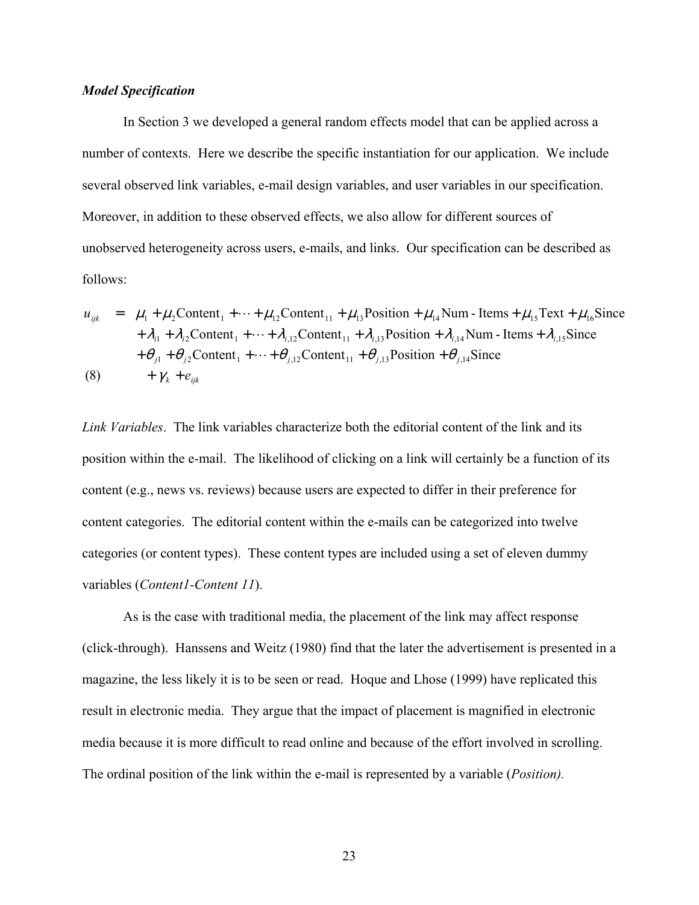*Model Specification*

In Section 3 we developed a general random effects model that can be applied across a number of contexts. Here we describe the specific instantiation for our application. We include several observed link variables, e-mail design variables, and user variables in our specification. Moreover, in addition to these observed effects, we also allow for different sources of unobserved heterogeneity across users, e-mails, and links. Our specification can be described as follows:

$$
\begin{aligned}
u_{ijk} \;=\; & \mu_1 + \mu_2 \text{Content}_1 + \cdots + \mu_{12} \text{Content}_{11} + \mu_{13} \text{Position} + \mu_{14} \text{Num-Items} + \mu_{15} \text{Text} + \mu_{16} \text{Since} \\
& + \lambda_{i1} + \lambda_{i2} \text{Content}_1 + \cdots + \lambda_{i,12} \text{Content}_{11} + \lambda_{i,13} \text{Position} + \lambda_{i,14} \text{Num-Items} + \lambda_{i,15} \text{Since} \\
& + \theta_{j1} + \theta_{j2} \text{Content}_1 + \cdots + \theta_{j,12} \text{Content}_{11} + \theta_{j,13} \text{Position} + \theta_{j,14} \text{Since} \\
& + \gamma_k + e_{ijk} \qquad (8)
\end{aligned}
$$

*Link Variables*. The link variables characterize both the editorial content of the link and its position within the e-mail. The likelihood of clicking on a link will certainly be a function of its content (e.g., news vs. reviews) because users are expected to differ in their preference for content categories. The editorial content within the e-mails can be categorized into twelve categories (or content types). These content types are included using a set of eleven dummy variables (*Content1-Content 11*).

As is the case with traditional media, the placement of the link may affect response (click-through). Hanssens and Weitz (1980) find that the later the advertisement is presented in a magazine, the less likely it is to be seen or read. Hoque and Lhose (1999) have replicated this result in electronic media. They argue that the impact of placement is magnified in electronic media because it is more difficult to read online and because of the effort involved in scrolling. The ordinal position of the link within the e-mail is represented by a variable (*Position).*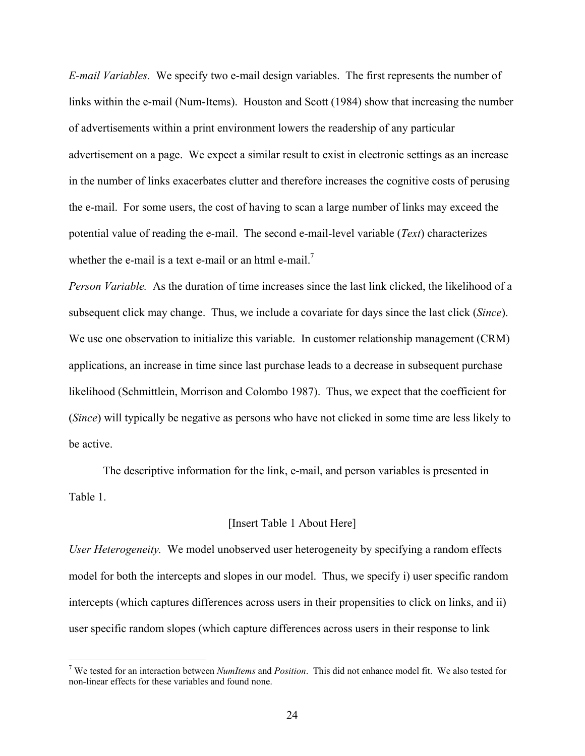*E-mail Variables.* We specify two e-mail design variables. The first represents the number of links within the e-mail (Num-Items). Houston and Scott (1984) show that increasing the number of advertisements within a print environment lowers the readership of any particular advertisement on a page. We expect a similar result to exist in electronic settings as an increase in the number of links exacerbates clutter and therefore increases the cognitive costs of perusing the e-mail. For some users, the cost of having to scan a large number of links may exceed the potential value of reading the e-mail. The second e-mail-level variable (*Text*) characterizes whether the e-mail is a text e-mail or an html e-mail.[7]

*Person Variable.* As the duration of time increases since the last link clicked, the likelihood of a subsequent click may change. Thus, we include a covariate for days since the last click (*Since*). We use one observation to initialize this variable. In customer relationship management (CRM) applications, an increase in time since last purchase leads to a decrease in subsequent purchase likelihood (Schmittlein, Morrison and Colombo 1987). Thus, we expect that the coefficient for (*Since*) will typically be negative as persons who have not clicked in some time are less likely to be active.

The descriptive information for the link, e-mail, and person variables is presented in Table 1.

[Insert Table 1 About Here]

*User Heterogeneity.* We model unobserved user heterogeneity by specifying a random effects model for both the intercepts and slopes in our model. Thus, we specify i) user specific random intercepts (which captures differences across users in their propensities to click on links, and ii) user specific random slopes (which capture differences across users in their response to link

---

[7] We tested for an interaction between *NumItems* and *Position*. This did not enhance model fit. We also tested for non-linear effects for these variables and found none.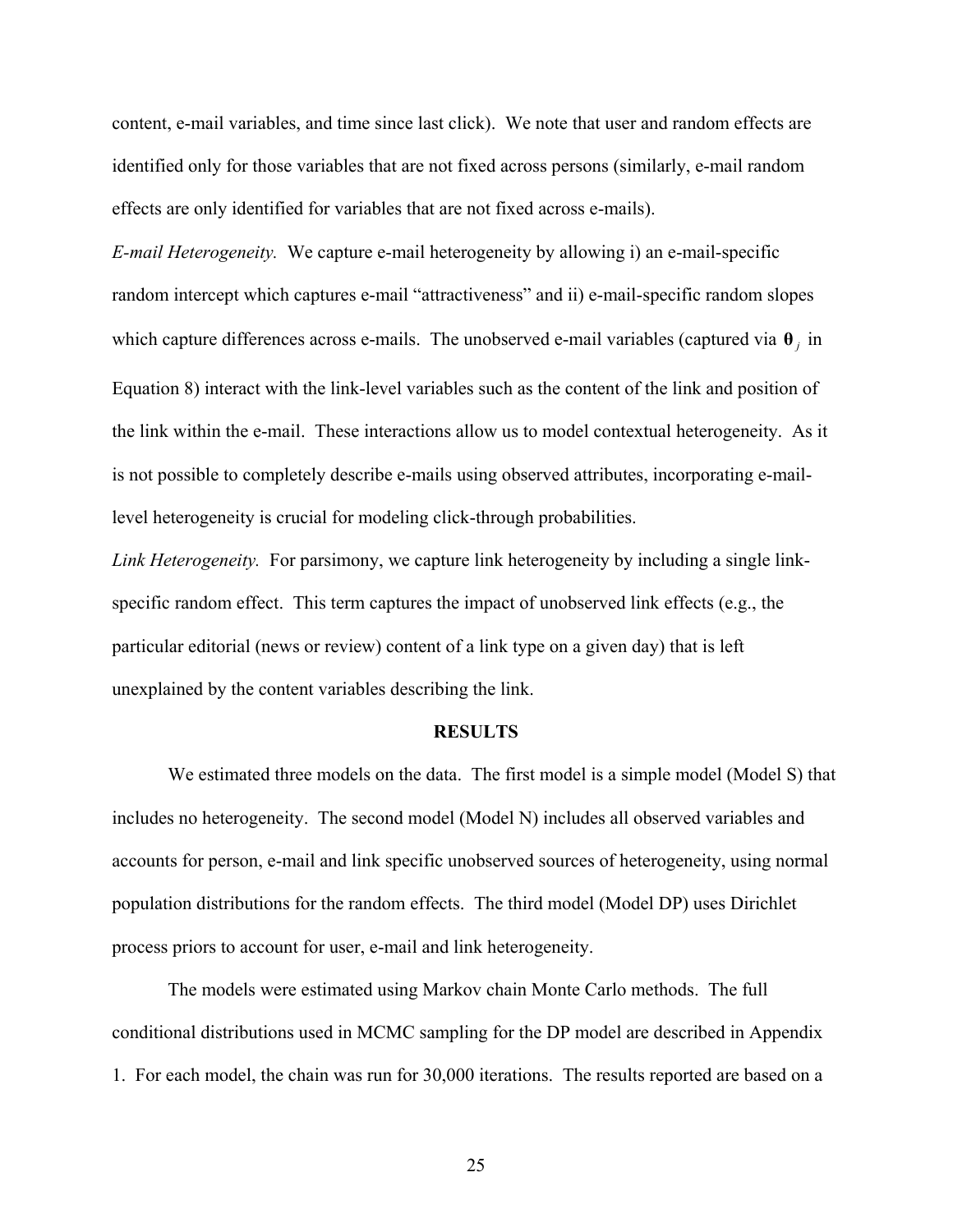content, e-mail variables, and time since last click). We note that user and random effects are identified only for those variables that are not fixed across persons (similarly, e-mail random effects are only identified for variables that are not fixed across e-mails).

*E-mail Heterogeneity.* We capture e-mail heterogeneity by allowing i) an e-mail-specific random intercept which captures e-mail "attractiveness" and ii) e-mail-specific random slopes which capture differences across e-mails. The unobserved e-mail variables (captured via $\boldsymbol{\theta}_j$ in Equation 8) interact with the link-level variables such as the content of the link and position of the link within the e-mail. These interactions allow us to model contextual heterogeneity. As it is not possible to completely describe e-mails using observed attributes, incorporating e-mail-level heterogeneity is crucial for modeling click-through probabilities.

*Link Heterogeneity.* For parsimony, we capture link heterogeneity by including a single link-specific random effect. This term captures the impact of unobserved link effects (e.g., the particular editorial (news or review) content of a link type on a given day) that is left unexplained by the content variables describing the link.

## RESULTS

We estimated three models on the data. The first model is a simple model (Model S) that includes no heterogeneity. The second model (Model N) includes all observed variables and accounts for person, e-mail and link specific unobserved sources of heterogeneity, using normal population distributions for the random effects. The third model (Model DP) uses Dirichlet process priors to account for user, e-mail and link heterogeneity.

The models were estimated using Markov chain Monte Carlo methods. The full conditional distributions used in MCMC sampling for the DP model are described in Appendix 1. For each model, the chain was run for 30,000 iterations. The results reported are based on a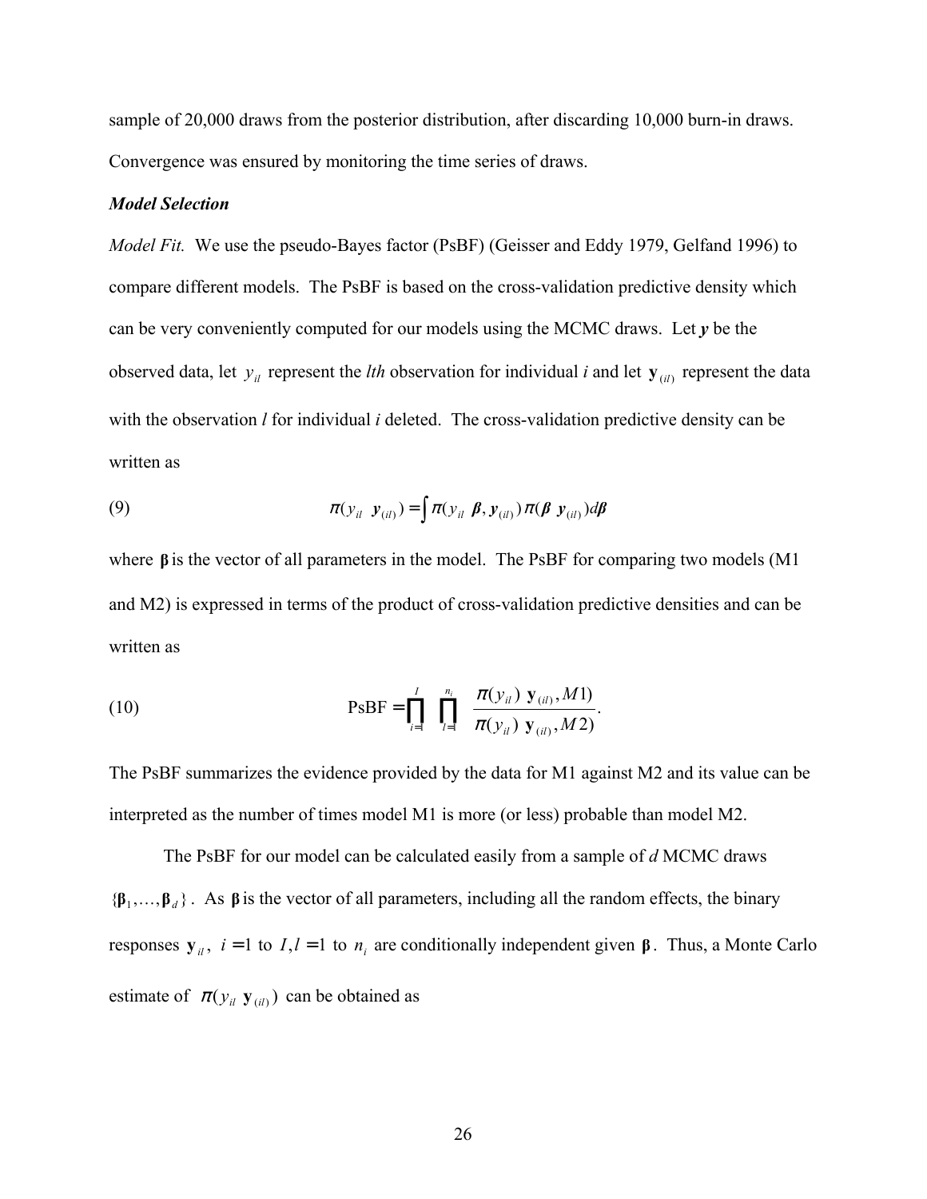sample of 20,000 draws from the posterior distribution, after discarding 10,000 burn-in draws. Convergence was ensured by monitoring the time series of draws.

***Model Selection***

*Model Fit.* We use the pseudo-Bayes factor (PsBF) (Geisser and Eddy 1979, Gelfand 1996) to compare different models. The PsBF is based on the cross-validation predictive density which can be very conveniently computed for our models using the MCMC draws. Let $\boldsymbol{y}$ be the observed data, let $y_{il}$ represent the *lth* observation for individual *i* and let $\mathbf{y}_{(il)}$ represent the data with the observation *l* for individual *i* deleted. The cross-validation predictive density can be written as

$$\pi(y_{il} \mid \boldsymbol{y}_{(il)}) = \int \pi(y_{il} \mid \boldsymbol{\beta}, \boldsymbol{y}_{(il)})\, \pi(\boldsymbol{\beta} \mid \boldsymbol{y}_{(il)})\, d\boldsymbol{\beta} \tag{9}$$

where $\boldsymbol{\beta}$ is the vector of all parameters in the model. The PsBF for comparing two models (M1 and M2) is expressed in terms of the product of cross-validation predictive densities and can be written as

$$\text{PsBF} = \prod_{i=1}^{I} \prod_{l=1}^{n_i} \frac{\pi(y_{il}) \mid \mathbf{y}_{(il)}, M1)}{\pi(y_{il}) \mid \mathbf{y}_{(il)}, M2)}. \tag{10}$$

The PsBF summarizes the evidence provided by the data for M1 against M2 and its value can be interpreted as the number of times model M1 is more (or less) probable than model M2.

The PsBF for our model can be calculated easily from a sample of *d* MCMC draws $\{\boldsymbol{\beta}_1, \ldots, \boldsymbol{\beta}_d\}$. As $\boldsymbol{\beta}$ is the vector of all parameters, including all the random effects, the binary responses $\mathbf{y}_{il}$, $i = 1$ to $I, l = 1$ to $n_i$ are conditionally independent given $\boldsymbol{\beta}$. Thus, a Monte Carlo estimate of $\pi(y_{il} \mid \mathbf{y}_{(il)})$ can be obtained as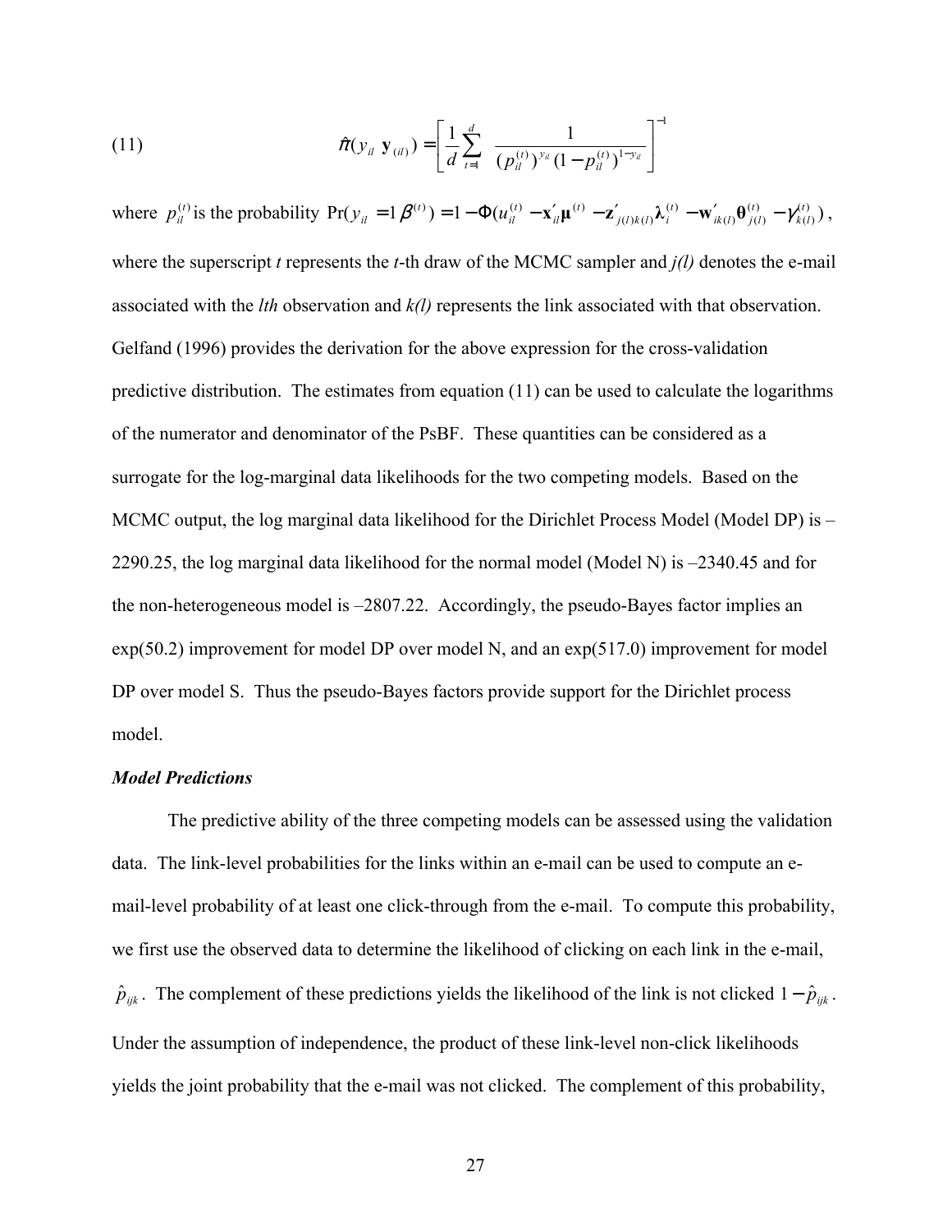$$\hat{\pi}(y_{il} \mid \mathbf{y}_{(il)}) = \left[ \frac{1}{d} \sum_{t=1}^{d} \frac{1}{(p_{il}^{(t)})^{y_{il}} (1 - p_{il}^{(t)})^{1-y_{il}}} \right]^{-1} \tag{11}$$

where $p_{il}^{(t)}$ is the probability $\Pr(y_{il} = 1 \mid \beta^{(t)}) = 1 - \Phi(u_{il}^{(t)} - \mathbf{x}'_{il}\boldsymbol{\mu}^{(t)} - \mathbf{z}'_{j(l)k(l)}\boldsymbol{\lambda}_i^{(t)} - \mathbf{w}'_{ik(l)}\boldsymbol{\theta}_{j(l)}^{(t)} - \gamma_{k(l)}^{(t)})$, where the superscript *t* represents the *t*-th draw of the MCMC sampler and *j(l)* denotes the e-mail associated with the *lth* observation and *k(l)* represents the link associated with that observation. Gelfand (1996) provides the derivation for the above expression for the cross-validation predictive distribution. The estimates from equation (11) can be used to calculate the logarithms of the numerator and denominator of the PsBF. These quantities can be considered as a surrogate for the log-marginal data likelihoods for the two competing models. Based on the MCMC output, the log marginal data likelihood for the Dirichlet Process Model (Model DP) is –2290.25, the log marginal data likelihood for the normal model (Model N) is –2340.45 and for the non-heterogeneous model is –2807.22. Accordingly, the pseudo-Bayes factor implies an exp(50.2) improvement for model DP over model N, and an exp(517.0) improvement for model DP over model S. Thus the pseudo-Bayes factors provide support for the Dirichlet process model.

***Model Predictions***

The predictive ability of the three competing models can be assessed using the validation data. The link-level probabilities for the links within an e-mail can be used to compute an e-mail-level probability of at least one click-through from the e-mail. To compute this probability, we first use the observed data to determine the likelihood of clicking on each link in the e-mail, $\hat{p}_{ijk}$. The complement of these predictions yields the likelihood of the link is not clicked $1 - \hat{p}_{ijk}$. Under the assumption of independence, the product of these link-level non-click likelihoods yields the joint probability that the e-mail was not clicked. The complement of this probability,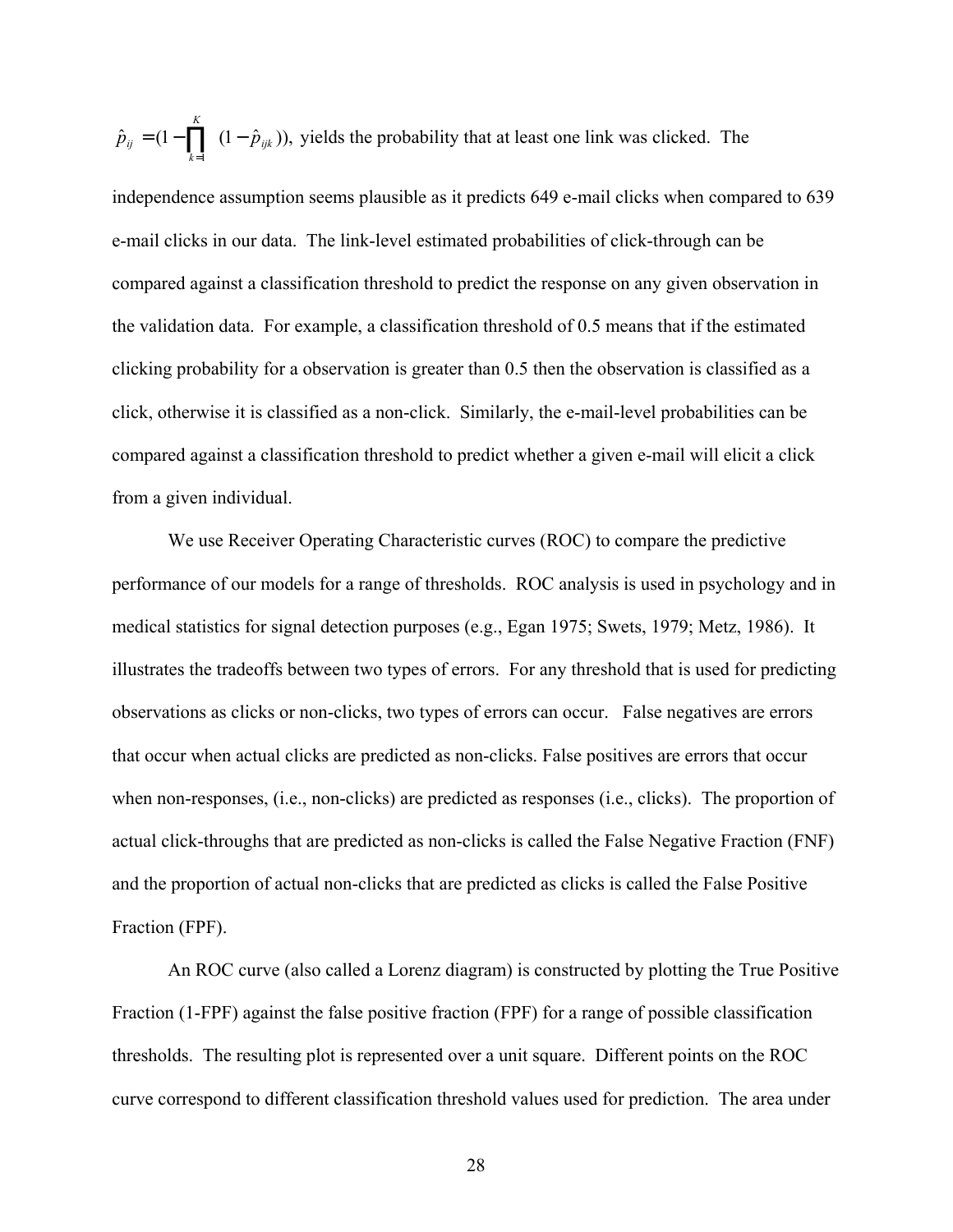$\hat{p}_{ij} = (1 - \prod_{k=1}^{K} (1 - \hat{p}_{ijk}))$, yields the probability that at least one link was clicked. The independence assumption seems plausible as it predicts 649 e-mail clicks when compared to 639 e-mail clicks in our data. The link-level estimated probabilities of click-through can be compared against a classification threshold to predict the response on any given observation in the validation data. For example, a classification threshold of 0.5 means that if the estimated clicking probability for a observation is greater than 0.5 then the observation is classified as a click, otherwise it is classified as a non-click. Similarly, the e-mail-level probabilities can be compared against a classification threshold to predict whether a given e-mail will elicit a click from a given individual.

We use Receiver Operating Characteristic curves (ROC) to compare the predictive performance of our models for a range of thresholds. ROC analysis is used in psychology and in medical statistics for signal detection purposes (e.g., Egan 1975; Swets, 1979; Metz, 1986). It illustrates the tradeoffs between two types of errors. For any threshold that is used for predicting observations as clicks or non-clicks, two types of errors can occur. False negatives are errors that occur when actual clicks are predicted as non-clicks. False positives are errors that occur when non-responses, (i.e., non-clicks) are predicted as responses (i.e., clicks). The proportion of actual click-throughs that are predicted as non-clicks is called the False Negative Fraction (FNF) and the proportion of actual non-clicks that are predicted as clicks is called the False Positive Fraction (FPF).

An ROC curve (also called a Lorenz diagram) is constructed by plotting the True Positive Fraction (1-FPF) against the false positive fraction (FPF) for a range of possible classification thresholds. The resulting plot is represented over a unit square. Different points on the ROC curve correspond to different classification threshold values used for prediction. The area under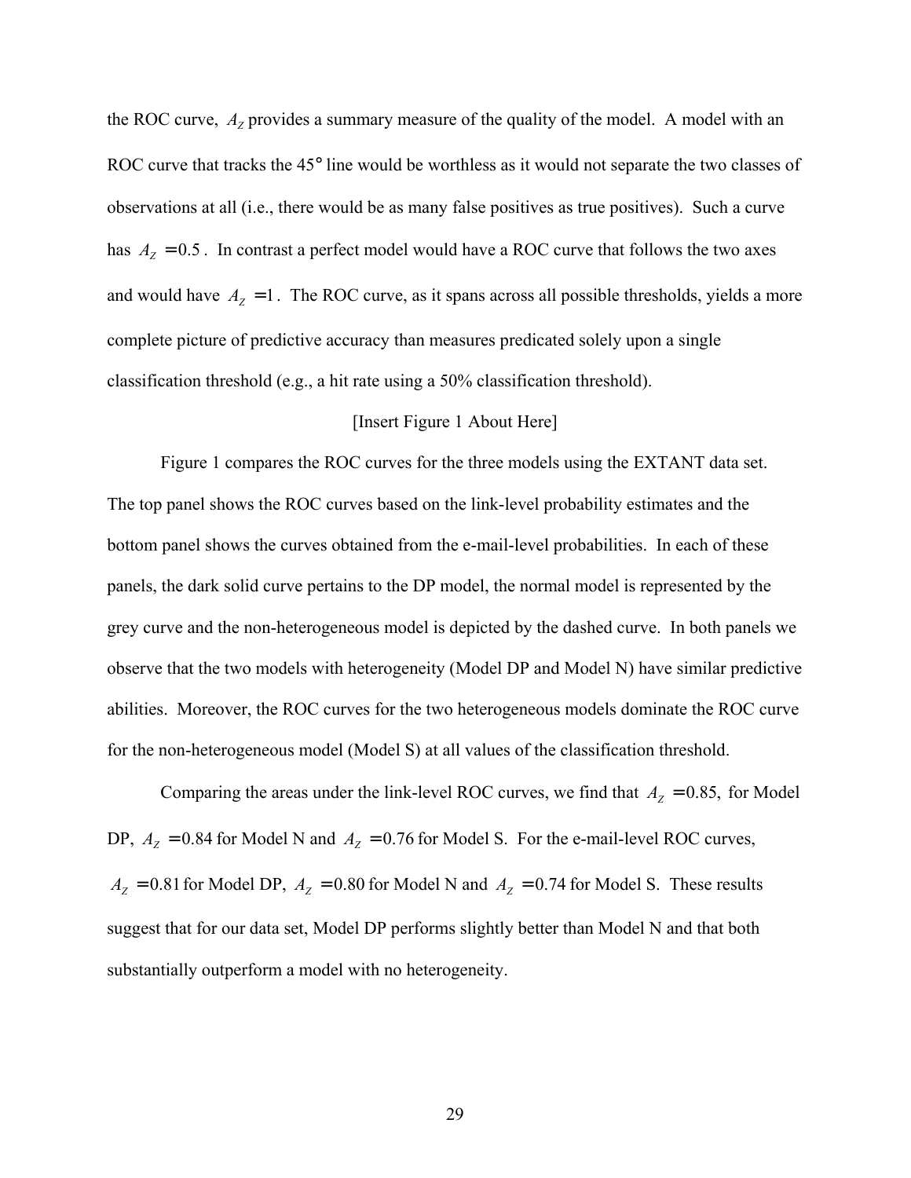the ROC curve, $A_Z$ provides a summary measure of the quality of the model. A model with an ROC curve that tracks the 45° line would be worthless as it would not separate the two classes of observations at all (i.e., there would be as many false positives as true positives). Such a curve has $A_Z = 0.5$. In contrast a perfect model would have a ROC curve that follows the two axes and would have $A_Z = 1$. The ROC curve, as it spans across all possible thresholds, yields a more complete picture of predictive accuracy than measures predicated solely upon a single classification threshold (e.g., a hit rate using a 50% classification threshold).

[Insert Figure 1 About Here]

Figure 1 compares the ROC curves for the three models using the EXTANT data set. The top panel shows the ROC curves based on the link-level probability estimates and the bottom panel shows the curves obtained from the e-mail-level probabilities. In each of these panels, the dark solid curve pertains to the DP model, the normal model is represented by the grey curve and the non-heterogeneous model is depicted by the dashed curve. In both panels we observe that the two models with heterogeneity (Model DP and Model N) have similar predictive abilities. Moreover, the ROC curves for the two heterogeneous models dominate the ROC curve for the non-heterogeneous model (Model S) at all values of the classification threshold.

Comparing the areas under the link-level ROC curves, we find that $A_Z = 0.85$, for Model DP, $A_Z = 0.84$ for Model N and $A_Z = 0.76$ for Model S. For the e-mail-level ROC curves, $A_Z = 0.81$ for Model DP, $A_Z = 0.80$ for Model N and $A_Z = 0.74$ for Model S. These results suggest that for our data set, Model DP performs slightly better than Model N and that both substantially outperform a model with no heterogeneity.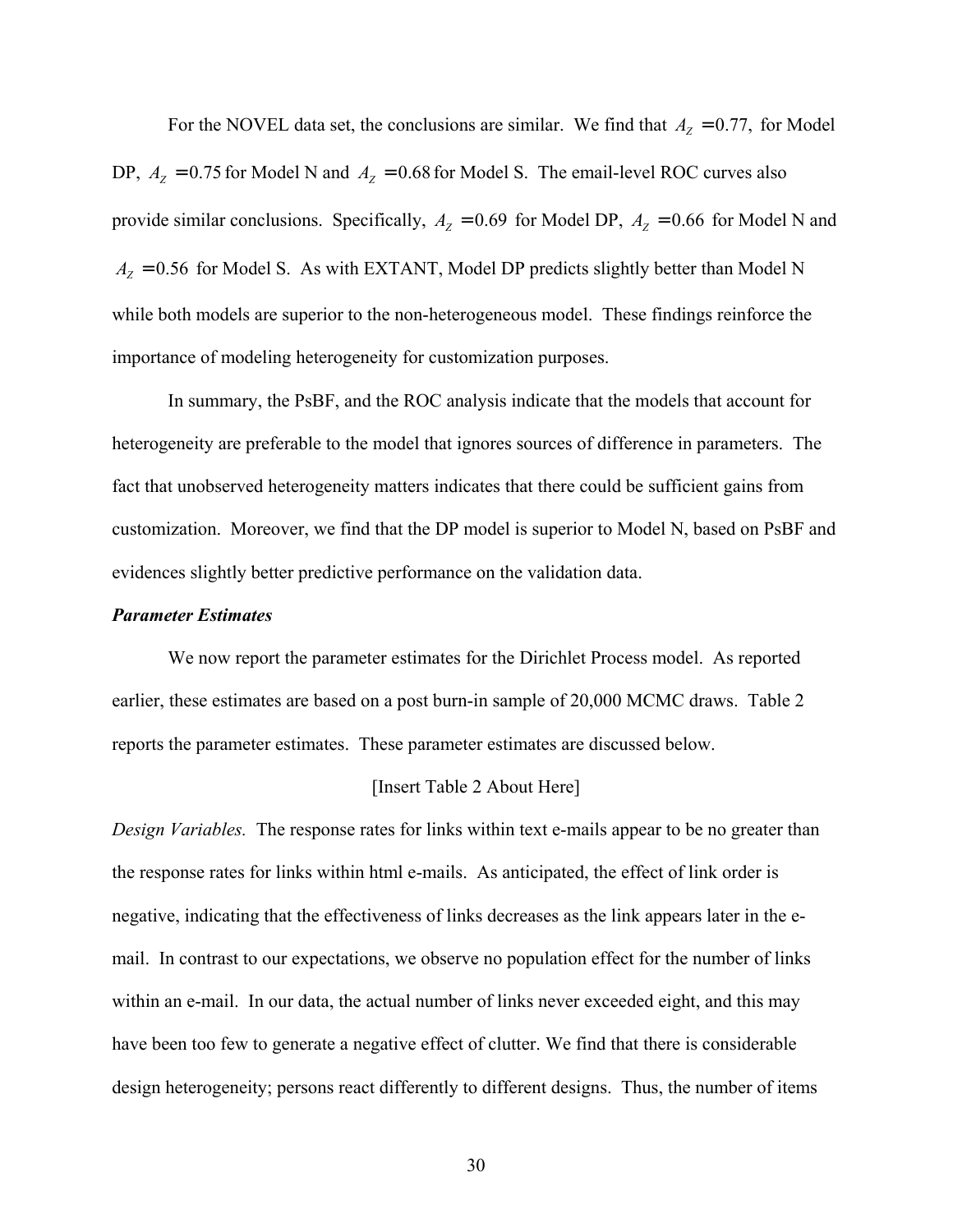For the NOVEL data set, the conclusions are similar. We find that $A_Z = 0.77$, for Model DP, $A_Z = 0.75$ for Model N and $A_Z = 0.68$ for Model S. The email-level ROC curves also provide similar conclusions. Specifically, $A_Z = 0.69$ for Model DP, $A_Z = 0.66$ for Model N and $A_Z = 0.56$ for Model S. As with EXTANT, Model DP predicts slightly better than Model N while both models are superior to the non-heterogeneous model. These findings reinforce the importance of modeling heterogeneity for customization purposes.

In summary, the PsBF, and the ROC analysis indicate that the models that account for heterogeneity are preferable to the model that ignores sources of difference in parameters. The fact that unobserved heterogeneity matters indicates that there could be sufficient gains from customization. Moreover, we find that the DP model is superior to Model N, based on PsBF and evidences slightly better predictive performance on the validation data.

***Parameter Estimates***

We now report the parameter estimates for the Dirichlet Process model. As reported earlier, these estimates are based on a post burn-in sample of 20,000 MCMC draws. Table 2 reports the parameter estimates. These parameter estimates are discussed below.

[Insert Table 2 About Here]

*Design Variables.* The response rates for links within text e-mails appear to be no greater than the response rates for links within html e-mails. As anticipated, the effect of link order is negative, indicating that the effectiveness of links decreases as the link appears later in the e-mail. In contrast to our expectations, we observe no population effect for the number of links within an e-mail. In our data, the actual number of links never exceeded eight, and this may have been too few to generate a negative effect of clutter. We find that there is considerable design heterogeneity; persons react differently to different designs. Thus, the number of items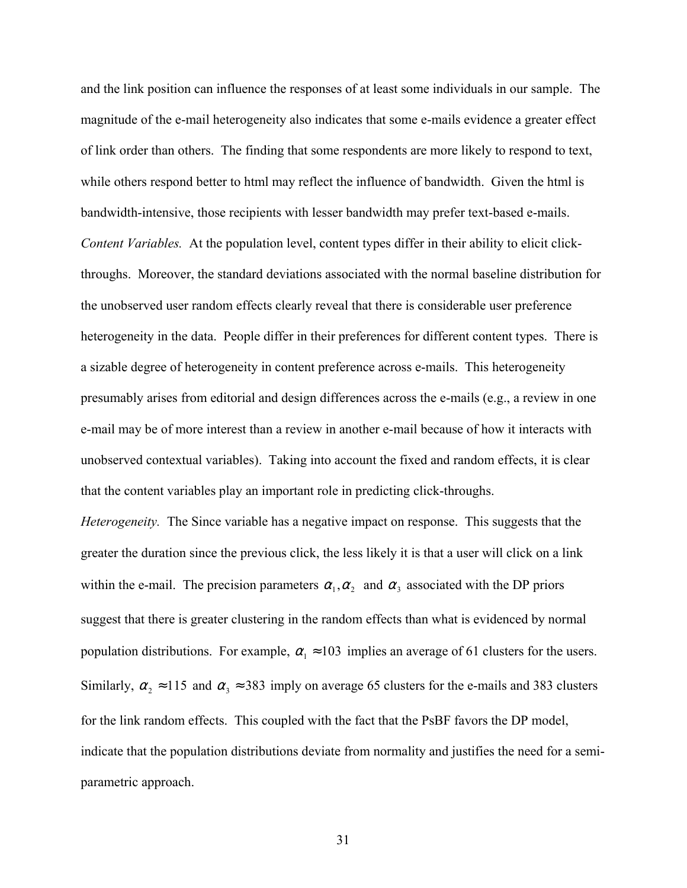and the link position can influence the responses of at least some individuals in our sample. The magnitude of the e-mail heterogeneity also indicates that some e-mails evidence a greater effect of link order than others. The finding that some respondents are more likely to respond to text, while others respond better to html may reflect the influence of bandwidth. Given the html is bandwidth-intensive, those recipients with lesser bandwidth may prefer text-based e-mails.

*Content Variables.* At the population level, content types differ in their ability to elicit click-throughs. Moreover, the standard deviations associated with the normal baseline distribution for the unobserved user random effects clearly reveal that there is considerable user preference heterogeneity in the data. People differ in their preferences for different content types. There is a sizable degree of heterogeneity in content preference across e-mails. This heterogeneity presumably arises from editorial and design differences across the e-mails (e.g., a review in one e-mail may be of more interest than a review in another e-mail because of how it interacts with unobserved contextual variables). Taking into account the fixed and random effects, it is clear that the content variables play an important role in predicting click-throughs.

*Heterogeneity.* The Since variable has a negative impact on response. This suggests that the greater the duration since the previous click, the less likely it is that a user will click on a link within the e-mail. The precision parameters $\alpha_1, \alpha_2$ and $\alpha_3$ associated with the DP priors suggest that there is greater clustering in the random effects than what is evidenced by normal population distributions. For example, $\alpha_1 \approx 103$ implies an average of 61 clusters for the users. Similarly, $\alpha_2 \approx 115$ and $\alpha_3 \approx 383$ imply on average 65 clusters for the e-mails and 383 clusters for the link random effects. This coupled with the fact that the PsBF favors the DP model, indicate that the population distributions deviate from normality and justifies the need for a semi-parametric approach.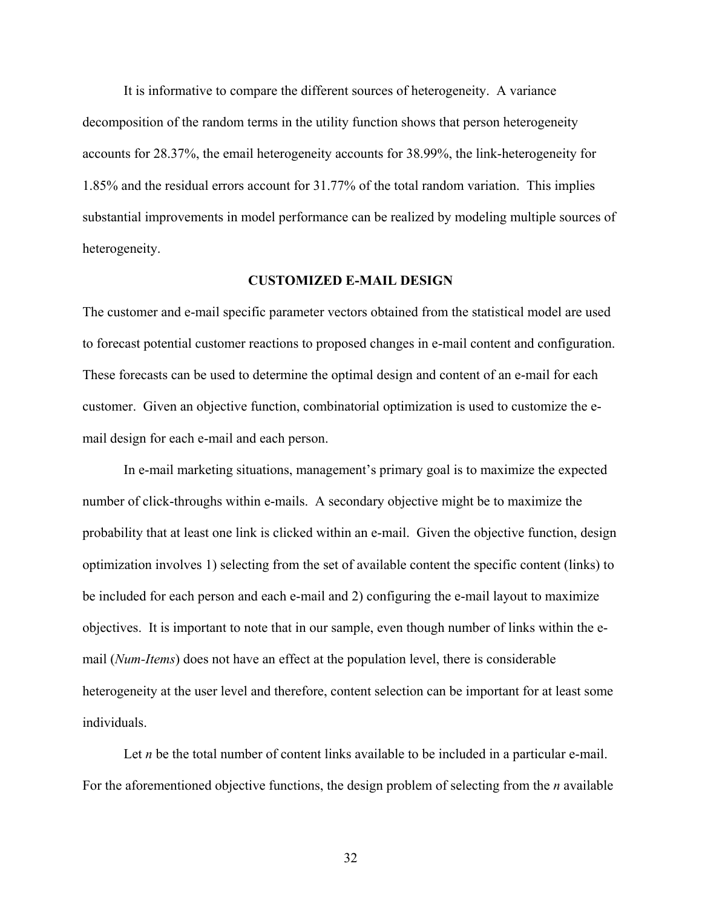It is informative to compare the different sources of heterogeneity. A variance decomposition of the random terms in the utility function shows that person heterogeneity accounts for 28.37%, the email heterogeneity accounts for 38.99%, the link-heterogeneity for 1.85% and the residual errors account for 31.77% of the total random variation. This implies substantial improvements in model performance can be realized by modeling multiple sources of heterogeneity.

## CUSTOMIZED E-MAIL DESIGN

The customer and e-mail specific parameter vectors obtained from the statistical model are used to forecast potential customer reactions to proposed changes in e-mail content and configuration. These forecasts can be used to determine the optimal design and content of an e-mail for each customer. Given an objective function, combinatorial optimization is used to customize the e-mail design for each e-mail and each person.

In e-mail marketing situations, management's primary goal is to maximize the expected number of click-throughs within e-mails. A secondary objective might be to maximize the probability that at least one link is clicked within an e-mail. Given the objective function, design optimization involves 1) selecting from the set of available content the specific content (links) to be included for each person and each e-mail and 2) configuring the e-mail layout to maximize objectives. It is important to note that in our sample, even though number of links within the e-mail (*Num-Items*) does not have an effect at the population level, there is considerable heterogeneity at the user level and therefore, content selection can be important for at least some individuals.

Let $n$ be the total number of content links available to be included in a particular e-mail. For the aforementioned objective functions, the design problem of selecting from the $n$ available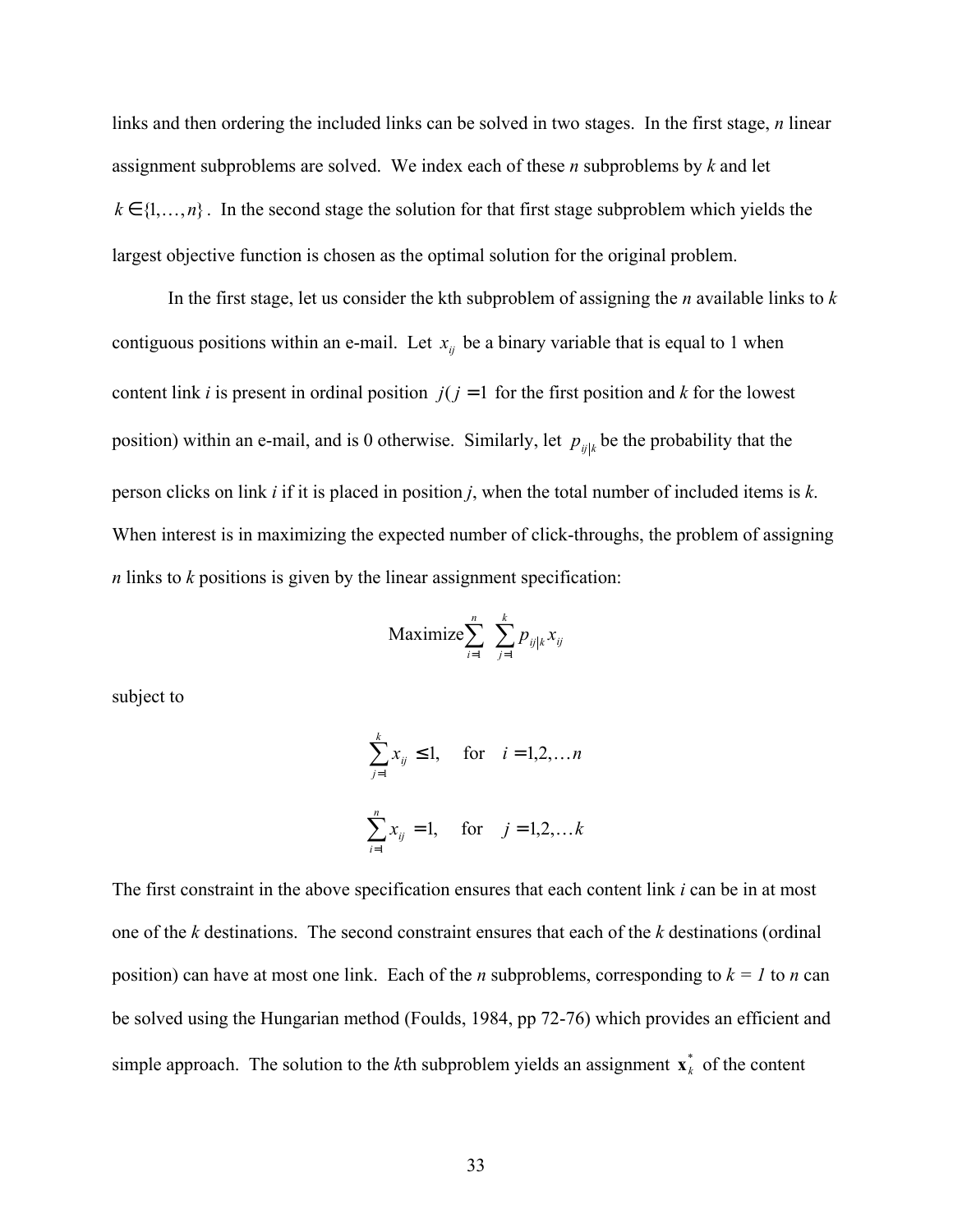links and then ordering the included links can be solved in two stages. In the first stage, *n* linear assignment subproblems are solved. We index each of these *n* subproblems by *k* and let $k \in \{1, \ldots, n\}$. In the second stage the solution for that first stage subproblem which yields the largest objective function is chosen as the optimal solution for the original problem.

In the first stage, let us consider the kth subproblem of assigning the *n* available links to *k* contiguous positions within an e-mail. Let $x_{ij}$ be a binary variable that is equal to 1 when content link *i* is present in ordinal position $j(j = 1$ for the first position and *k* for the lowest position) within an e-mail, and is 0 otherwise. Similarly, let $p_{ij|k}$ be the probability that the person clicks on link *i* if it is placed in position *j*, when the total number of included items is *k*. When interest is in maximizing the expected number of click-throughs, the problem of assigning *n* links to *k* positions is given by the linear assignment specification:

$$\text{Maximize} \sum_{i=1}^{n} \sum_{j=1}^{k} p_{ij|k} x_{ij}$$

subject to

$$\sum_{j=1}^{k} x_{ij} \leq 1, \quad \text{for} \quad i = 1, 2, \ldots n$$

$$\sum_{i=1}^{n} x_{ij} = 1, \quad \text{for} \quad j = 1, 2, \ldots k$$

The first constraint in the above specification ensures that each content link *i* can be in at most one of the *k* destinations. The second constraint ensures that each of the *k* destinations (ordinal position) can have at most one link. Each of the *n* subproblems, corresponding to *k = 1* to *n* can be solved using the Hungarian method (Foulds, 1984, pp 72-76) which provides an efficient and simple approach. The solution to the *k*th subproblem yields an assignment $\mathbf{x}_k^*$ of the content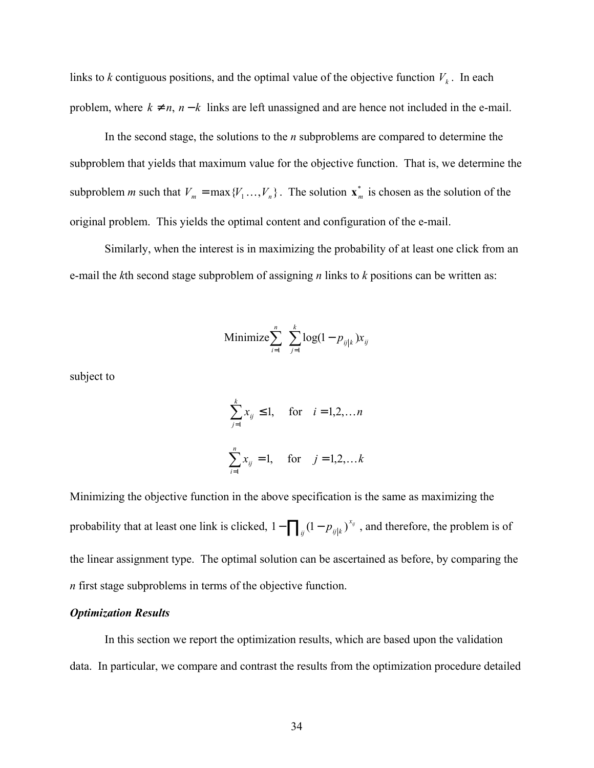links to $k$ contiguous positions, and the optimal value of the objective function $V_k$. In each problem, where $k \neq n$, $n - k$ links are left unassigned and are hence not included in the e-mail.

In the second stage, the solutions to the $n$ subproblems are compared to determine the subproblem that yields that maximum value for the objective function. That is, we determine the subproblem $m$ such that $V_m = \max\{V_1 \ldots, V_n\}$. The solution $\mathbf{x}_m^*$ is chosen as the solution of the original problem. This yields the optimal content and configuration of the e-mail.

Similarly, when the interest is in maximizing the probability of at least one click from an e-mail the $k$th second stage subproblem of assigning $n$ links to $k$ positions can be written as:

$$\text{Minimize} \sum_{i=1}^{n} \sum_{j=1}^{k} \log(1 - p_{ij|k}) x_{ij}$$

subject to

$$\sum_{j=1}^{k} x_{ij} \leq 1, \quad \text{for} \quad i = 1, 2, \ldots n$$

$$\sum_{i=1}^{n} x_{ij} = 1, \quad \text{for} \quad j = 1, 2, \ldots k$$

Minimizing the objective function in the above specification is the same as maximizing the probability that at least one link is clicked, $1 - \prod_{ij} (1 - p_{ij|k})^{x_{ij}}$, and therefore, the problem is of the linear assignment type. The optimal solution can be ascertained as before, by comparing the $n$ first stage subproblems in terms of the objective function.

***Optimization Results***

In this section we report the optimization results, which are based upon the validation data. In particular, we compare and contrast the results from the optimization procedure detailed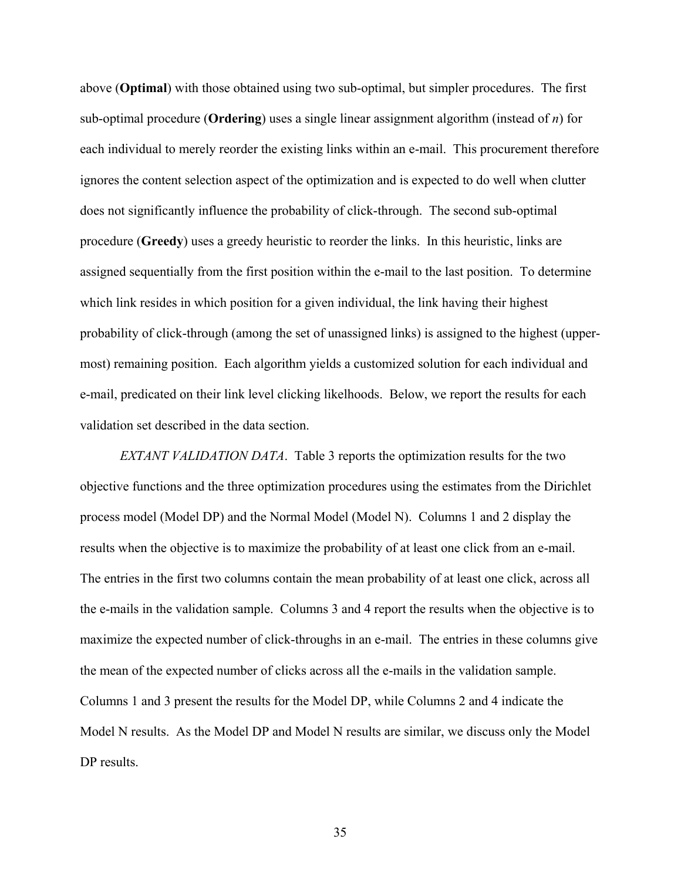above (**Optimal**) with those obtained using two sub-optimal, but simpler procedures. The first sub-optimal procedure (**Ordering**) uses a single linear assignment algorithm (instead of *n*) for each individual to merely reorder the existing links within an e-mail. This procurement therefore ignores the content selection aspect of the optimization and is expected to do well when clutter does not significantly influence the probability of click-through. The second sub-optimal procedure (**Greedy**) uses a greedy heuristic to reorder the links. In this heuristic, links are assigned sequentially from the first position within the e-mail to the last position. To determine which link resides in which position for a given individual, the link having their highest probability of click-through (among the set of unassigned links) is assigned to the highest (upper-most) remaining position. Each algorithm yields a customized solution for each individual and e-mail, predicated on their link level clicking likelihoods. Below, we report the results for each validation set described in the data section.

*EXTANT VALIDATION DATA*. Table 3 reports the optimization results for the two objective functions and the three optimization procedures using the estimates from the Dirichlet process model (Model DP) and the Normal Model (Model N). Columns 1 and 2 display the results when the objective is to maximize the probability of at least one click from an e-mail. The entries in the first two columns contain the mean probability of at least one click, across all the e-mails in the validation sample. Columns 3 and 4 report the results when the objective is to maximize the expected number of click-throughs in an e-mail. The entries in these columns give the mean of the expected number of clicks across all the e-mails in the validation sample. Columns 1 and 3 present the results for the Model DP, while Columns 2 and 4 indicate the Model N results. As the Model DP and Model N results are similar, we discuss only the Model DP results.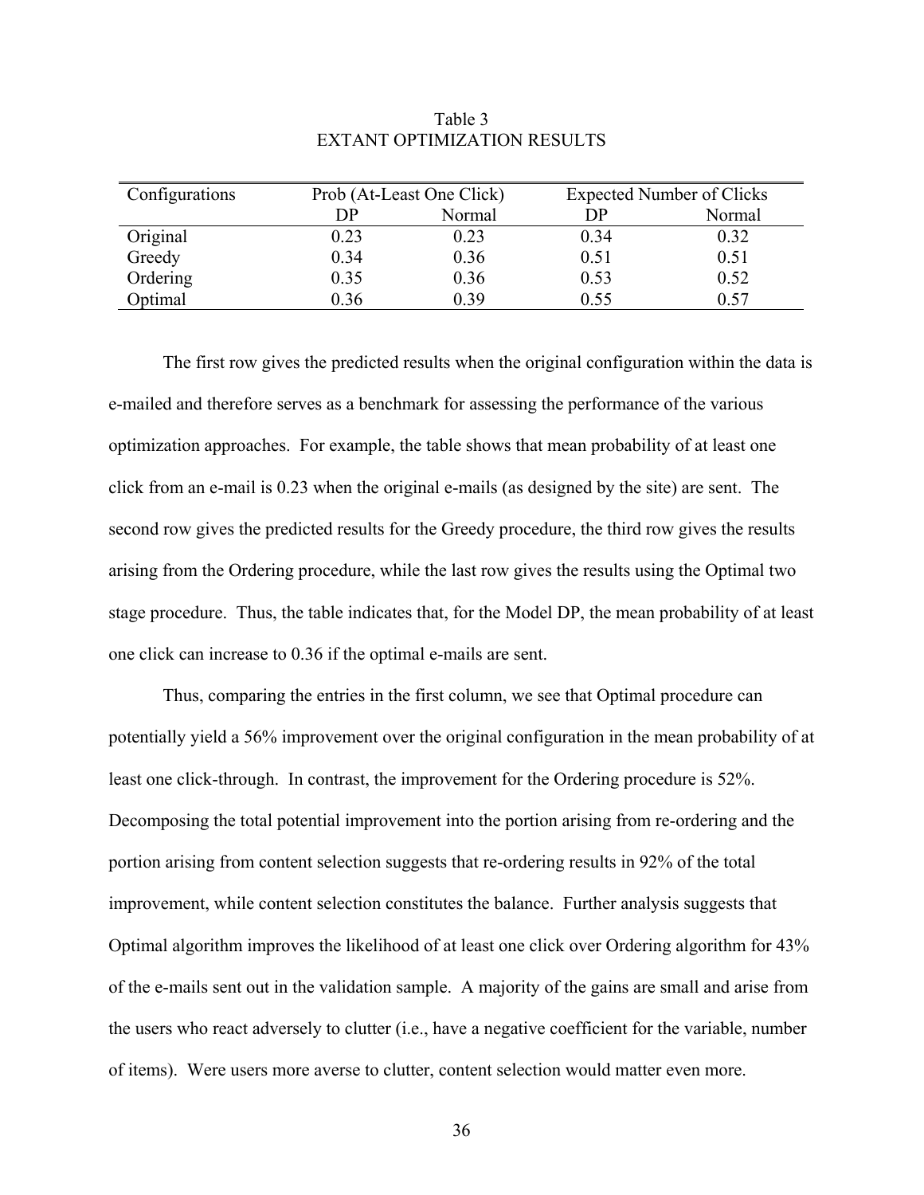Table 3
EXTANT OPTIMIZATION RESULTS

| Configurations | Prob (At-Least One Click) | | Expected Number of Clicks | |
|---|---|---|---|---|
| | DP | Normal | DP | Normal |
| Original | 0.23 | 0.23 | 0.34 | 0.32 |
| Greedy | 0.34 | 0.36 | 0.51 | 0.51 |
| Ordering | 0.35 | 0.36 | 0.53 | 0.52 |
| Optimal | 0.36 | 0.39 | 0.55 | 0.57 |

The first row gives the predicted results when the original configuration within the data is e-mailed and therefore serves as a benchmark for assessing the performance of the various optimization approaches. For example, the table shows that mean probability of at least one click from an e-mail is 0.23 when the original e-mails (as designed by the site) are sent. The second row gives the predicted results for the Greedy procedure, the third row gives the results arising from the Ordering procedure, while the last row gives the results using the Optimal two stage procedure. Thus, the table indicates that, for the Model DP, the mean probability of at least one click can increase to 0.36 if the optimal e-mails are sent.

Thus, comparing the entries in the first column, we see that Optimal procedure can potentially yield a 56% improvement over the original configuration in the mean probability of at least one click-through. In contrast, the improvement for the Ordering procedure is 52%. Decomposing the total potential improvement into the portion arising from re-ordering and the portion arising from content selection suggests that re-ordering results in 92% of the total improvement, while content selection constitutes the balance. Further analysis suggests that Optimal algorithm improves the likelihood of at least one click over Ordering algorithm for 43% of the e-mails sent out in the validation sample. A majority of the gains are small and arise from the users who react adversely to clutter (i.e., have a negative coefficient for the variable, number of items). Were users more averse to clutter, content selection would matter even more.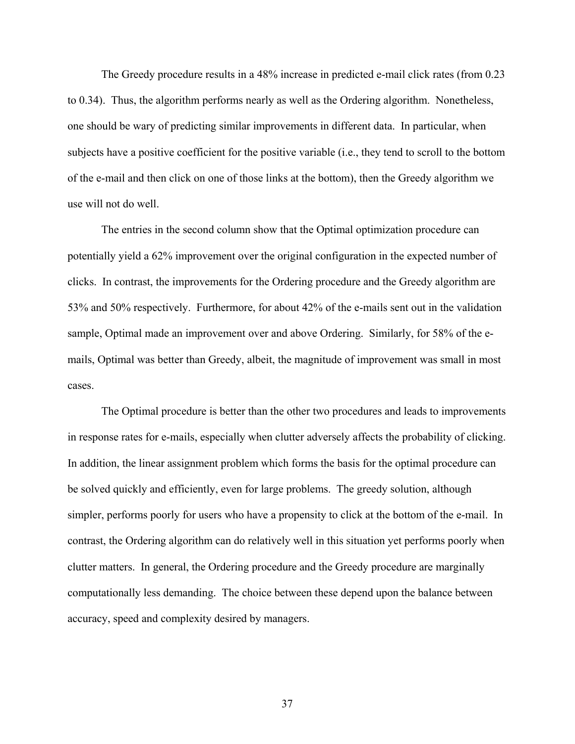The Greedy procedure results in a 48% increase in predicted e-mail click rates (from 0.23 to 0.34). Thus, the algorithm performs nearly as well as the Ordering algorithm. Nonetheless, one should be wary of predicting similar improvements in different data. In particular, when subjects have a positive coefficient for the positive variable (i.e., they tend to scroll to the bottom of the e-mail and then click on one of those links at the bottom), then the Greedy algorithm we use will not do well.

The entries in the second column show that the Optimal optimization procedure can potentially yield a 62% improvement over the original configuration in the expected number of clicks. In contrast, the improvements for the Ordering procedure and the Greedy algorithm are 53% and 50% respectively. Furthermore, for about 42% of the e-mails sent out in the validation sample, Optimal made an improvement over and above Ordering. Similarly, for 58% of the e-mails, Optimal was better than Greedy, albeit, the magnitude of improvement was small in most cases.

The Optimal procedure is better than the other two procedures and leads to improvements in response rates for e-mails, especially when clutter adversely affects the probability of clicking. In addition, the linear assignment problem which forms the basis for the optimal procedure can be solved quickly and efficiently, even for large problems. The greedy solution, although simpler, performs poorly for users who have a propensity to click at the bottom of the e-mail. In contrast, the Ordering algorithm can do relatively well in this situation yet performs poorly when clutter matters. In general, the Ordering procedure and the Greedy procedure are marginally computationally less demanding. The choice between these depend upon the balance between accuracy, speed and complexity desired by managers.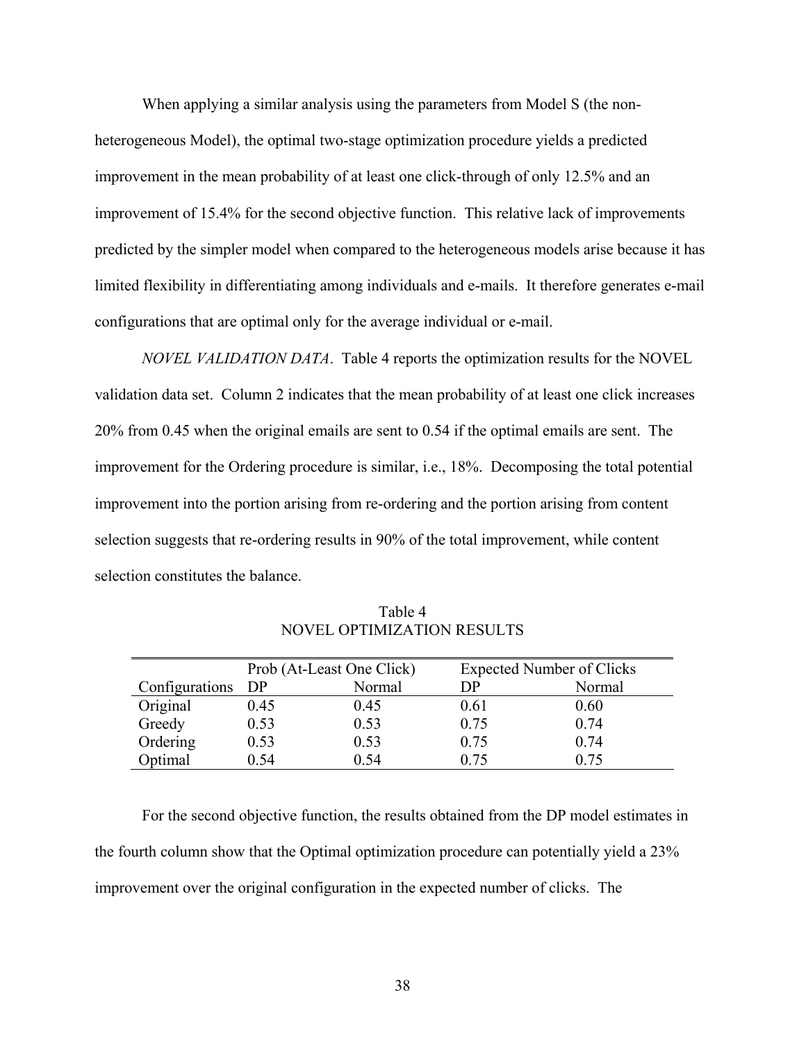When applying a similar analysis using the parameters from Model S (the non-heterogeneous Model), the optimal two-stage optimization procedure yields a predicted improvement in the mean probability of at least one click-through of only 12.5% and an improvement of 15.4% for the second objective function. This relative lack of improvements predicted by the simpler model when compared to the heterogeneous models arise because it has limited flexibility in differentiating among individuals and e-mails. It therefore generates e-mail configurations that are optimal only for the average individual or e-mail.

*NOVEL VALIDATION DATA*. Table 4 reports the optimization results for the NOVEL validation data set. Column 2 indicates that the mean probability of at least one click increases 20% from 0.45 when the original emails are sent to 0.54 if the optimal emails are sent. The improvement for the Ordering procedure is similar, i.e., 18%. Decomposing the total potential improvement into the portion arising from re-ordering and the portion arising from content selection suggests that re-ordering results in 90% of the total improvement, while content selection constitutes the balance.

Table 4
NOVEL OPTIMIZATION RESULTS

| | Prob (At-Least One Click) | | Expected Number of Clicks | |
|---|---|---|---|---|
| Configurations | DP | Normal | DP | Normal |
| Original | 0.45 | 0.45 | 0.61 | 0.60 |
| Greedy | 0.53 | 0.53 | 0.75 | 0.74 |
| Ordering | 0.53 | 0.53 | 0.75 | 0.74 |
| Optimal | 0.54 | 0.54 | 0.75 | 0.75 |

For the second objective function, the results obtained from the DP model estimates in the fourth column show that the Optimal optimization procedure can potentially yield a 23% improvement over the original configuration in the expected number of clicks. The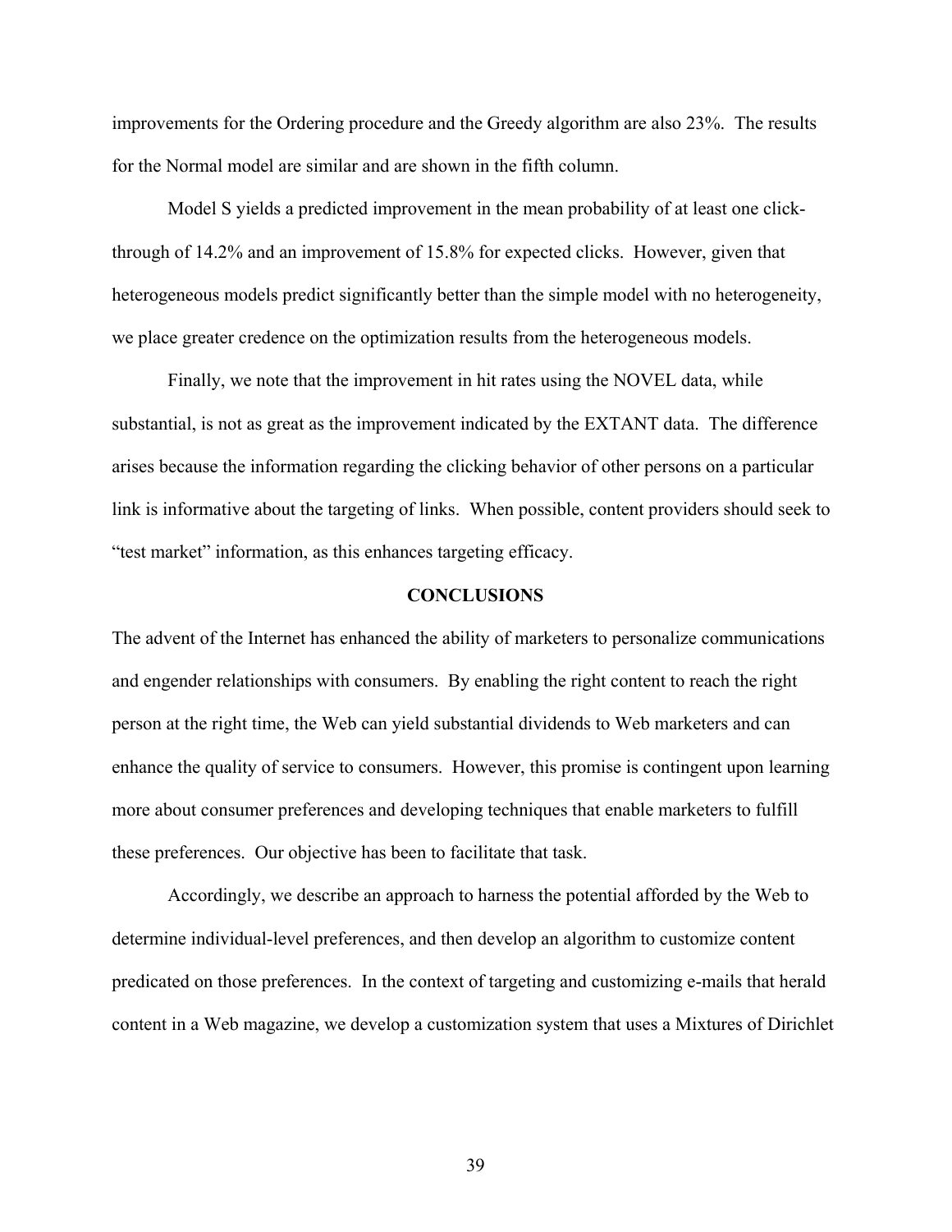improvements for the Ordering procedure and the Greedy algorithm are also 23%. The results for the Normal model are similar and are shown in the fifth column.

Model S yields a predicted improvement in the mean probability of at least one click-through of 14.2% and an improvement of 15.8% for expected clicks. However, given that heterogeneous models predict significantly better than the simple model with no heterogeneity, we place greater credence on the optimization results from the heterogeneous models.

Finally, we note that the improvement in hit rates using the NOVEL data, while substantial, is not as great as the improvement indicated by the EXTANT data. The difference arises because the information regarding the clicking behavior of other persons on a particular link is informative about the targeting of links. When possible, content providers should seek to "test market" information, as this enhances targeting efficacy.

## CONCLUSIONS

The advent of the Internet has enhanced the ability of marketers to personalize communications and engender relationships with consumers. By enabling the right content to reach the right person at the right time, the Web can yield substantial dividends to Web marketers and can enhance the quality of service to consumers. However, this promise is contingent upon learning more about consumer preferences and developing techniques that enable marketers to fulfill these preferences. Our objective has been to facilitate that task.

Accordingly, we describe an approach to harness the potential afforded by the Web to determine individual-level preferences, and then develop an algorithm to customize content predicated on those preferences. In the context of targeting and customizing e-mails that herald content in a Web magazine, we develop a customization system that uses a Mixtures of Dirichlet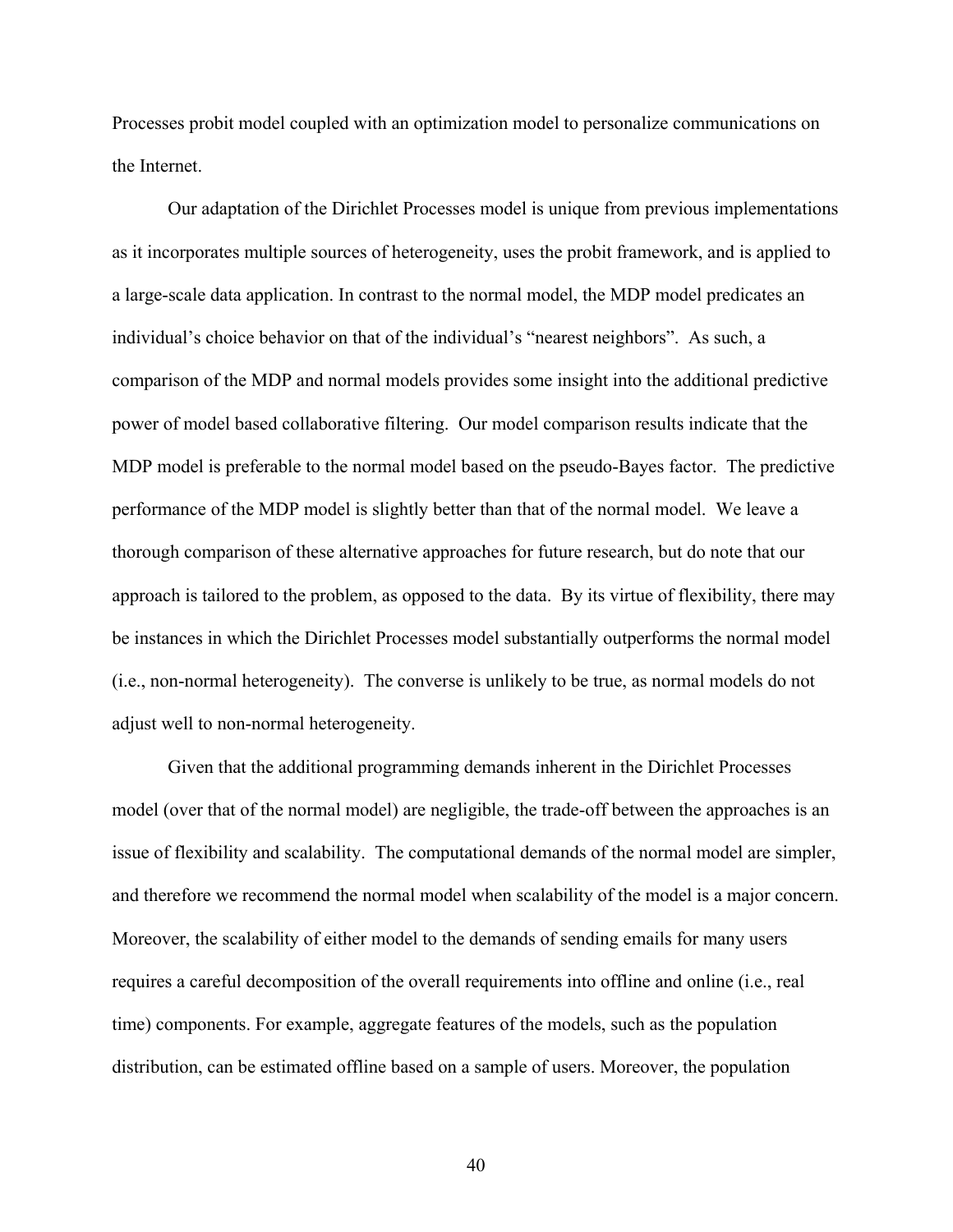Processes probit model coupled with an optimization model to personalize communications on the Internet.

Our adaptation of the Dirichlet Processes model is unique from previous implementations as it incorporates multiple sources of heterogeneity, uses the probit framework, and is applied to a large-scale data application. In contrast to the normal model, the MDP model predicates an individual's choice behavior on that of the individual's "nearest neighbors". As such, a comparison of the MDP and normal models provides some insight into the additional predictive power of model based collaborative filtering. Our model comparison results indicate that the MDP model is preferable to the normal model based on the pseudo-Bayes factor. The predictive performance of the MDP model is slightly better than that of the normal model. We leave a thorough comparison of these alternative approaches for future research, but do note that our approach is tailored to the problem, as opposed to the data. By its virtue of flexibility, there may be instances in which the Dirichlet Processes model substantially outperforms the normal model (i.e., non-normal heterogeneity). The converse is unlikely to be true, as normal models do not adjust well to non-normal heterogeneity.

Given that the additional programming demands inherent in the Dirichlet Processes model (over that of the normal model) are negligible, the trade-off between the approaches is an issue of flexibility and scalability. The computational demands of the normal model are simpler, and therefore we recommend the normal model when scalability of the model is a major concern. Moreover, the scalability of either model to the demands of sending emails for many users requires a careful decomposition of the overall requirements into offline and online (i.e., real time) components. For example, aggregate features of the models, such as the population distribution, can be estimated offline based on a sample of users. Moreover, the population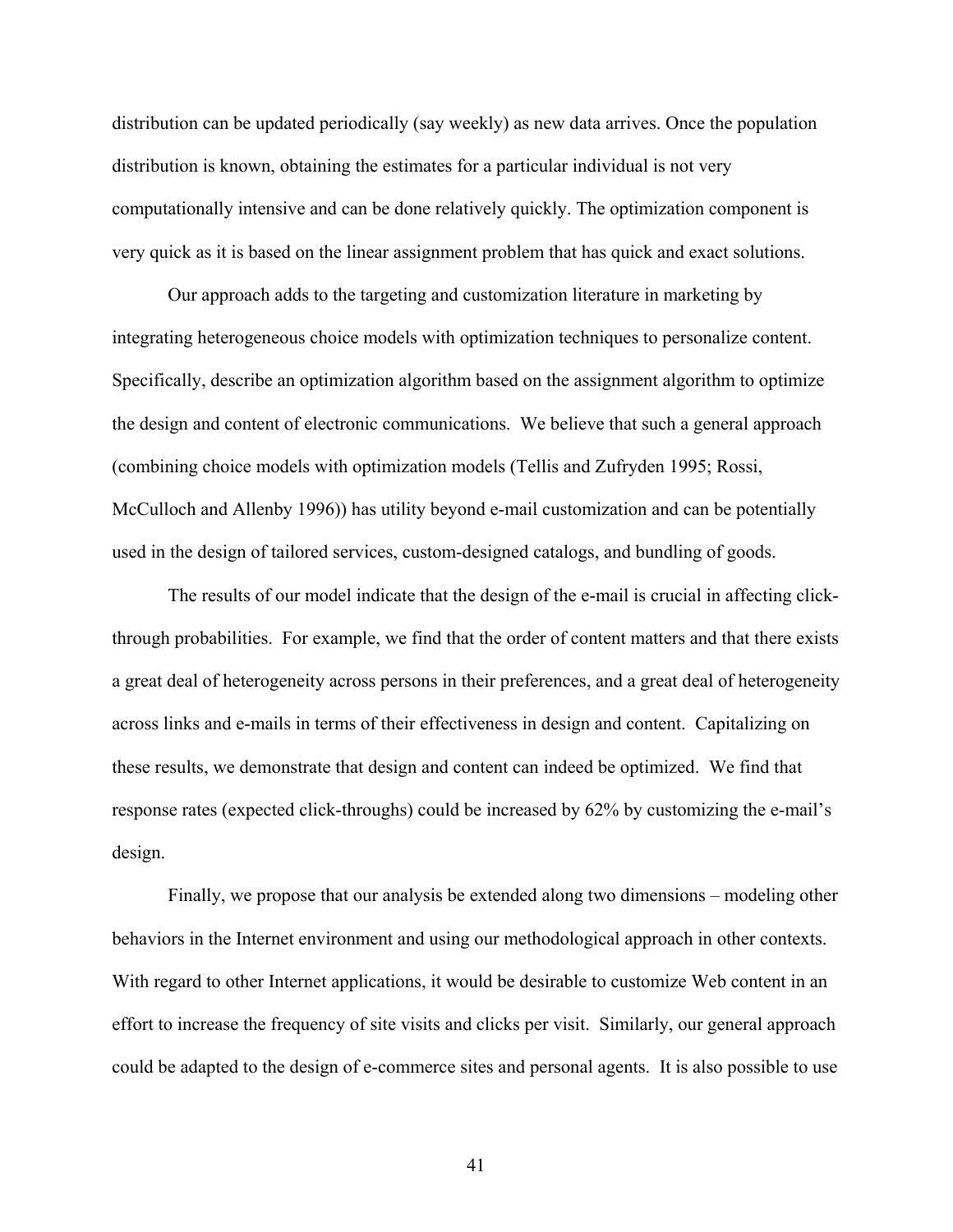distribution can be updated periodically (say weekly) as new data arrives. Once the population distribution is known, obtaining the estimates for a particular individual is not very computationally intensive and can be done relatively quickly. The optimization component is very quick as it is based on the linear assignment problem that has quick and exact solutions.

Our approach adds to the targeting and customization literature in marketing by integrating heterogeneous choice models with optimization techniques to personalize content. Specifically, describe an optimization algorithm based on the assignment algorithm to optimize the design and content of electronic communications. We believe that such a general approach (combining choice models with optimization models (Tellis and Zufryden 1995; Rossi, McCulloch and Allenby 1996)) has utility beyond e-mail customization and can be potentially used in the design of tailored services, custom-designed catalogs, and bundling of goods.

The results of our model indicate that the design of the e-mail is crucial in affecting click-through probabilities. For example, we find that the order of content matters and that there exists a great deal of heterogeneity across persons in their preferences, and a great deal of heterogeneity across links and e-mails in terms of their effectiveness in design and content. Capitalizing on these results, we demonstrate that design and content can indeed be optimized. We find that response rates (expected click-throughs) could be increased by 62% by customizing the e-mail's design.

Finally, we propose that our analysis be extended along two dimensions – modeling other behaviors in the Internet environment and using our methodological approach in other contexts. With regard to other Internet applications, it would be desirable to customize Web content in an effort to increase the frequency of site visits and clicks per visit. Similarly, our general approach could be adapted to the design of e-commerce sites and personal agents. It is also possible to use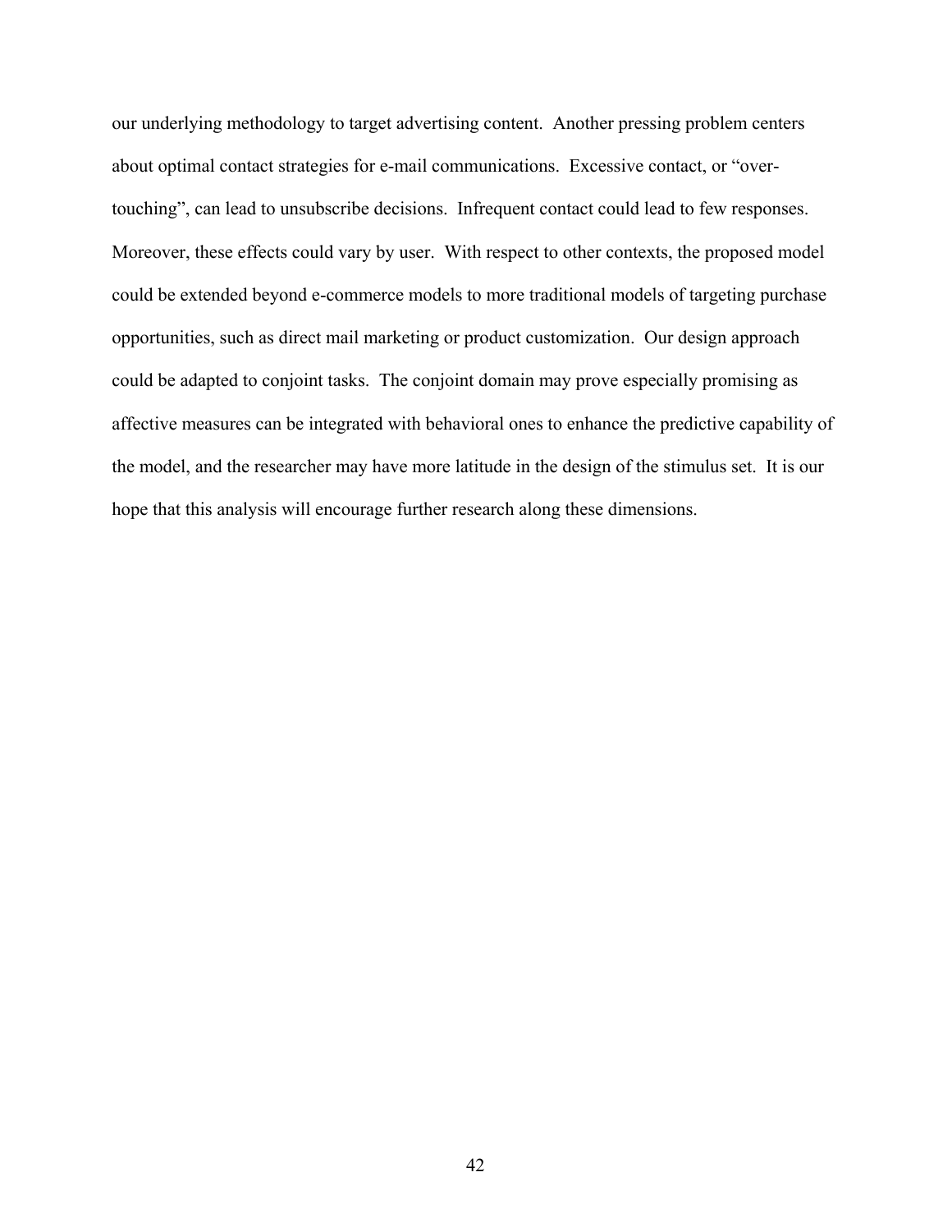our underlying methodology to target advertising content. Another pressing problem centers about optimal contact strategies for e-mail communications. Excessive contact, or "over-touching", can lead to unsubscribe decisions. Infrequent contact could lead to few responses. Moreover, these effects could vary by user. With respect to other contexts, the proposed model could be extended beyond e-commerce models to more traditional models of targeting purchase opportunities, such as direct mail marketing or product customization. Our design approach could be adapted to conjoint tasks. The conjoint domain may prove especially promising as affective measures can be integrated with behavioral ones to enhance the predictive capability of the model, and the researcher may have more latitude in the design of the stimulus set. It is our hope that this analysis will encourage further research along these dimensions.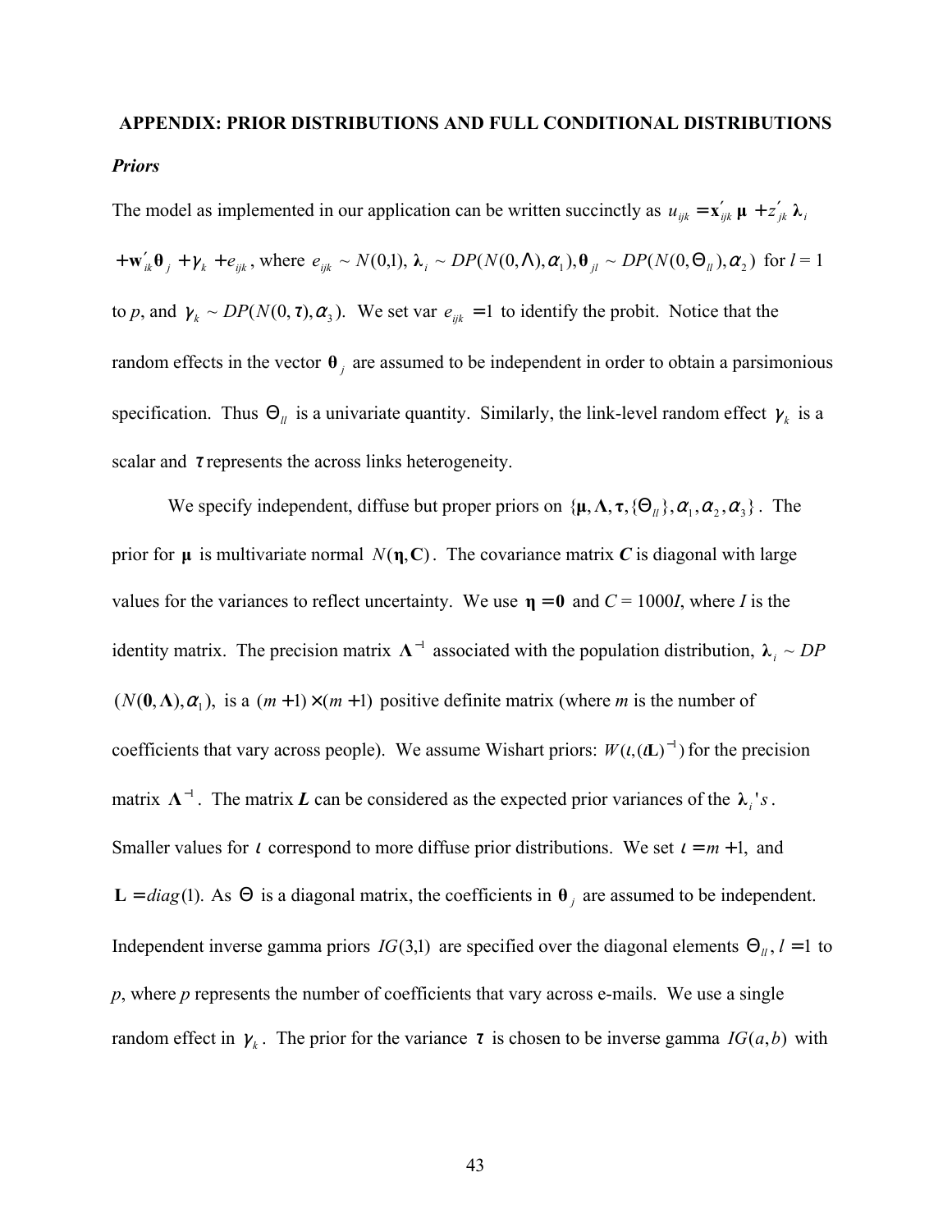**APPENDIX: PRIOR DISTRIBUTIONS AND FULL CONDITIONAL DISTRIBUTIONS**

***Priors***

The model as implemented in our application can be written succinctly as $u_{ijk} = \mathbf{x}'_{ijk}\,\boldsymbol{\mu} + z'_{jk}\,\boldsymbol{\lambda}_i + \mathbf{w}'_{ik}\boldsymbol{\theta}_j + \gamma_k + e_{ijk}$, where $e_{ijk} \sim N(0,1)$, $\boldsymbol{\lambda}_i \sim DP(N(0,\Lambda),\alpha_1), \boldsymbol{\theta}_{jl} \sim DP(N(0,\Theta_{ll}),\alpha_2)$ for $l$ = 1 to $p$, and $\gamma_k \sim DP(N(0,\tau),\alpha_3)$. We set var $e_{ijk} = 1$ to identify the probit. Notice that the random effects in the vector $\boldsymbol{\theta}_j$ are assumed to be independent in order to obtain a parsimonious specification. Thus $\Theta_{ll}$ is a univariate quantity. Similarly, the link-level random effect $\gamma_k$ is a scalar and $\tau$ represents the across links heterogeneity.

We specify independent, diffuse but proper priors on $\{\boldsymbol{\mu}, \boldsymbol{\Lambda}, \boldsymbol{\tau}, \{\Theta_{ll}\}, \alpha_1, \alpha_2, \alpha_3\}$. The prior for $\boldsymbol{\mu}$ is multivariate normal $N(\boldsymbol{\eta}, \mathbf{C})$. The covariance matrix $\boldsymbol{C}$ is diagonal with large values for the variances to reflect uncertainty. We use $\boldsymbol{\eta} = \mathbf{0}$ and $C = 1000I$, where $I$ is the identity matrix. The precision matrix $\boldsymbol{\Lambda}^{-1}$ associated with the population distribution, $\boldsymbol{\lambda}_i \sim DP$ $(N(\mathbf{0}, \boldsymbol{\Lambda}), \alpha_1)$, is a $(m+1)\times(m+1)$ positive definite matrix (where $m$ is the number of coefficients that vary across people). We assume Wishart priors: $W(\iota, (\iota\mathbf{L})^{-1})$ for the precision matrix $\boldsymbol{\Lambda}^{-1}$. The matrix $\boldsymbol{L}$ can be considered as the expected prior variances of the $\boldsymbol{\lambda}_i$'s. Smaller values for $\iota$ correspond to more diffuse prior distributions. We set $\iota = m+1$, and $\mathbf{L} = diag(1)$. As $\Theta$ is a diagonal matrix, the coefficients in $\boldsymbol{\theta}_j$ are assumed to be independent. Independent inverse gamma priors $IG(3,1)$ are specified over the diagonal elements $\Theta_{ll}$, $l = 1$ to $p$, where $p$ represents the number of coefficients that vary across e-mails. We use a single random effect in $\gamma_k$. The prior for the variance $\tau$ is chosen to be inverse gamma $IG(a,b)$ with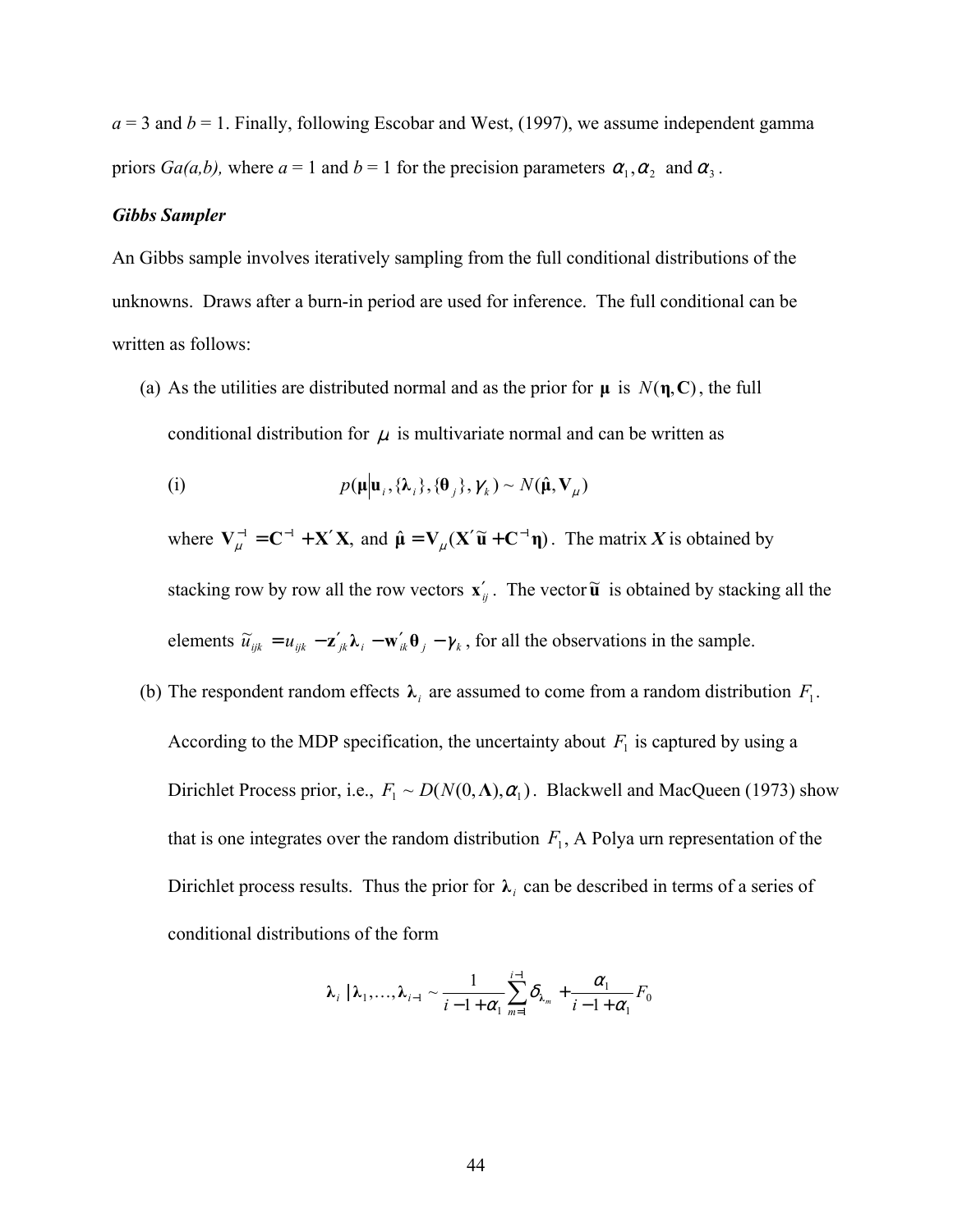$a$ = 3 and $b$ = 1. Finally, following Escobar and West, (1997), we assume independent gamma priors *Ga(a,b),* where $a$ = 1 and $b$ = 1 for the precision parameters $\alpha_1, \alpha_2$ and $\alpha_3$.

***Gibbs Sampler***

An Gibbs sample involves iteratively sampling from the full conditional distributions of the unknowns. Draws after a burn-in period are used for inference. The full conditional can be written as follows:

(a) As the utilities are distributed normal and as the prior for $\boldsymbol{\mu}$ is $N(\boldsymbol{\eta}, \mathbf{C})$, the full conditional distribution for $\mu$ is multivariate normal and can be written as

(i) $$p(\boldsymbol{\mu} | \mathbf{u}_i, \{\boldsymbol{\lambda}_i\}, \{\boldsymbol{\theta}_j\}, \gamma_k) \sim N(\hat{\boldsymbol{\mu}}, \mathbf{V}_\mu)$$

where $\mathbf{V}_\mu^{-1} = \mathbf{C}^{-1} + \mathbf{X}'\mathbf{X}$, and $\hat{\boldsymbol{\mu}} = \mathbf{V}_\mu(\mathbf{X}'\tilde{\mathbf{u}} + \mathbf{C}^{-1}\boldsymbol{\eta})$. The matrix $\boldsymbol{X}$ is obtained by stacking row by row all the row vectors $\mathbf{x}'_{ij}$. The vector $\tilde{\mathbf{u}}$ is obtained by stacking all the elements $\tilde{u}_{ijk} = u_{ijk} - \mathbf{z}'_{jk}\boldsymbol{\lambda}_i - \mathbf{w}'_{ik}\boldsymbol{\theta}_j - \gamma_k$, for all the observations in the sample.

(b) The respondent random effects $\boldsymbol{\lambda}_i$ are assumed to come from a random distribution $F_1$. According to the MDP specification, the uncertainty about $F_1$ is captured by using a Dirichlet Process prior, i.e., $F_1 \sim D(N(0, \boldsymbol{\Lambda}), \alpha_1)$. Blackwell and MacQueen (1973) show that is one integrates over the random distribution $F_1$, A Polya urn representation of the Dirichlet process results. Thus the prior for $\boldsymbol{\lambda}_i$ can be described in terms of a series of conditional distributions of the form

$$\boldsymbol{\lambda}_i \mid \boldsymbol{\lambda}_1, \ldots, \boldsymbol{\lambda}_{i-1} \sim \frac{1}{i-1+\alpha_1}\sum_{m=1}^{i-1}\delta_{\boldsymbol{\lambda}_m} + \frac{\alpha_1}{i-1+\alpha_1}F_0$$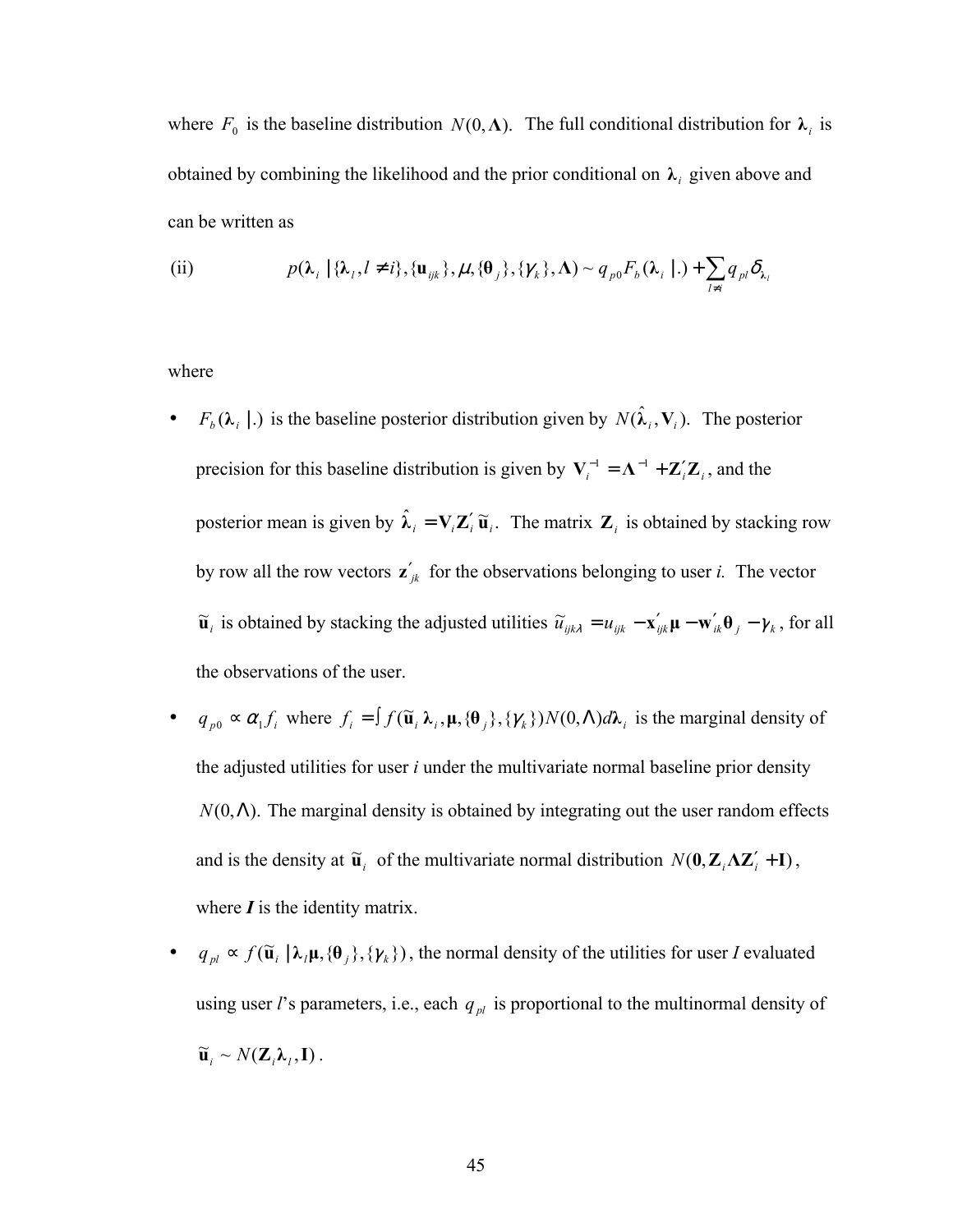where $F_0$ is the baseline distribution $N(0, \mathbf{\Lambda})$. The full conditional distribution for $\boldsymbol{\lambda}_i$ is obtained by combining the likelihood and the prior conditional on $\boldsymbol{\lambda}_i$ given above and can be written as

(ii) $$p(\boldsymbol{\lambda}_i \mid \{\boldsymbol{\lambda}_l, l \neq i\}, \{\mathbf{u}_{ijk}\}, \mu, \{\boldsymbol{\theta}_j\}, \{\gamma_k\}, \mathbf{\Lambda}) \sim q_{p0} F_b(\boldsymbol{\lambda}_i \mid .) + \sum_{l \neq i} q_{pl} \delta_{\boldsymbol{\lambda}_l}$$

where

- $F_b(\boldsymbol{\lambda}_i \mid .)$ is the baseline posterior distribution given by $N(\hat{\boldsymbol{\lambda}}_i, \mathbf{V}_i)$. The posterior precision for this baseline distribution is given by $\mathbf{V}_i^{-1} = \mathbf{\Lambda}^{-1} + \mathbf{Z}_i' \mathbf{Z}_i$, and the posterior mean is given by $\hat{\boldsymbol{\lambda}}_i = \mathbf{V}_i \mathbf{Z}_i' \tilde{\mathbf{u}}_i$. The matrix $\mathbf{Z}_i$ is obtained by stacking row by row all the row vectors $\mathbf{z}_{jk}'$ for the observations belonging to user *i.* The vector $\tilde{\mathbf{u}}_i$ is obtained by stacking the adjusted utilities $\tilde{u}_{ijk\lambda} = u_{ijk} - \mathbf{x}_{ijk}' \boldsymbol{\mu} - \mathbf{w}_{ik}' \boldsymbol{\theta}_j - \gamma_k$, for all the observations of the user.
- $q_{p0} \propto \alpha_1 f_i$ where $f_i = \int f(\tilde{\mathbf{u}}_i \, \boldsymbol{\lambda}_i, \boldsymbol{\mu}, \{\boldsymbol{\theta}_j\}, \{\gamma_k\}) N(0, \Lambda) d\boldsymbol{\lambda}_i$ is the marginal density of the adjusted utilities for user *i* under the multivariate normal baseline prior density $N(0, \Lambda)$. The marginal density is obtained by integrating out the user random effects and is the density at $\tilde{\mathbf{u}}_i$ of the multivariate normal distribution $N(\mathbf{0}, \mathbf{Z}_i \mathbf{\Lambda} \mathbf{Z}_i' + \mathbf{I})$, where ***I*** is the identity matrix.
- $q_{pl} \propto f(\tilde{\mathbf{u}}_i \mid \boldsymbol{\lambda}_l \boldsymbol{\mu}, \{\boldsymbol{\theta}_j\}, \{\gamma_k\})$, the normal density of the utilities for user *I* evaluated using user *l*'s parameters, i.e., each $q_{pl}$ is proportional to the multinormal density of $\tilde{\mathbf{u}}_i \sim N(\mathbf{Z}_i \boldsymbol{\lambda}_l, \mathbf{I})$.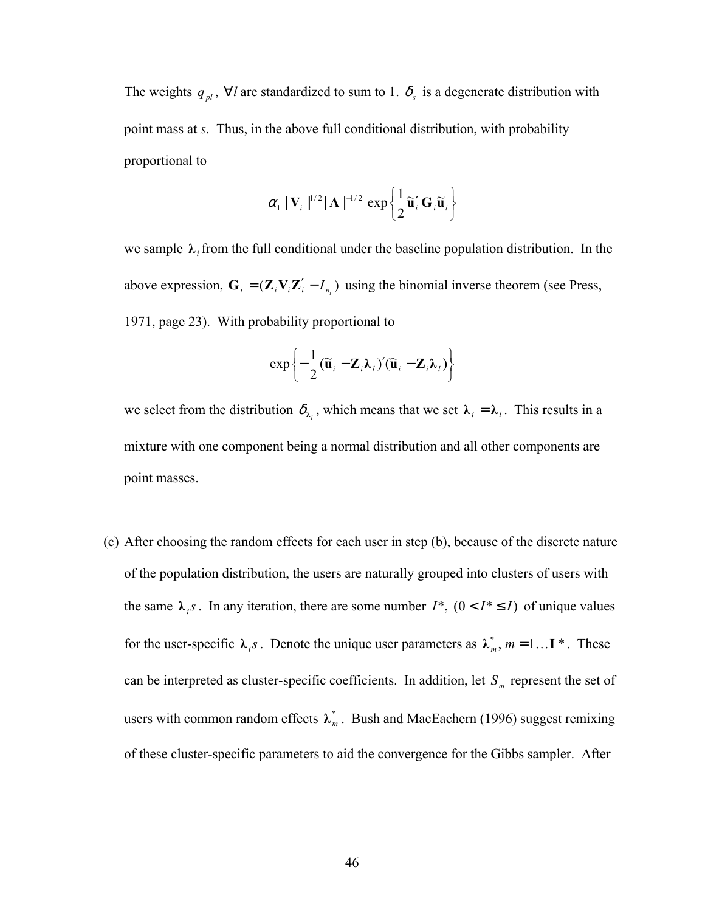The weights $q_{pl}$, $\forall l$ are standardized to sum to 1. $\delta_s$ is a degenerate distribution with point mass at *s*. Thus, in the above full conditional distribution, with probability proportional to

$$\alpha_1 \, |\mathbf{V}_i|^{1/2} |\mathbf{\Lambda}|^{-1/2} \exp\left\{\frac{1}{2}\tilde{\mathbf{u}}_i' \mathbf{G}_i \tilde{\mathbf{u}}_i\right\}$$

we sample $\boldsymbol{\lambda}_i$ from the full conditional under the baseline population distribution. In the above expression, $\mathbf{G}_i = (\mathbf{Z}_i \mathbf{V}_i \mathbf{Z}_i' - I_{n_i})$ using the binomial inverse theorem (see Press, 1971, page 23). With probability proportional to

$$\exp\left\{-\frac{1}{2}(\tilde{\mathbf{u}}_i - \mathbf{Z}_i \boldsymbol{\lambda}_l)'(\tilde{\mathbf{u}}_i - \mathbf{Z}_i \boldsymbol{\lambda}_l)\right\}$$

we select from the distribution $\delta_{\boldsymbol{\lambda}_l}$, which means that we set $\boldsymbol{\lambda}_i = \boldsymbol{\lambda}_l$. This results in a mixture with one component being a normal distribution and all other components are point masses.

(c) After choosing the random effects for each user in step (b), because of the discrete nature of the population distribution, the users are naturally grouped into clusters of users with the same $\boldsymbol{\lambda}_i s$. In any iteration, there are some number $I^*$, $(0 < I^* \leq I)$ of unique values for the user-specific $\boldsymbol{\lambda}_i s$. Denote the unique user parameters as $\boldsymbol{\lambda}_m^*$, $m = 1 \ldots \mathbf{I}^*$. These can be interpreted as cluster-specific coefficients. In addition, let $S_m$ represent the set of users with common random effects $\boldsymbol{\lambda}_m^*$. Bush and MacEachern (1996) suggest remixing of these cluster-specific parameters to aid the convergence for the Gibbs sampler. After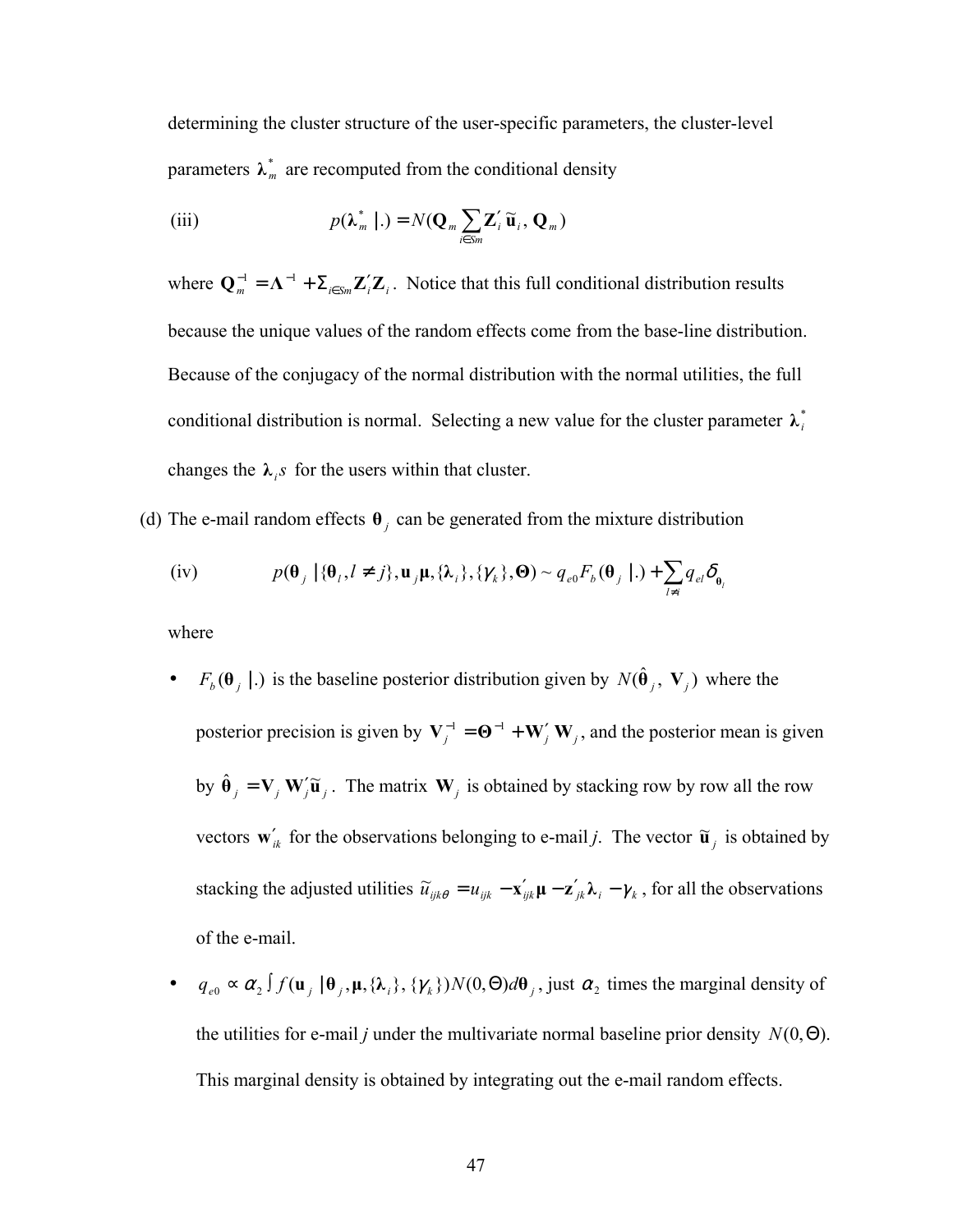determining the cluster structure of the user-specific parameters, the cluster-level parameters $\boldsymbol{\lambda}_m^*$ are recomputed from the conditional density

$$\text{(iii)} \qquad p(\boldsymbol{\lambda}_m^* \mid .) = N(\mathbf{Q}_m \sum_{i \in Sm} \mathbf{Z}_i' \tilde{\mathbf{u}}_i, \, \mathbf{Q}_m)$$

where $\mathbf{Q}_m^{-1} = \boldsymbol{\Lambda}^{-1} + \Sigma_{i \in Sm} \mathbf{Z}_i' \mathbf{Z}_i$. Notice that this full conditional distribution results because the unique values of the random effects come from the base-line distribution. Because of the conjugacy of the normal distribution with the normal utilities, the full conditional distribution is normal. Selecting a new value for the cluster parameter $\boldsymbol{\lambda}_i^*$ changes the $\boldsymbol{\lambda}_i s$ for the users within that cluster.

(d) The e-mail random effects $\boldsymbol{\theta}_j$ can be generated from the mixture distribution

$$\text{(iv)} \qquad p(\boldsymbol{\theta}_j \mid \{\boldsymbol{\theta}_l, l \neq j\}, \mathbf{u}_j \boldsymbol{\mu}, \{\boldsymbol{\lambda}_i\}, \{\gamma_k\}, \boldsymbol{\Theta}) \sim q_{e0} F_b(\boldsymbol{\theta}_j \mid .) + \sum_{l \neq i} q_{el} \delta_{\boldsymbol{\theta}_l}$$

where

- $F_b(\boldsymbol{\theta}_j \mid .)$ is the baseline posterior distribution given by $N(\hat{\boldsymbol{\theta}}_j, \, \mathbf{V}_j)$ where the posterior precision is given by $\mathbf{V}_j^{-1} = \boldsymbol{\Theta}^{-1} + \mathbf{W}_j' \mathbf{W}_j$, and the posterior mean is given by $\hat{\boldsymbol{\theta}}_j = \mathbf{V}_j \mathbf{W}_j' \tilde{\mathbf{u}}_j$. The matrix $\mathbf{W}_j$ is obtained by stacking row by row all the row vectors $\mathbf{w}_{ik}'$ for the observations belonging to e-mail *j*. The vector $\tilde{\mathbf{u}}_j$ is obtained by stacking the adjusted utilities $\tilde{u}_{ijk\theta} = u_{ijk} - \mathbf{x}_{ijk}' \boldsymbol{\mu} - \mathbf{z}_{jk}' \boldsymbol{\lambda}_i - \gamma_k$, for all the observations of the e-mail.
- $q_{e0} \propto \alpha_2 \int f(\mathbf{u}_j \mid \boldsymbol{\theta}_j, \boldsymbol{\mu}, \{\boldsymbol{\lambda}_i\}, \{\gamma_k\}) N(0, \Theta) d\boldsymbol{\theta}_j$, just $\alpha_2$ times the marginal density of the utilities for e-mail *j* under the multivariate normal baseline prior density $N(0, \Theta)$. This marginal density is obtained by integrating out the e-mail random effects.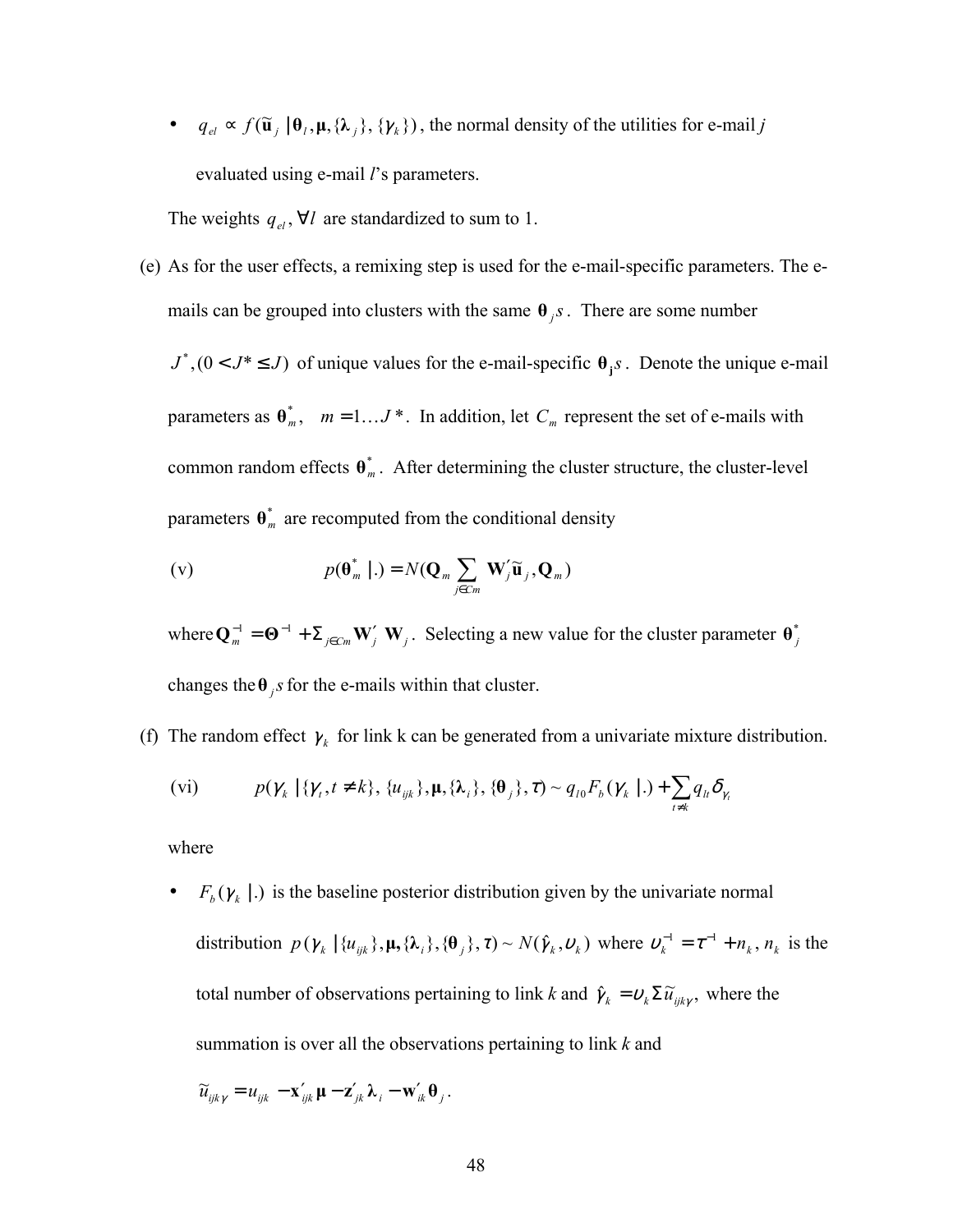- $q_{el} \propto f(\tilde{\mathbf{u}}_j \mid \boldsymbol{\theta}_l, \boldsymbol{\mu}, \{\boldsymbol{\lambda}_j\}, \{\gamma_k\})$, the normal density of the utilities for e-mail *j* evaluated using e-mail *l*'s parameters.

The weights $q_{el}, \forall l$ are standardized to sum to 1.

(e) As for the user effects, a remixing step is used for the e-mail-specific parameters. The e-mails can be grouped into clusters with the same $\boldsymbol{\theta}_j s$. There are some number $J^*, (0 < J^* \leq J)$ of unique values for the e-mail-specific $\boldsymbol{\theta}_\mathbf{j} s$. Denote the unique e-mail parameters as $\boldsymbol{\theta}_m^*, \quad m = 1 \ldots J^*$. In addition, let $C_m$ represent the set of e-mails with common random effects $\boldsymbol{\theta}_m^*$. After determining the cluster structure, the cluster-level parameters $\boldsymbol{\theta}_m^*$ are recomputed from the conditional density

(v) $$p(\boldsymbol{\theta}_m^* \mid .) = N(\mathbf{Q}_m \sum_{j \in Cm} \mathbf{W}_j' \tilde{\mathbf{u}}_j, \mathbf{Q}_m)$$

where $\mathbf{Q}_m^{-1} = \boldsymbol{\Theta}^{-1} + \Sigma_{j \in Cm} \mathbf{W}_j' \; \mathbf{W}_j$. Selecting a new value for the cluster parameter $\boldsymbol{\theta}_j^*$ changes the $\boldsymbol{\theta}_j s$ for the e-mails within that cluster.

(f) The random effect $\gamma_k$ for link k can be generated from a univariate mixture distribution.

(vi) $$p(\gamma_k \mid \{\gamma_t, t \neq k\}, \{u_{ijk}\}, \boldsymbol{\mu}, \{\boldsymbol{\lambda}_i\}, \{\boldsymbol{\theta}_j\}, \tau) \sim q_{l0} F_b(\gamma_k \mid .) + \sum_{t \neq k} q_{lt} \delta_{\gamma_t}$$

where

- $F_b(\gamma_k \mid .)$ is the baseline posterior distribution given by the univariate normal distribution $p(\gamma_k \mid \{u_{ijk}\}, \boldsymbol{\mu}, \{\boldsymbol{\lambda}_i\}, \{\boldsymbol{\theta}_j\}, \tau) \sim N(\hat{\gamma}_k, \upsilon_k)$ where $\upsilon_k^{-1} = \tau^{-1} + n_k$, $n_k$ is the total number of observations pertaining to link *k* and $\hat{\gamma}_k = \upsilon_k \Sigma \tilde{u}_{ijk\gamma}$, where the summation is over all the observations pertaining to link *k* and $\tilde{u}_{ijk\gamma} = u_{ijk} - \mathbf{x}_{ijk}' \boldsymbol{\mu} - \mathbf{z}_{jk}' \boldsymbol{\lambda}_i - \mathbf{w}_{ik}' \boldsymbol{\theta}_j$.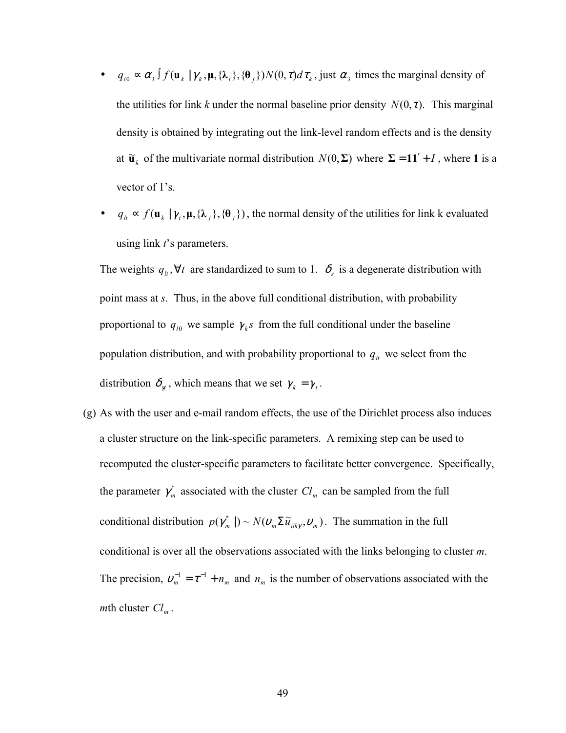- $q_{l0} \propto \alpha_3 \int f(\mathbf{u}_k \mid \gamma_k, \boldsymbol{\mu}, \{\boldsymbol{\lambda}_i\}, \{\boldsymbol{\theta}_j\}) N(0,\tau) d\tau_k$, just $\alpha_3$ times the marginal density of the utilities for link *k* under the normal baseline prior density $N(0,\tau)$. This marginal density is obtained by integrating out the link-level random effects and is the density at $\tilde{\mathbf{u}}_k$ of the multivariate normal distribution $N(0,\boldsymbol{\Sigma})$ where $\boldsymbol{\Sigma} = \mathbf{1}\mathbf{1}' + I$, where $\mathbf{1}$ is a vector of 1's.
- $q_{lt} \propto f(\mathbf{u}_k \mid \gamma_t, \boldsymbol{\mu}, \{\boldsymbol{\lambda}_j\}, \{\boldsymbol{\theta}_j\})$, the normal density of the utilities for link k evaluated using link *t*'s parameters.

The weights $q_{lt}, \forall t$ are standardized to sum to 1. $\delta_s$ is a degenerate distribution with point mass at *s*. Thus, in the above full conditional distribution, with probability proportional to $q_{l0}$ we sample $\gamma_k s$ from the full conditional under the baseline population distribution, and with probability proportional to $q_{lt}$ we select from the distribution $\delta_{\gamma t}$, which means that we set $\gamma_k = \gamma_t$.

(g) As with the user and e-mail random effects, the use of the Dirichlet process also induces a cluster structure on the link-specific parameters. A remixing step can be used to recomputed the cluster-specific parameters to facilitate better convergence. Specifically, the parameter $\gamma_m^*$ associated with the cluster $Cl_m$ can be sampled from the full conditional distribution $p(\gamma_m^* \mid) \sim N(\upsilon_m \Sigma \tilde{u}_{ijk\gamma}, \upsilon_m)$. The summation in the full conditional is over all the observations associated with the links belonging to cluster *m*. The precision, $\upsilon_m^{-1} = \tau^{-1} + n_m$ and $n_m$ is the number of observations associated with the *m*th cluster $Cl_m$.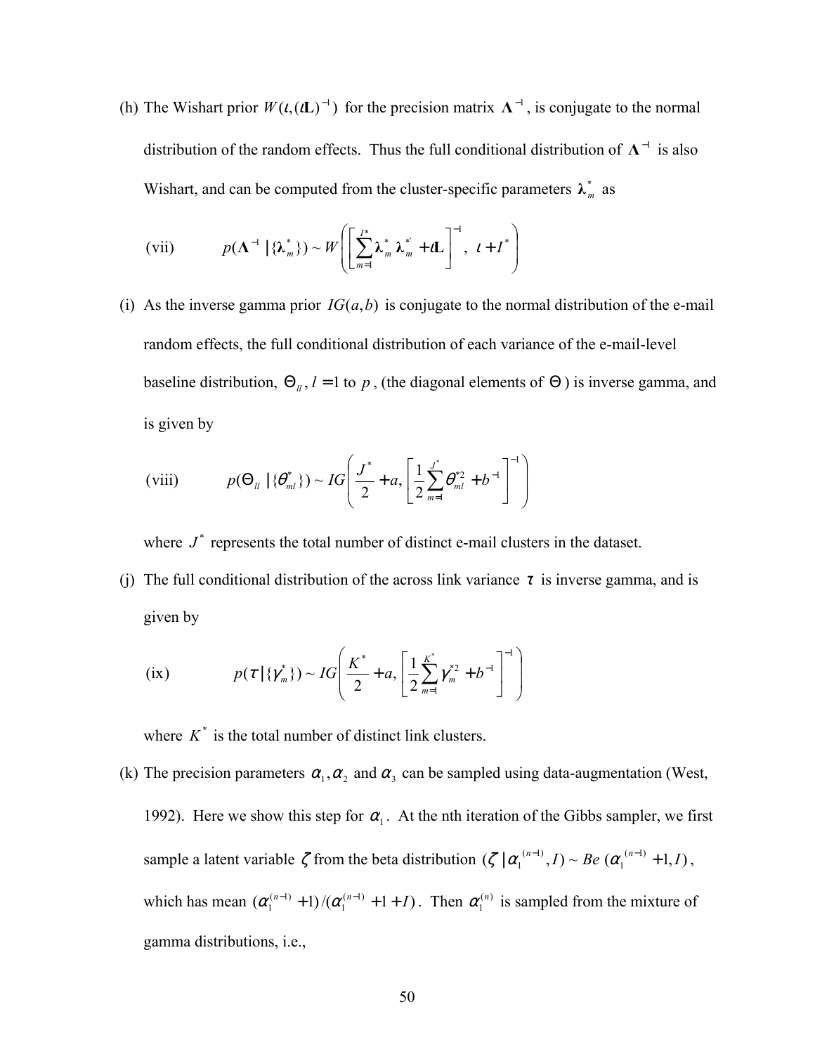(h) The Wishart prior $W(\iota, (\iota\mathbf{L})^{-1})$ for the precision matrix $\mathbf{\Lambda}^{-1}$, is conjugate to the normal distribution of the random effects. Thus the full conditional distribution of $\mathbf{\Lambda}^{-1}$ is also Wishart, and can be computed from the cluster-specific parameters $\boldsymbol{\lambda}_m^*$ as

$$\text{(vii)} \qquad p(\mathbf{\Lambda}^{-1} \mid \{\boldsymbol{\lambda}_m^*\}) \sim W\left(\left[\sum_{m=1}^{I^*} \boldsymbol{\lambda}_m^* \boldsymbol{\lambda}_m^{*'} + \iota\mathbf{L}\right]^{-1},\ \iota + I^*\right)$$

(i) As the inverse gamma prior $IG(a,b)$ is conjugate to the normal distribution of the e-mail random effects, the full conditional distribution of each variance of the e-mail-level baseline distribution, $\Theta_{ll}, l = 1$ to $p$, (the diagonal elements of $\Theta$) is inverse gamma, and is given by

$$\text{(viii)} \qquad p(\Theta_{ll} \mid \{\theta_{ml}^*\}) \sim IG\left(\frac{J^*}{2} + a, \left[\frac{1}{2}\sum_{m=1}^{J^*} \theta_{ml}^{*2} + b^{-1}\right]^{-1}\right)$$

where $J^*$ represents the total number of distinct e-mail clusters in the dataset.

(j) The full conditional distribution of the across link variance $\tau$ is inverse gamma, and is given by

$$\text{(ix)} \qquad p(\tau \mid \{\gamma_m^*\}) \sim IG\left(\frac{K^*}{2} + a, \left[\frac{1}{2}\sum_{m=1}^{K^*} \gamma_m^{*2} + b^{-1}\right]^{-1}\right)$$

where $K^*$ is the total number of distinct link clusters.

(k) The precision parameters $\alpha_1, \alpha_2$ and $\alpha_3$ can be sampled using data-augmentation (West, 1992). Here we show this step for $\alpha_1$. At the nth iteration of the Gibbs sampler, we first sample a latent variable $\zeta$ from the beta distribution $(\zeta \mid \alpha_1^{(n-1)}, I) \sim Be\,(\alpha_1^{(n-1)} + 1, I)$, which has mean $(\alpha_1^{(n-1)} + 1)/(\alpha_1^{(n-1)} + 1 + I)$. Then $\alpha_1^{(n)}$ is sampled from the mixture of gamma distributions, i.e.,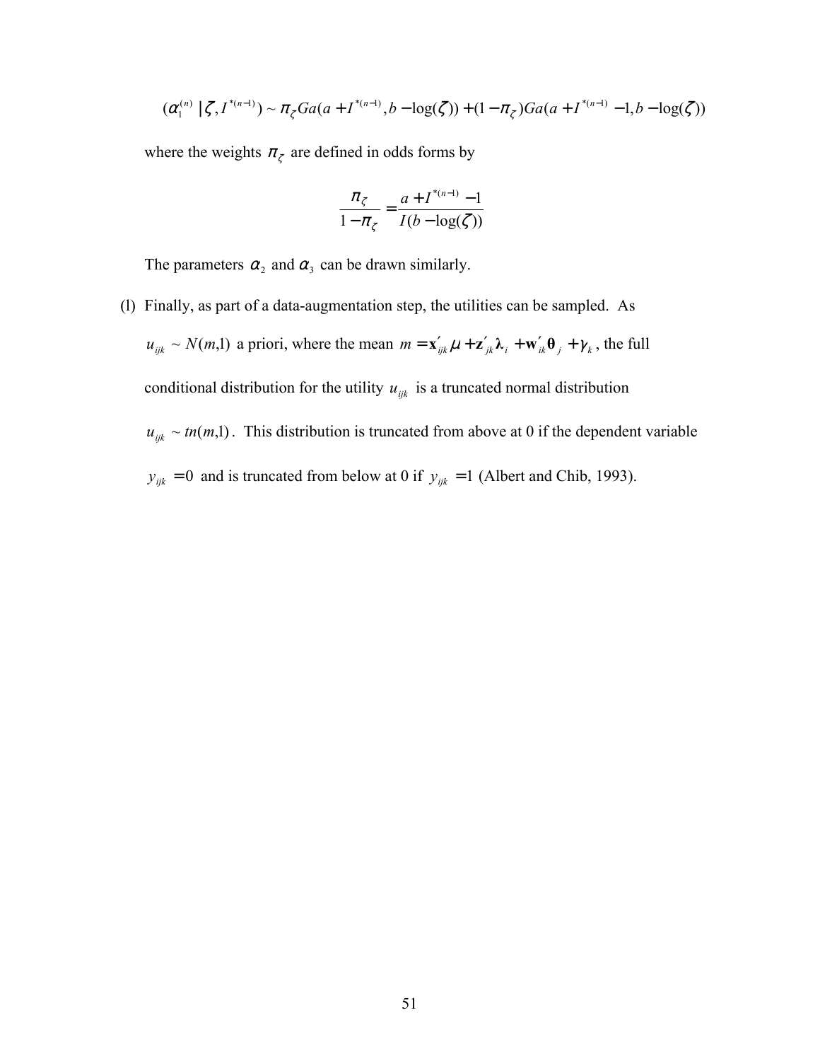$$(\alpha_1^{(n)} \mid \zeta, I^{*(n-1)}) \sim \pi_\zeta Ga(a + I^{*(n-1)}, b - \log(\zeta)) + (1 - \pi_\zeta) Ga(a + I^{*(n-1)} - 1, b - \log(\zeta))$$

where the weights $\pi_\zeta$ are defined in odds forms by

$$\frac{\pi_\zeta}{1 - \pi_\zeta} = \frac{a + I^{*(n-1)} - 1}{I(b - \log(\zeta))}$$

The parameters $\alpha_2$ and $\alpha_3$ can be drawn similarly.

(l) Finally, as part of a data-augmentation step, the utilities can be sampled. As $u_{ijk} \sim N(m,1)$ a priori, where the mean $m = \mathbf{x}'_{ijk}\mu + \mathbf{z}'_{jk}\boldsymbol{\lambda}_i + \mathbf{w}'_{ik}\boldsymbol{\theta}_j + \gamma_k$, the full conditional distribution for the utility $u_{ijk}$ is a truncated normal distribution $u_{ijk} \sim tn(m,1)$. This distribution is truncated from above at 0 if the dependent variable $y_{ijk} = 0$ and is truncated from below at 0 if $y_{ijk} = 1$ (Albert and Chib, 1993).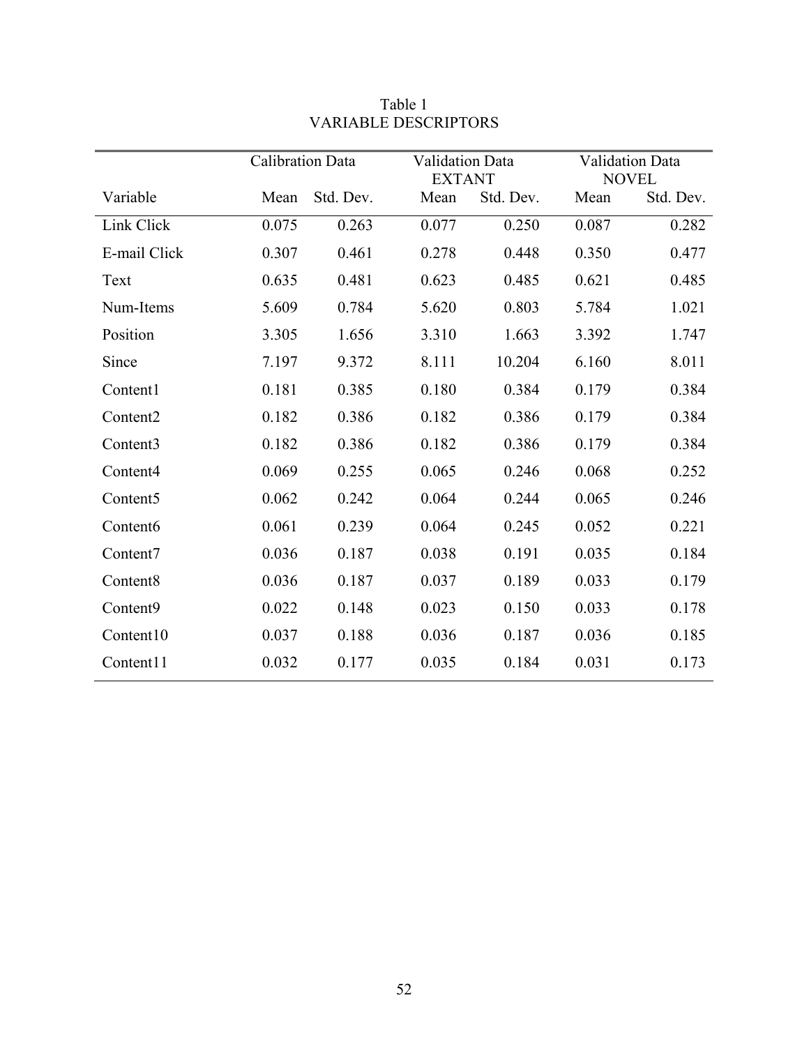Table 1
VARIABLE DESCRIPTORS

| | Calibration Data | | Validation Data EXTANT | | Validation Data NOVEL | |
|---|---|---|---|---|---|---|
| Variable | Mean | Std. Dev. | Mean | Std. Dev. | Mean | Std. Dev. |
| Link Click | 0.075 | 0.263 | 0.077 | 0.250 | 0.087 | 0.282 |
| E-mail Click | 0.307 | 0.461 | 0.278 | 0.448 | 0.350 | 0.477 |
| Text | 0.635 | 0.481 | 0.623 | 0.485 | 0.621 | 0.485 |
| Num-Items | 5.609 | 0.784 | 5.620 | 0.803 | 5.784 | 1.021 |
| Position | 3.305 | 1.656 | 3.310 | 1.663 | 3.392 | 1.747 |
| Since | 7.197 | 9.372 | 8.111 | 10.204 | 6.160 | 8.011 |
| Content1 | 0.181 | 0.385 | 0.180 | 0.384 | 0.179 | 0.384 |
| Content2 | 0.182 | 0.386 | 0.182 | 0.386 | 0.179 | 0.384 |
| Content3 | 0.182 | 0.386 | 0.182 | 0.386 | 0.179 | 0.384 |
| Content4 | 0.069 | 0.255 | 0.065 | 0.246 | 0.068 | 0.252 |
| Content5 | 0.062 | 0.242 | 0.064 | 0.244 | 0.065 | 0.246 |
| Content6 | 0.061 | 0.239 | 0.064 | 0.245 | 0.052 | 0.221 |
| Content7 | 0.036 | 0.187 | 0.038 | 0.191 | 0.035 | 0.184 |
| Content8 | 0.036 | 0.187 | 0.037 | 0.189 | 0.033 | 0.179 |
| Content9 | 0.022 | 0.148 | 0.023 | 0.150 | 0.033 | 0.178 |
| Content10 | 0.037 | 0.188 | 0.036 | 0.187 | 0.036 | 0.185 |
| Content11 | 0.032 | 0.177 | 0.035 | 0.184 | 0.031 | 0.173 |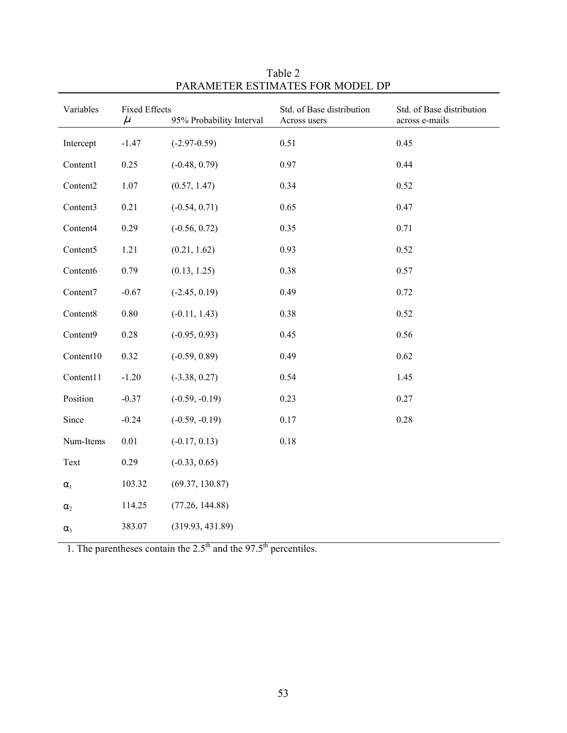Table 2
PARAMETER ESTIMATES FOR MODEL DP

| Variables | Fixed Effects $\mu$ | 95% Probability Interval | Std. of Base distribution Across users | Std. of Base distribution across e-mails |
|---|---|---|---|---|
| Intercept | -1.47 | (-2.97-0.59) | 0.51 | 0.45 |
| Content1 | 0.25 | (-0.48, 0.79) | 0.97 | 0.44 |
| Content2 | 1.07 | (0.57, 1.47) | 0.34 | 0.52 |
| Content3 | 0.21 | (-0.54, 0.71) | 0.65 | 0.47 |
| Content4 | 0.29 | (-0.56, 0.72) | 0.35 | 0.71 |
| Content5 | 1.21 | (0.21, 1.62) | 0.93 | 0.52 |
| Content6 | 0.79 | (0.13, 1.25) | 0.38 | 0.57 |
| Content7 | -0.67 | (-2.45, 0.19) | 0.49 | 0.72 |
| Content8 | 0.80 | (-0.11, 1.43) | 0.38 | 0.52 |
| Content9 | 0.28 | (-0.95, 0.93) | 0.45 | 0.56 |
| Content10 | 0.32 | (-0.59, 0.89) | 0.49 | 0.62 |
| Content11 | -1.20 | (-3.38, 0.27) | 0.54 | 1.45 |
| Position | -0.37 | (-0.59, -0.19) | 0.23 | 0.27 |
| Since | -0.24 | (-0.59, -0.19) | 0.17 | 0.28 |
| Num-Items | 0.01 | (-0.17, 0.13) | 0.18 | |
| Text | 0.29 | (-0.33, 0.65) | | |
| $\alpha_1$ | 103.32 | (69.37, 130.87) | | |
| $\alpha_2$ | 114.25 | (77.26, 144.88) | | |
| $\alpha_3$ | 383.07 | (319.93, 431.89) | | |

1. The parentheses contain the $2.5^{th}$ and the $97.5^{th}$ percentiles.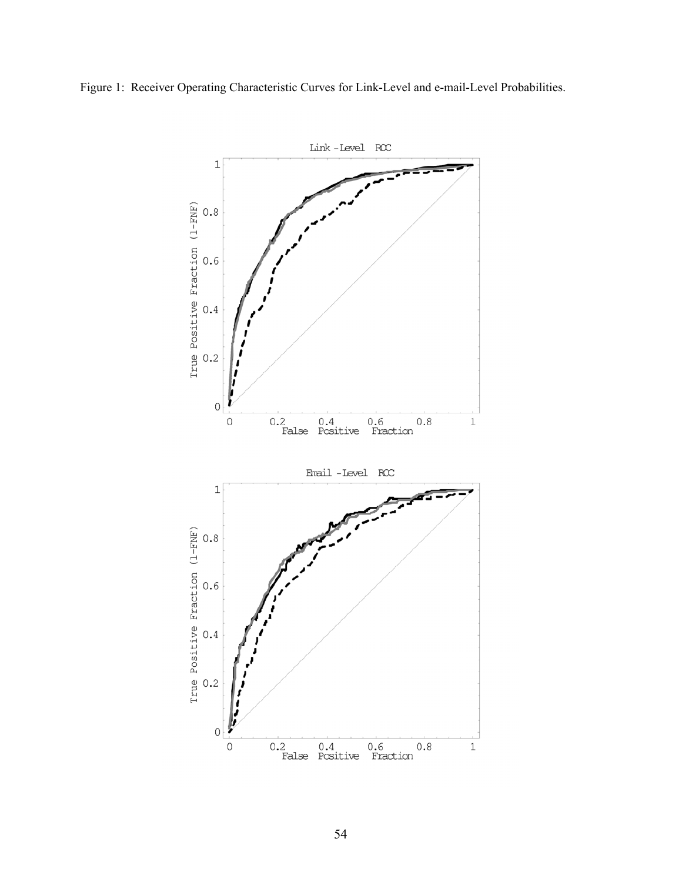Figure 1: Receiver Operating Characteristic Curves for Link-Level and e-mail-Level Probabilities.

Link -Level ROC

True Positive Fraction (1-FNF)

False Positive Fraction

Email -Level ROC

True Positive Fraction (1-FNF)

False Positive Fraction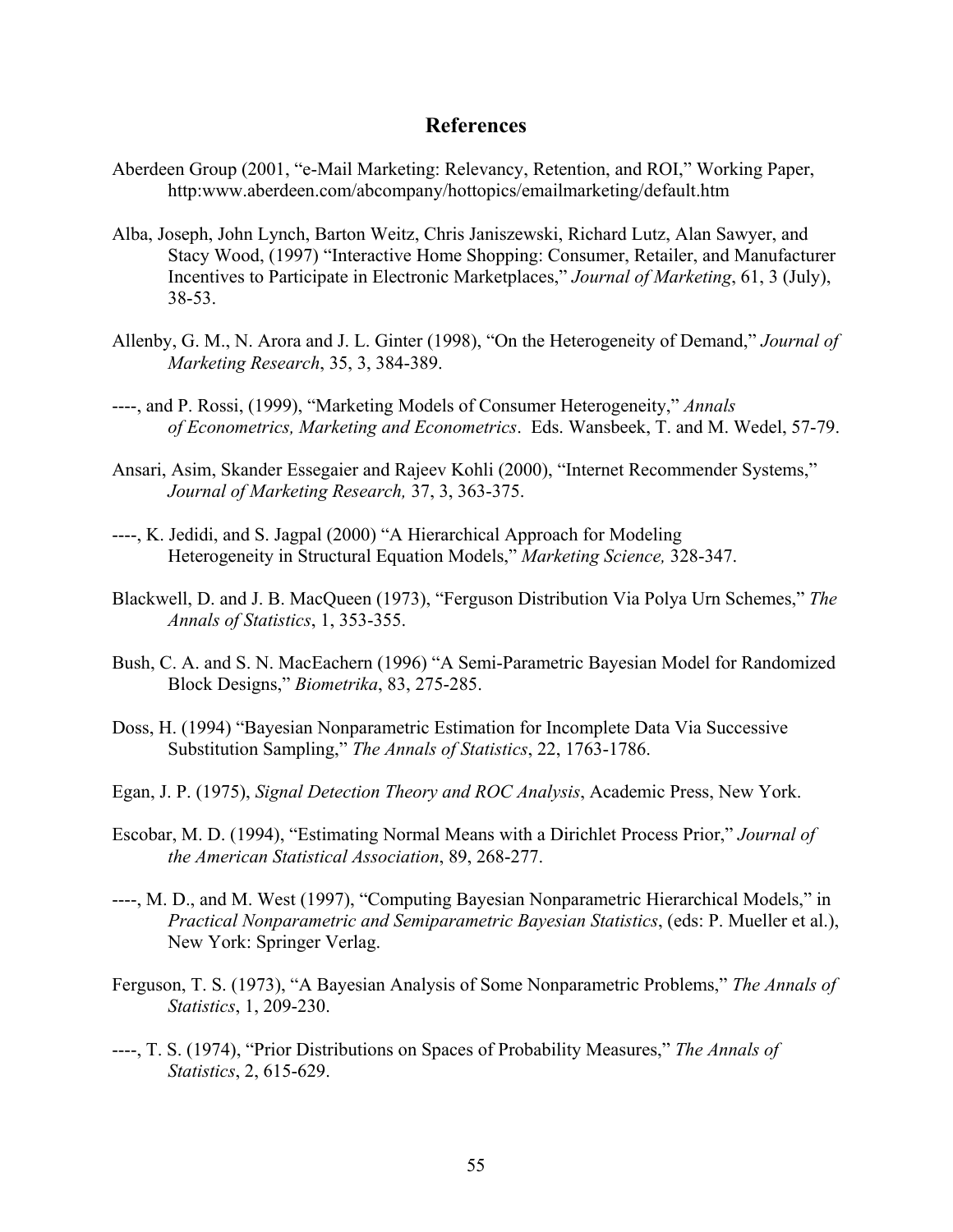## References

Aberdeen Group (2001, "e-Mail Marketing: Relevancy, Retention, and ROI," Working Paper, http:www.aberdeen.com/abcompany/hottopics/emailmarketing/default.htm

Alba, Joseph, John Lynch, Barton Weitz, Chris Janiszewski, Richard Lutz, Alan Sawyer, and Stacy Wood, (1997) "Interactive Home Shopping: Consumer, Retailer, and Manufacturer Incentives to Participate in Electronic Marketplaces," *Journal of Marketing*, 61, 3 (July), 38-53.

Allenby, G. M., N. Arora and J. L. Ginter (1998), "On the Heterogeneity of Demand," *Journal of Marketing Research*, 35, 3, 384-389.

----, and P. Rossi, (1999), "Marketing Models of Consumer Heterogeneity," *Annals of Econometrics, Marketing and Econometrics*. Eds. Wansbeek, T. and M. Wedel, 57-79.

Ansari, Asim, Skander Essegaier and Rajeev Kohli (2000), "Internet Recommender Systems," *Journal of Marketing Research,* 37, 3, 363-375.

----, K. Jedidi, and S. Jagpal (2000) "A Hierarchical Approach for Modeling Heterogeneity in Structural Equation Models," *Marketing Science,* 328-347.

Blackwell, D. and J. B. MacQueen (1973), "Ferguson Distribution Via Polya Urn Schemes," *The Annals of Statistics*, 1, 353-355.

Bush, C. A. and S. N. MacEachern (1996) "A Semi-Parametric Bayesian Model for Randomized Block Designs," *Biometrika*, 83, 275-285.

Doss, H. (1994) "Bayesian Nonparametric Estimation for Incomplete Data Via Successive Substitution Sampling," *The Annals of Statistics*, 22, 1763-1786.

Egan, J. P. (1975), *Signal Detection Theory and ROC Analysis*, Academic Press, New York.

Escobar, M. D. (1994), "Estimating Normal Means with a Dirichlet Process Prior," *Journal of the American Statistical Association*, 89, 268-277.

----, M. D., and M. West (1997), "Computing Bayesian Nonparametric Hierarchical Models," in *Practical Nonparametric and Semiparametric Bayesian Statistics*, (eds: P. Mueller et al.), New York: Springer Verlag.

Ferguson, T. S. (1973), "A Bayesian Analysis of Some Nonparametric Problems," *The Annals of Statistics*, 1, 209-230.

----, T. S. (1974), "Prior Distributions on Spaces of Probability Measures," *The Annals of Statistics*, 2, 615-629.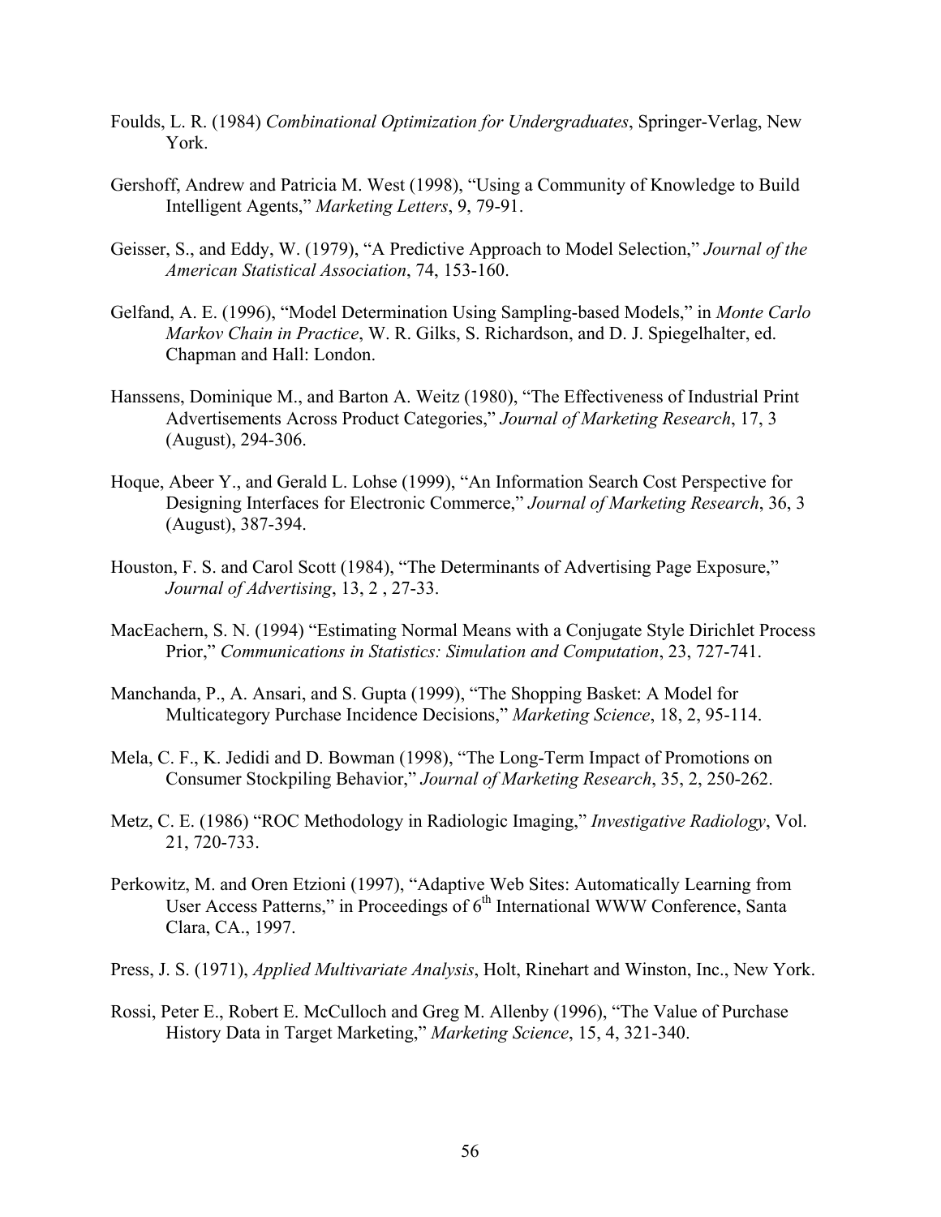Foulds, L. R. (1984) *Combinational Optimization for Undergraduates*, Springer-Verlag, New York.

Gershoff, Andrew and Patricia M. West (1998), "Using a Community of Knowledge to Build Intelligent Agents," *Marketing Letters*, 9, 79-91.

Geisser, S., and Eddy, W. (1979), "A Predictive Approach to Model Selection," *Journal of the American Statistical Association*, 74, 153-160.

Gelfand, A. E. (1996), "Model Determination Using Sampling-based Models," in *Monte Carlo Markov Chain in Practice*, W. R. Gilks, S. Richardson, and D. J. Spiegelhalter, ed. Chapman and Hall: London.

Hanssens, Dominique M., and Barton A. Weitz (1980), "The Effectiveness of Industrial Print Advertisements Across Product Categories," *Journal of Marketing Research*, 17, 3 (August), 294-306.

Hoque, Abeer Y., and Gerald L. Lohse (1999), "An Information Search Cost Perspective for Designing Interfaces for Electronic Commerce," *Journal of Marketing Research*, 36, 3 (August), 387-394.

Houston, F. S. and Carol Scott (1984), "The Determinants of Advertising Page Exposure," *Journal of Advertising*, 13, 2 , 27-33.

MacEachern, S. N. (1994) "Estimating Normal Means with a Conjugate Style Dirichlet Process Prior," *Communications in Statistics: Simulation and Computation*, 23, 727-741.

Manchanda, P., A. Ansari, and S. Gupta (1999), "The Shopping Basket: A Model for Multicategory Purchase Incidence Decisions," *Marketing Science*, 18, 2, 95-114.

Mela, C. F., K. Jedidi and D. Bowman (1998), "The Long-Term Impact of Promotions on Consumer Stockpiling Behavior," *Journal of Marketing Research*, 35, 2, 250-262.

Metz, C. E. (1986) "ROC Methodology in Radiologic Imaging," *Investigative Radiology*, Vol. 21, 720-733.

Perkowitz, M. and Oren Etzioni (1997), "Adaptive Web Sites: Automatically Learning from User Access Patterns," in Proceedings of 6th International WWW Conference, Santa Clara, CA., 1997.

Press, J. S. (1971), *Applied Multivariate Analysis*, Holt, Rinehart and Winston, Inc., New York.

Rossi, Peter E., Robert E. McCulloch and Greg M. Allenby (1996), "The Value of Purchase History Data in Target Marketing," *Marketing Science*, 15, 4, 321-340.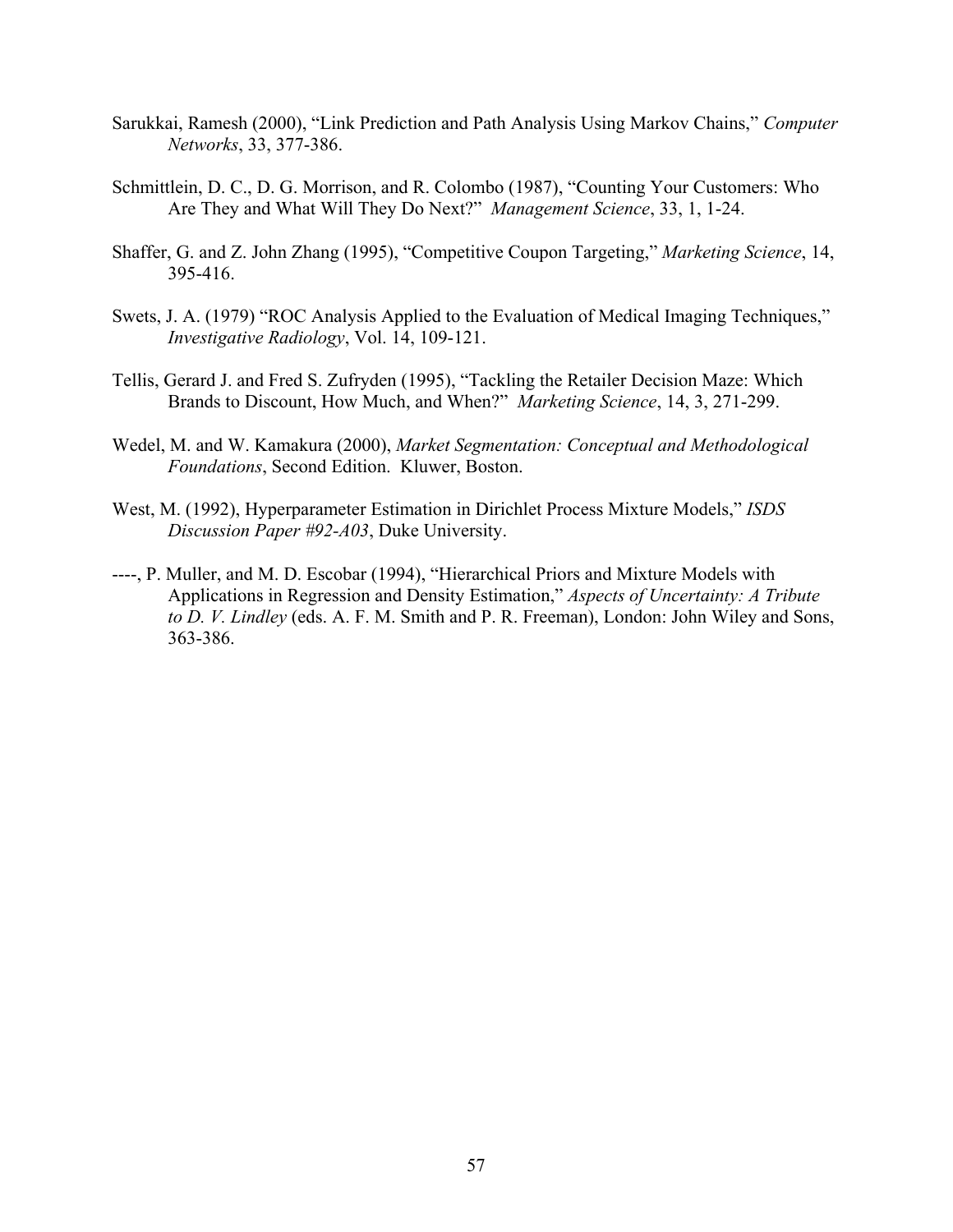Sarukkai, Ramesh (2000), "Link Prediction and Path Analysis Using Markov Chains," *Computer Networks*, 33, 377-386.

Schmittlein, D. C., D. G. Morrison, and R. Colombo (1987), "Counting Your Customers: Who Are They and What Will They Do Next?" *Management Science*, 33, 1, 1-24.

Shaffer, G. and Z. John Zhang (1995), "Competitive Coupon Targeting," *Marketing Science*, 14, 395-416.

Swets, J. A. (1979) "ROC Analysis Applied to the Evaluation of Medical Imaging Techniques," *Investigative Radiology*, Vol. 14, 109-121.

Tellis, Gerard J. and Fred S. Zufryden (1995), "Tackling the Retailer Decision Maze: Which Brands to Discount, How Much, and When?" *Marketing Science*, 14, 3, 271-299.

Wedel, M. and W. Kamakura (2000), *Market Segmentation: Conceptual and Methodological Foundations*, Second Edition. Kluwer, Boston.

West, M. (1992), Hyperparameter Estimation in Dirichlet Process Mixture Models," *ISDS Discussion Paper #92-A03*, Duke University.

----, P. Muller, and M. D. Escobar (1994), "Hierarchical Priors and Mixture Models with Applications in Regression and Density Estimation," *Aspects of Uncertainty: A Tribute to D. V. Lindley* (eds. A. F. M. Smith and P. R. Freeman), London: John Wiley and Sons, 363-386.